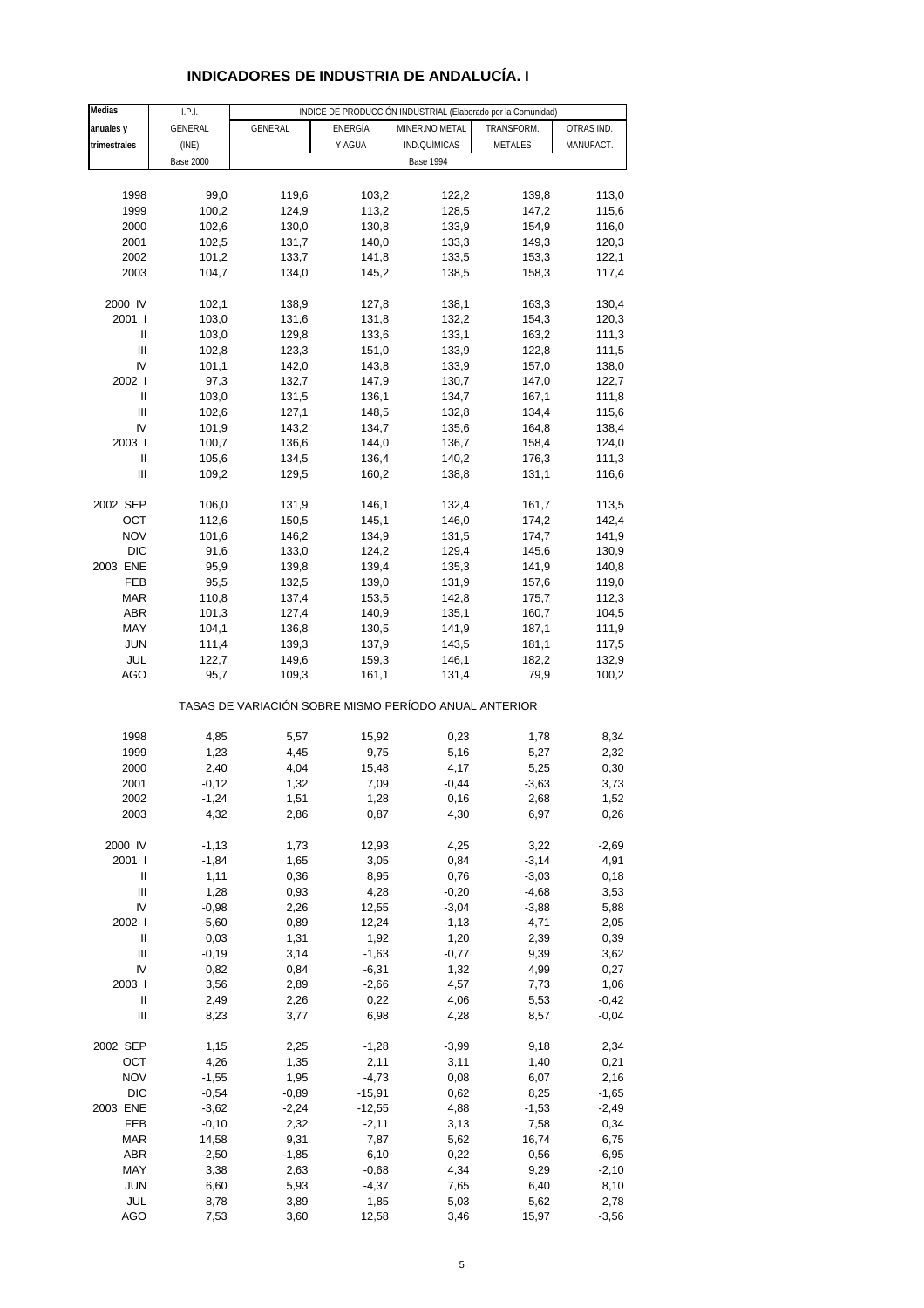# INDICADORES DE INDUSTRIA DE ANDALUCÍA. I

| Medias anuales y trimestrales | I.P.I. GENERAL (INE) | INDICE DE PRODUCCIÓN INDUSTRIAL (Elaborado por la Comunidad) | | | | |
|---|---|---|---|---|---|---|
| | | GENERAL | ENERGÍA Y AGUA | MINER.NO METAL IND.QUÍMICAS | TRANSFORM. METALES | OTRAS IND. MANUFACT. |
| | Base 2000 | Base 1994 | | | | |
| 1998 | 99,0 | 119,6 | 103,2 | 122,2 | 139,8 | 113,0 |
| 1999 | 100,2 | 124,9 | 113,2 | 128,5 | 147,2 | 115,6 |
| 2000 | 102,6 | 130,0 | 130,8 | 133,9 | 154,9 | 116,0 |
| 2001 | 102,5 | 131,7 | 140,0 | 133,3 | 149,3 | 120,3 |
| 2002 | 101,2 | 133,7 | 141,8 | 133,5 | 153,3 | 122,1 |
| 2003 | 104,7 | 134,0 | 145,2 | 138,5 | 158,3 | 117,4 |
| 2000 IV | 102,1 | 138,9 | 127,8 | 138,1 | 163,3 | 130,4 |
| 2001 I | 103,0 | 131,6 | 131,8 | 132,2 | 154,3 | 120,3 |
| II | 103,0 | 129,8 | 133,6 | 133,1 | 163,2 | 111,3 |
| III | 102,8 | 123,3 | 151,0 | 133,9 | 122,8 | 111,5 |
| IV | 101,1 | 142,0 | 143,8 | 133,9 | 157,0 | 138,0 |
| 2002 I | 97,3 | 132,7 | 147,9 | 130,7 | 147,0 | 122,7 |
| II | 103,0 | 131,5 | 136,1 | 134,7 | 167,1 | 111,8 |
| III | 102,6 | 127,1 | 148,5 | 132,8 | 134,4 | 115,6 |
| IV | 101,9 | 143,2 | 134,7 | 135,6 | 164,8 | 138,4 |
| 2003 I | 100,7 | 136,6 | 144,0 | 136,7 | 158,4 | 124,0 |
| II | 105,6 | 134,5 | 136,4 | 140,2 | 176,3 | 111,3 |
| III | 109,2 | 129,5 | 160,2 | 138,8 | 131,1 | 116,6 |
| 2002 SEP | 106,0 | 131,9 | 146,1 | 132,4 | 161,7 | 113,5 |
| OCT | 112,6 | 150,5 | 145,1 | 146,0 | 174,2 | 142,4 |
| NOV | 101,6 | 146,2 | 134,9 | 131,5 | 174,7 | 141,9 |
| DIC | 91,6 | 133,0 | 124,2 | 129,4 | 145,6 | 130,9 |
| 2003 ENE | 95,9 | 139,8 | 139,4 | 135,3 | 141,9 | 140,8 |
| FEB | 95,5 | 132,5 | 139,0 | 131,9 | 157,6 | 119,0 |
| MAR | 110,8 | 137,4 | 153,5 | 142,8 | 175,7 | 112,3 |
| ABR | 101,3 | 127,4 | 140,9 | 135,1 | 160,7 | 104,5 |
| MAY | 104,1 | 136,8 | 130,5 | 141,9 | 187,1 | 111,9 |
| JUN | 111,4 | 139,3 | 137,9 | 143,5 | 181,1 | 117,5 |
| JUL | 122,7 | 149,6 | 159,3 | 146,1 | 182,2 | 132,9 |
| AGO | 95,7 | 109,3 | 161,1 | 131,4 | 79,9 | 100,2 |
| TASAS DE VARIACIÓN SOBRE MISMO PERÍODO ANUAL ANTERIOR | | | | | | |
| 1998 | 4,85 | 5,57 | 15,92 | 0,23 | 1,78 | 8,34 |
| 1999 | 1,23 | 4,45 | 9,75 | 5,16 | 5,27 | 2,32 |
| 2000 | 2,40 | 4,04 | 15,48 | 4,17 | 5,25 | 0,30 |
| 2001 | -0,12 | 1,32 | 7,09 | -0,44 | -3,63 | 3,73 |
| 2002 | -1,24 | 1,51 | 1,28 | 0,16 | 2,68 | 1,52 |
| 2003 | 4,32 | 2,86 | 0,87 | 4,30 | 6,97 | 0,26 |
| 2000 IV | -1,13 | 1,73 | 12,93 | 4,25 | 3,22 | -2,69 |
| 2001 I | -1,84 | 1,65 | 3,05 | 0,84 | -3,14 | 4,91 |
| II | 1,11 | 0,36 | 8,95 | 0,76 | -3,03 | 0,18 |
| III | 1,28 | 0,93 | 4,28 | -0,20 | -4,68 | 3,53 |
| IV | -0,98 | 2,26 | 12,55 | -3,04 | -3,88 | 5,88 |
| 2002 I | -5,60 | 0,89 | 12,24 | -1,13 | -4,71 | 2,05 |
| II | 0,03 | 1,31 | 1,92 | 1,20 | 2,39 | 0,39 |
| III | -0,19 | 3,14 | -1,63 | -0,77 | 9,39 | 3,62 |
| IV | 0,82 | 0,84 | -6,31 | 1,32 | 4,99 | 0,27 |
| 2003 I | 3,56 | 2,89 | -2,66 | 4,57 | 7,73 | 1,06 |
| II | 2,49 | 2,26 | 0,22 | 4,06 | 5,53 | -0,42 |
| III | 8,23 | 3,77 | 6,98 | 4,28 | 8,57 | -0,04 |
| 2002 SEP | 1,15 | 2,25 | -1,28 | -3,99 | 9,18 | 2,34 |
| OCT | 4,26 | 1,35 | 2,11 | 3,11 | 1,40 | 0,21 |
| NOV | -1,55 | 1,95 | -4,73 | 0,08 | 6,07 | 2,16 |
| DIC | -0,54 | -0,89 | -15,91 | 0,62 | 8,25 | -1,65 |
| 2003 ENE | -3,62 | -2,24 | -12,55 | 4,88 | -1,53 | -2,49 |
| FEB | -0,10 | 2,32 | -2,11 | 3,13 | 7,58 | 0,34 |
| MAR | 14,58 | 9,31 | 7,87 | 5,62 | 16,74 | 6,75 |
| ABR | -2,50 | -1,85 | 6,10 | 0,22 | 0,56 | -6,95 |
| MAY | 3,38 | 2,63 | -0,68 | 4,34 | 9,29 | -2,10 |
| JUN | 6,60 | 5,93 | -4,37 | 7,65 | 6,40 | 8,10 |
| JUL | 8,78 | 3,89 | 1,85 | 5,03 | 5,62 | 2,78 |
| AGO | 7,53 | 3,60 | 12,58 | 3,46 | 15,97 | -3,56 |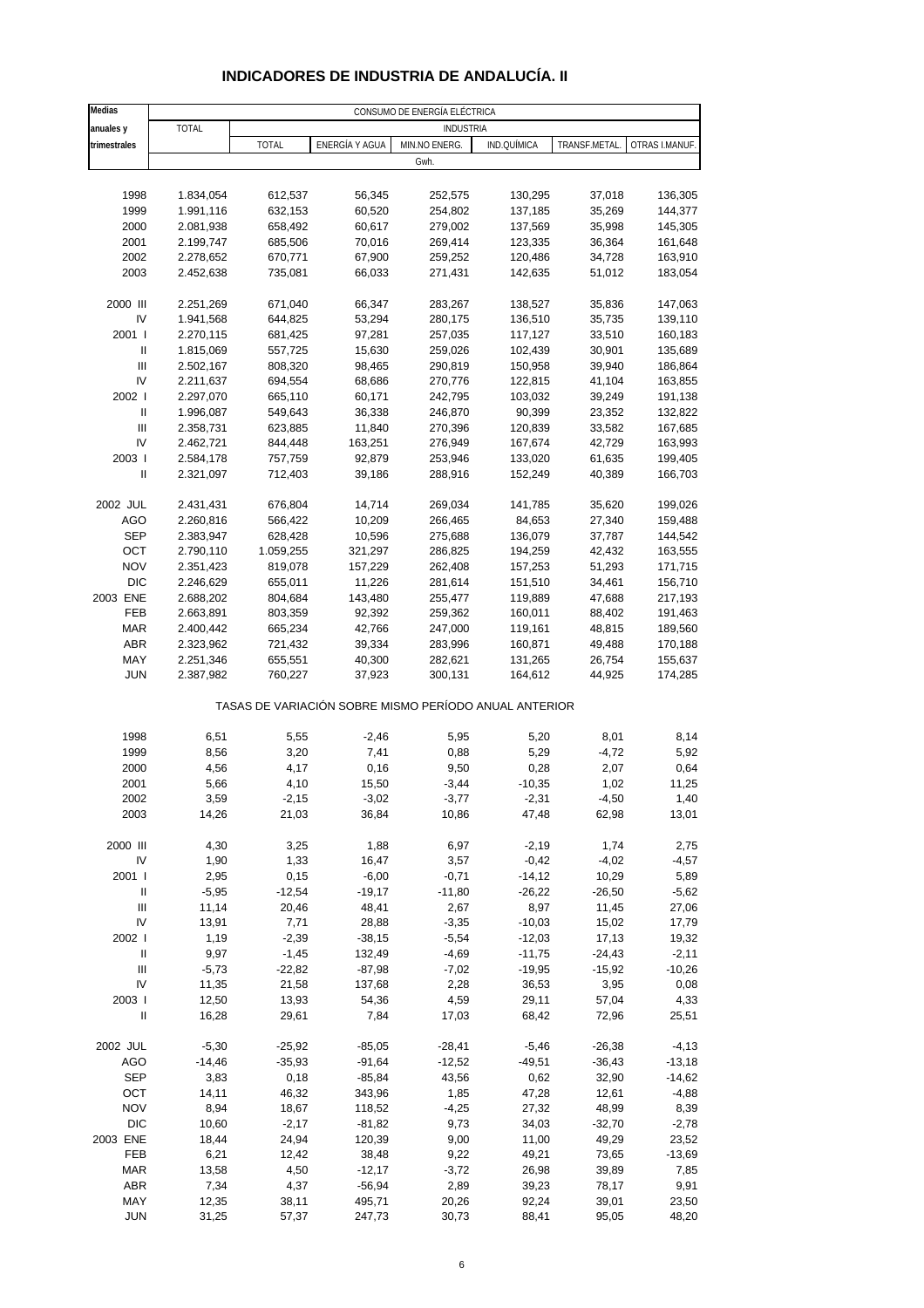# INDICADORES DE INDUSTRIA DE ANDALUCÍA. II

| Medias anuales y trimestrales | CONSUMO DE ENERGÍA ELÉCTRICA | | | | | | |
|---|---|---|---|---|---|---|---|
| | TOTAL | INDUSTRIA | | | | | |
| | | TOTAL | ENERGÍA Y AGUA | MIN.NO ENERG. | IND.QUÍMICA | TRANSF.METAL. | OTRAS I.MANUF. |
| | Gwh. | | | | | | |
| 1998 | 1.834,054 | 612,537 | 56,345 | 252,575 | 130,295 | 37,018 | 136,305 |
| 1999 | 1.991,116 | 632,153 | 60,520 | 254,802 | 137,185 | 35,269 | 144,377 |
| 2000 | 2.081,938 | 658,492 | 60,617 | 279,002 | 137,569 | 35,998 | 145,305 |
| 2001 | 2.199,747 | 685,506 | 70,016 | 269,414 | 123,335 | 36,364 | 161,648 |
| 2002 | 2.278,652 | 670,771 | 67,900 | 259,252 | 120,486 | 34,728 | 163,910 |
| 2003 | 2.452,638 | 735,081 | 66,033 | 271,431 | 142,635 | 51,012 | 183,054 |
| 2000 III | 2.251,269 | 671,040 | 66,347 | 283,267 | 138,527 | 35,836 | 147,063 |
| IV | 1.941,568 | 644,825 | 53,294 | 280,175 | 136,510 | 35,735 | 139,110 |
| 2001 I | 2.270,115 | 681,425 | 97,281 | 257,035 | 117,127 | 33,510 | 160,183 |
| II | 1.815,069 | 557,725 | 15,630 | 259,026 | 102,439 | 30,901 | 135,689 |
| III | 2.502,167 | 808,320 | 98,465 | 290,819 | 150,958 | 39,940 | 186,864 |
| IV | 2.211,637 | 694,554 | 68,686 | 270,776 | 122,815 | 41,104 | 163,855 |
| 2002 I | 2.297,070 | 665,110 | 60,171 | 242,795 | 103,032 | 39,249 | 191,138 |
| II | 1.996,087 | 549,643 | 36,338 | 246,870 | 90,399 | 23,352 | 132,822 |
| III | 2.358,731 | 623,885 | 11,840 | 270,396 | 120,839 | 33,582 | 167,685 |
| IV | 2.462,721 | 844,448 | 163,251 | 276,949 | 167,674 | 42,729 | 163,993 |
| 2003 I | 2.584,178 | 757,759 | 92,879 | 253,946 | 133,020 | 61,635 | 199,405 |
| II | 2.321,097 | 712,403 | 39,186 | 288,916 | 152,249 | 40,389 | 166,703 |
| 2002 JUL | 2.431,431 | 676,804 | 14,714 | 269,034 | 141,785 | 35,620 | 199,026 |
| AGO | 2.260,816 | 566,422 | 10,209 | 266,465 | 84,653 | 27,340 | 159,488 |
| SEP | 2.383,947 | 628,428 | 10,596 | 275,688 | 136,079 | 37,787 | 144,542 |
| OCT | 2.790,110 | 1.059,255 | 321,297 | 286,825 | 194,259 | 42,432 | 163,555 |
| NOV | 2.351,423 | 819,078 | 157,229 | 262,408 | 157,253 | 51,293 | 171,715 |
| DIC | 2.246,629 | 655,011 | 11,226 | 281,614 | 151,510 | 34,461 | 156,710 |
| 2003 ENE | 2.688,202 | 804,684 | 143,480 | 255,477 | 119,889 | 47,688 | 217,193 |
| FEB | 2.663,891 | 803,359 | 92,392 | 259,362 | 160,011 | 88,402 | 191,463 |
| MAR | 2.400,442 | 665,234 | 42,766 | 247,000 | 119,161 | 48,815 | 189,560 |
| ABR | 2.323,962 | 721,432 | 39,334 | 283,996 | 160,871 | 49,488 | 170,188 |
| MAY | 2.251,346 | 655,551 | 40,300 | 282,621 | 131,265 | 26,754 | 155,637 |
| JUN | 2.387,982 | 760,227 | 37,923 | 300,131 | 164,612 | 44,925 | 174,285 |
| | TASAS DE VARIACIÓN SOBRE MISMO PERÍODO ANUAL ANTERIOR | | | | | | |
| 1998 | 6,51 | 5,55 | -2,46 | 5,95 | 5,20 | 8,01 | 8,14 |
| 1999 | 8,56 | 3,20 | 7,41 | 0,88 | 5,29 | -4,72 | 5,92 |
| 2000 | 4,56 | 4,17 | 0,16 | 9,50 | 0,28 | 2,07 | 0,64 |
| 2001 | 5,66 | 4,10 | 15,50 | -3,44 | -10,35 | 1,02 | 11,25 |
| 2002 | 3,59 | -2,15 | -3,02 | -3,77 | -2,31 | -4,50 | 1,40 |
| 2003 | 14,26 | 21,03 | 36,84 | 10,86 | 47,48 | 62,98 | 13,01 |
| 2000 III | 4,30 | 3,25 | 1,88 | 6,97 | -2,19 | 1,74 | 2,75 |
| IV | 1,90 | 1,33 | 16,47 | 3,57 | -0,42 | -4,02 | -4,57 |
| 2001 I | 2,95 | 0,15 | -6,00 | -0,71 | -14,12 | 10,29 | 5,89 |
| II | -5,95 | -12,54 | -19,17 | -11,80 | -26,22 | -26,50 | -5,62 |
| III | 11,14 | 20,46 | 48,41 | 2,67 | 8,97 | 11,45 | 27,06 |
| IV | 13,91 | 7,71 | 28,88 | -3,35 | -10,03 | 15,02 | 17,79 |
| 2002 I | 1,19 | -2,39 | -38,15 | -5,54 | -12,03 | 17,13 | 19,32 |
| II | 9,97 | -1,45 | 132,49 | -4,69 | -11,75 | -24,43 | -2,11 |
| III | -5,73 | -22,82 | -87,98 | -7,02 | -19,95 | -15,92 | -10,26 |
| IV | 11,35 | 21,58 | 137,68 | 2,28 | 36,53 | 3,95 | 0,08 |
| 2003 I | 12,50 | 13,93 | 54,36 | 4,59 | 29,11 | 57,04 | 4,33 |
| II | 16,28 | 29,61 | 7,84 | 17,03 | 68,42 | 72,96 | 25,51 |
| 2002 JUL | -5,30 | -25,92 | -85,05 | -28,41 | -5,46 | -26,38 | -4,13 |
| AGO | -14,46 | -35,93 | -91,64 | -12,52 | -49,51 | -36,43 | -13,18 |
| SEP | 3,83 | 0,18 | -85,84 | 43,56 | 0,62 | 32,90 | -14,62 |
| OCT | 14,11 | 46,32 | 343,96 | 1,85 | 47,28 | 12,61 | -4,88 |
| NOV | 8,94 | 18,67 | 118,52 | -4,25 | 27,32 | 48,99 | 8,39 |
| DIC | 10,60 | -2,17 | -81,82 | 9,73 | 34,03 | -32,70 | -2,78 |
| 2003 ENE | 18,44 | 24,94 | 120,39 | 9,00 | 11,00 | 49,29 | 23,52 |
| FEB | 6,21 | 12,42 | 38,48 | 9,22 | 49,21 | 73,65 | -13,69 |
| MAR | 13,58 | 4,50 | -12,17 | -3,72 | 26,98 | 39,89 | 7,85 |
| ABR | 7,34 | 4,37 | -56,94 | 2,89 | 39,23 | 78,17 | 9,91 |
| MAY | 12,35 | 38,11 | 495,71 | 20,26 | 92,24 | 39,01 | 23,50 |
| JUN | 31,25 | 57,37 | 247,73 | 30,73 | 88,41 | 95,05 | 48,20 |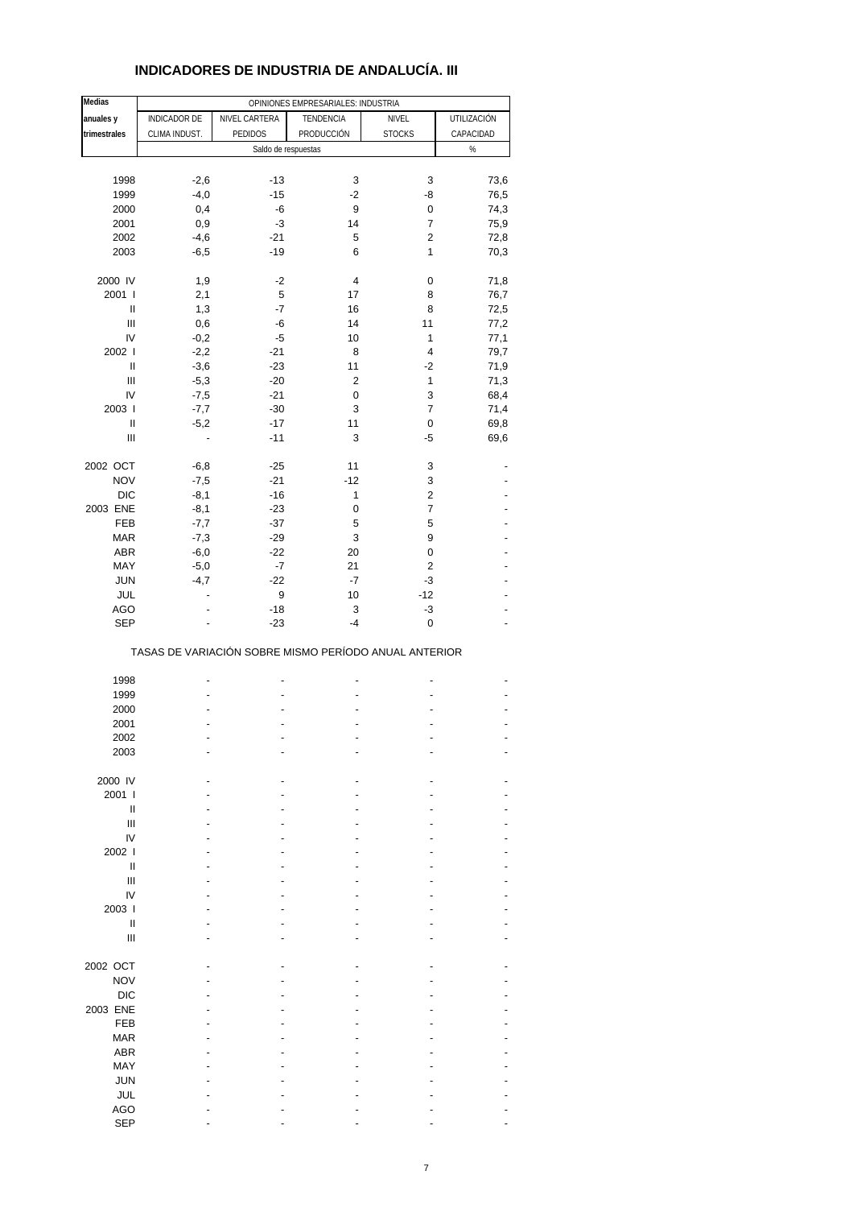# INDICADORES DE INDUSTRIA DE ANDALUCÍA. III

| Medias anuales y trimestrales | OPINIONES EMPRESARIALES: INDUSTRIA | | | | |
|---|---|---|---|---|---|
| | INDICADOR DE CLIMA INDUST. | NIVEL CARTERA PEDIDOS | TENDENCIA PRODUCCIÓN | NIVEL STOCKS | UTILIZACIÓN CAPACIDAD |
| | Saldo de respuestas | | | | % |
| 1998 | -2,6 | -13 | 3 | 3 | 73,6 |
| 1999 | -4,0 | -15 | -2 | -8 | 76,5 |
| 2000 | 0,4 | -6 | 9 | 0 | 74,3 |
| 2001 | 0,9 | -3 | 14 | 7 | 75,9 |
| 2002 | -4,6 | -21 | 5 | 2 | 72,8 |
| 2003 | -6,5 | -19 | 6 | 1 | 70,3 |
| 2000 IV | 1,9 | -2 | 4 | 0 | 71,8 |
| 2001 I | 2,1 | 5 | 17 | 8 | 76,7 |
| II | 1,3 | -7 | 16 | 8 | 72,5 |
| III | 0,6 | -6 | 14 | 11 | 77,2 |
| IV | -0,2 | -5 | 10 | 1 | 77,1 |
| 2002 I | -2,2 | -21 | 8 | 4 | 79,7 |
| II | -3,6 | -23 | 11 | -2 | 71,9 |
| III | -5,3 | -20 | 2 | 1 | 71,3 |
| IV | -7,5 | -21 | 0 | 3 | 68,4 |
| 2003 I | -7,7 | -30 | 3 | 7 | 71,4 |
| II | -5,2 | -17 | 11 | 0 | 69,8 |
| III | - | -11 | 3 | -5 | 69,6 |
| 2002 OCT | -6,8 | -25 | 11 | 3 | - |
| NOV | -7,5 | -21 | -12 | 3 | - |
| DIC | -8,1 | -16 | 1 | 2 | - |
| 2003 ENE | -8,1 | -23 | 0 | 7 | - |
| FEB | -7,7 | -37 | 5 | 5 | - |
| MAR | -7,3 | -29 | 3 | 9 | - |
| ABR | -6,0 | -22 | 20 | 0 | - |
| MAY | -5,0 | -7 | 21 | 2 | - |
| JUN | -4,7 | -22 | -7 | -3 | - |
| JUL | - | 9 | 10 | -12 | - |
| AGO | - | -18 | 3 | -3 | - |
| SEP | - | -23 | -4 | 0 | - |

TASAS DE VARIACIÓN SOBRE MISMO PERÍODO ANUAL ANTERIOR

| | | | | | |
|---|---|---|---|---|---|
| 1998 | - | - | - | - | - |
| 1999 | - | - | - | - | - |
| 2000 | - | - | - | - | - |
| 2001 | - | - | - | - | - |
| 2002 | - | - | - | - | - |
| 2003 | - | - | - | - | - |
| 2000 IV | - | - | - | - | - |
| 2001 I | - | - | - | - | - |
| II | - | - | - | - | - |
| III | - | - | - | - | - |
| IV | - | - | - | - | - |
| 2002 I | - | - | - | - | - |
| II | - | - | - | - | - |
| III | - | - | - | - | - |
| IV | - | - | - | - | - |
| 2003 I | - | - | - | - | - |
| II | - | - | - | - | - |
| III | - | - | - | - | - |
| 2002 OCT | - | - | - | - | - |
| NOV | - | - | - | - | - |
| DIC | - | - | - | - | - |
| 2003 ENE | - | - | - | - | - |
| FEB | - | - | - | - | - |
| MAR | - | - | - | - | - |
| ABR | - | - | - | - | - |
| MAY | - | - | - | - | - |
| JUN | - | - | - | - | - |
| JUL | - | - | - | - | - |
| AGO | - | - | - | - | - |
| SEP | - | - | - | - | - |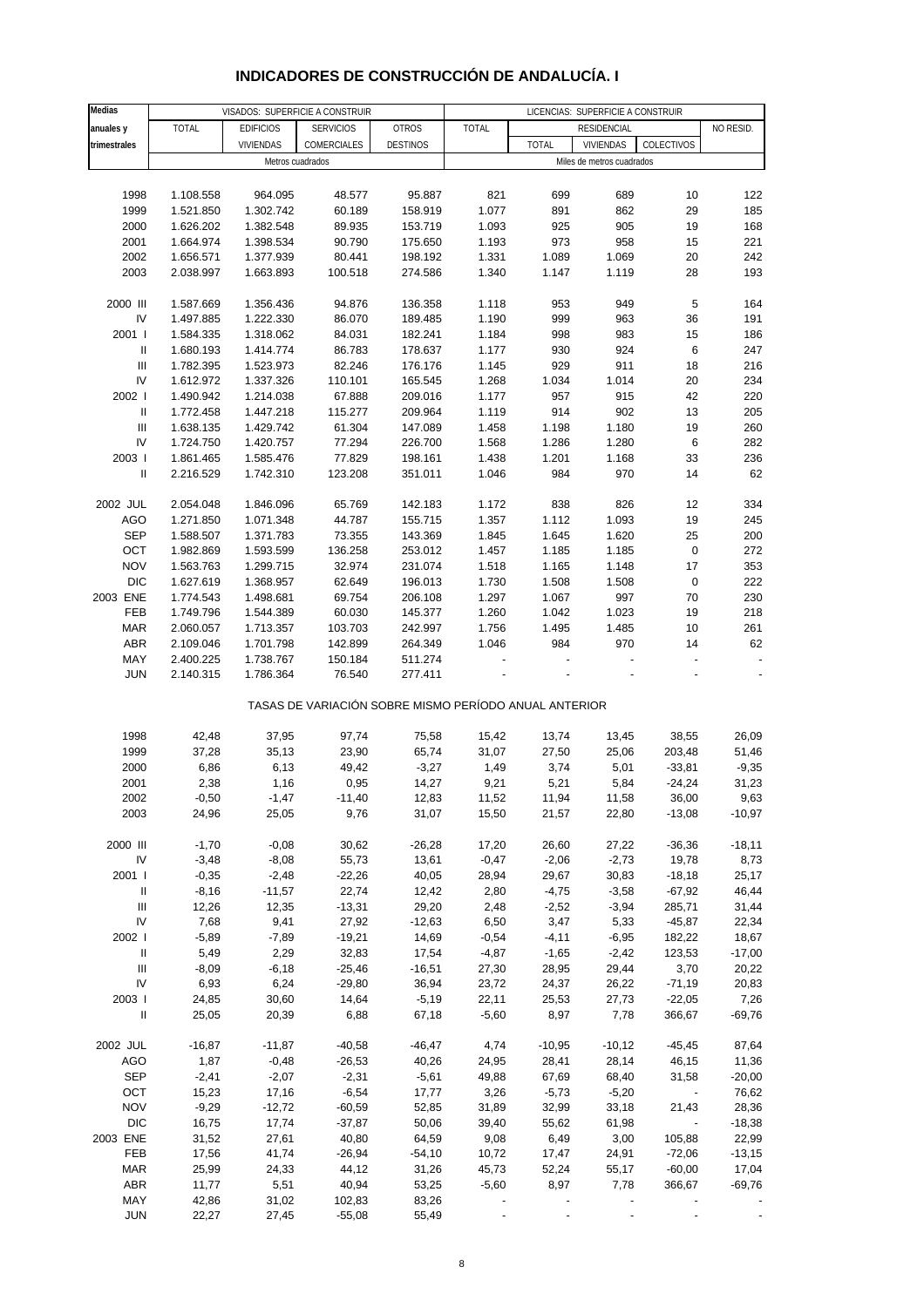# INDICADORES DE CONSTRUCCIÓN DE ANDALUCÍA. I

| Medias anuales y trimestrales | VISADOS: SUPERFICIE A CONSTRUIR | | | | LICENCIAS: SUPERFICIE A CONSTRUIR | | | | |
|---|---|---|---|---|---|---|---|---|---|
| | TOTAL | EDIFICIOS VIVIENDAS | SERVICIOS COMERCIALES | OTROS DESTINOS | TOTAL | RESIDENCIAL | | | NO RESID. |
| | | | | | | TOTAL | VIVIENDAS | COLECTIVOS | |
| | Metros cuadrados | | | | Miles de metros cuadrados | | | | |
| 1998 | 1.108.558 | 964.095 | 48.577 | 95.887 | 821 | 699 | 689 | 10 | 122 |
| 1999 | 1.521.850 | 1.302.742 | 60.189 | 158.919 | 1.077 | 891 | 862 | 29 | 185 |
| 2000 | 1.626.202 | 1.382.548 | 89.935 | 153.719 | 1.093 | 925 | 905 | 19 | 168 |
| 2001 | 1.664.974 | 1.398.534 | 90.790 | 175.650 | 1.193 | 973 | 958 | 15 | 221 |
| 2002 | 1.656.571 | 1.377.939 | 80.441 | 198.192 | 1.331 | 1.089 | 1.069 | 20 | 242 |
| 2003 | 2.038.997 | 1.663.893 | 100.518 | 274.586 | 1.340 | 1.147 | 1.119 | 28 | 193 |
| 2000 III | 1.587.669 | 1.356.436 | 94.876 | 136.358 | 1.118 | 953 | 949 | 5 | 164 |
| IV | 1.497.885 | 1.222.330 | 86.070 | 189.485 | 1.190 | 999 | 963 | 36 | 191 |
| 2001 I | 1.584.335 | 1.318.062 | 84.031 | 182.241 | 1.184 | 998 | 983 | 15 | 186 |
| II | 1.680.193 | 1.414.774 | 86.783 | 178.637 | 1.177 | 930 | 924 | 6 | 247 |
| III | 1.782.395 | 1.523.973 | 82.246 | 176.176 | 1.145 | 929 | 911 | 18 | 216 |
| IV | 1.612.972 | 1.337.326 | 110.101 | 165.545 | 1.268 | 1.034 | 1.014 | 20 | 234 |
| 2002 I | 1.490.942 | 1.214.038 | 67.888 | 209.016 | 1.177 | 957 | 915 | 42 | 220 |
| II | 1.772.458 | 1.447.218 | 115.277 | 209.964 | 1.119 | 914 | 902 | 13 | 205 |
| III | 1.638.135 | 1.429.742 | 61.304 | 147.089 | 1.458 | 1.198 | 1.180 | 19 | 260 |
| IV | 1.724.750 | 1.420.757 | 77.294 | 226.700 | 1.568 | 1.286 | 1.280 | 6 | 282 |
| 2003 I | 1.861.465 | 1.585.476 | 77.829 | 198.161 | 1.438 | 1.201 | 1.168 | 33 | 236 |
| II | 2.216.529 | 1.742.310 | 123.208 | 351.011 | 1.046 | 984 | 970 | 14 | 62 |
| 2002 JUL | 2.054.048 | 1.846.096 | 65.769 | 142.183 | 1.172 | 838 | 826 | 12 | 334 |
| AGO | 1.271.850 | 1.071.348 | 44.787 | 155.715 | 1.357 | 1.112 | 1.093 | 19 | 245 |
| SEP | 1.588.507 | 1.371.783 | 73.355 | 143.369 | 1.845 | 1.645 | 1.620 | 25 | 200 |
| OCT | 1.982.869 | 1.593.599 | 136.258 | 253.012 | 1.457 | 1.185 | 1.185 | 0 | 272 |
| NOV | 1.563.763 | 1.299.715 | 32.974 | 231.074 | 1.518 | 1.165 | 1.148 | 17 | 353 |
| DIC | 1.627.619 | 1.368.957 | 62.649 | 196.013 | 1.730 | 1.508 | 1.508 | 0 | 222 |
| 2003 ENE | 1.774.543 | 1.498.681 | 69.754 | 206.108 | 1.297 | 1.067 | 997 | 70 | 230 |
| FEB | 1.749.796 | 1.544.389 | 60.030 | 145.377 | 1.260 | 1.042 | 1.023 | 19 | 218 |
| MAR | 2.060.057 | 1.713.357 | 103.703 | 242.997 | 1.756 | 1.495 | 1.485 | 10 | 261 |
| ABR | 2.109.046 | 1.701.798 | 142.899 | 264.349 | 1.046 | 984 | 970 | 14 | 62 |
| MAY | 2.400.225 | 1.738.767 | 150.184 | 511.274 | - | - | - | - | - |
| JUN | 2.140.315 | 1.786.364 | 76.540 | 277.411 | - | - | - | - | - |
| TASAS DE VARIACIÓN SOBRE MISMO PERÍODO ANUAL ANTERIOR | | | | | | | | | |
| 1998 | 42,48 | 37,95 | 97,74 | 75,58 | 15,42 | 13,74 | 13,45 | 38,55 | 26,09 |
| 1999 | 37,28 | 35,13 | 23,90 | 65,74 | 31,07 | 27,50 | 25,06 | 203,48 | 51,46 |
| 2000 | 6,86 | 6,13 | 49,42 | -3,27 | 1,49 | 3,74 | 5,01 | -33,81 | -9,35 |
| 2001 | 2,38 | 1,16 | 0,95 | 14,27 | 9,21 | 5,21 | 5,84 | -24,24 | 31,23 |
| 2002 | -0,50 | -1,47 | -11,40 | 12,83 | 11,52 | 11,94 | 11,58 | 36,00 | 9,63 |
| 2003 | 24,96 | 25,05 | 9,76 | 31,07 | 15,50 | 21,57 | 22,80 | -13,08 | -10,97 |
| 2000 III | -1,70 | -0,08 | 30,62 | -26,28 | 17,20 | 26,60 | 27,22 | -36,36 | -18,11 |
| IV | -3,48 | -8,08 | 55,73 | 13,61 | -0,47 | -2,06 | -2,73 | 19,78 | 8,73 |
| 2001 I | -0,35 | -2,48 | -22,26 | 40,05 | 28,94 | 29,67 | 30,83 | -18,18 | 25,17 |
| II | -8,16 | -11,57 | 22,74 | 12,42 | 2,80 | -4,75 | -3,58 | -67,92 | 46,44 |
| III | 12,26 | 12,35 | -13,31 | 29,20 | 2,48 | -2,52 | -3,94 | 285,71 | 31,44 |
| IV | 7,68 | 9,41 | 27,92 | -12,63 | 6,50 | 3,47 | 5,33 | -45,87 | 22,34 |
| 2002 I | -5,89 | -7,89 | -19,21 | 14,69 | -0,54 | -4,11 | -6,95 | 182,22 | 18,67 |
| II | 5,49 | 2,29 | 32,83 | 17,54 | -4,87 | -1,65 | -2,42 | 123,53 | -17,00 |
| III | -8,09 | -6,18 | -25,46 | -16,51 | 27,30 | 28,95 | 29,44 | 3,70 | 20,22 |
| IV | 6,93 | 6,24 | -29,80 | 36,94 | 23,72 | 24,37 | 26,22 | -71,19 | 20,83 |
| 2003 I | 24,85 | 30,60 | 14,64 | -5,19 | 22,11 | 25,53 | 27,73 | -22,05 | 7,26 |
| II | 25,05 | 20,39 | 6,88 | 67,18 | -5,60 | 8,97 | 7,78 | 366,67 | -69,76 |
| 2002 JUL | -16,87 | -11,87 | -40,58 | -46,47 | 4,74 | -10,95 | -10,12 | -45,45 | 87,64 |
| AGO | 1,87 | -0,48 | -26,53 | 40,26 | 24,95 | 28,41 | 28,14 | 46,15 | 11,36 |
| SEP | -2,41 | -2,07 | -2,31 | -5,61 | 49,88 | 67,69 | 68,40 | 31,58 | -20,00 |
| OCT | 15,23 | 17,16 | -6,54 | 17,77 | 3,26 | -5,73 | -5,20 | - | 76,62 |
| NOV | -9,29 | -12,72 | -60,59 | 52,85 | 31,89 | 32,99 | 33,18 | 21,43 | 28,36 |
| DIC | 16,75 | 17,74 | -37,87 | 50,06 | 39,40 | 55,62 | 61,98 | - | -18,38 |
| 2003 ENE | 31,52 | 27,61 | 40,80 | 64,59 | 9,08 | 6,49 | 3,00 | 105,88 | 22,99 |
| FEB | 17,56 | 41,74 | -26,94 | -54,10 | 10,72 | 17,47 | 24,91 | -72,06 | -13,15 |
| MAR | 25,99 | 24,33 | 44,12 | 31,26 | 45,73 | 52,24 | 55,17 | -60,00 | 17,04 |
| ABR | 11,77 | 5,51 | 40,94 | 53,25 | -5,60 | 8,97 | 7,78 | 366,67 | -69,76 |
| MAY | 42,86 | 31,02 | 102,83 | 83,26 | - | - | - | - | - |
| JUN | 22,27 | 27,45 | -55,08 | 55,49 | - | - | - | - | - |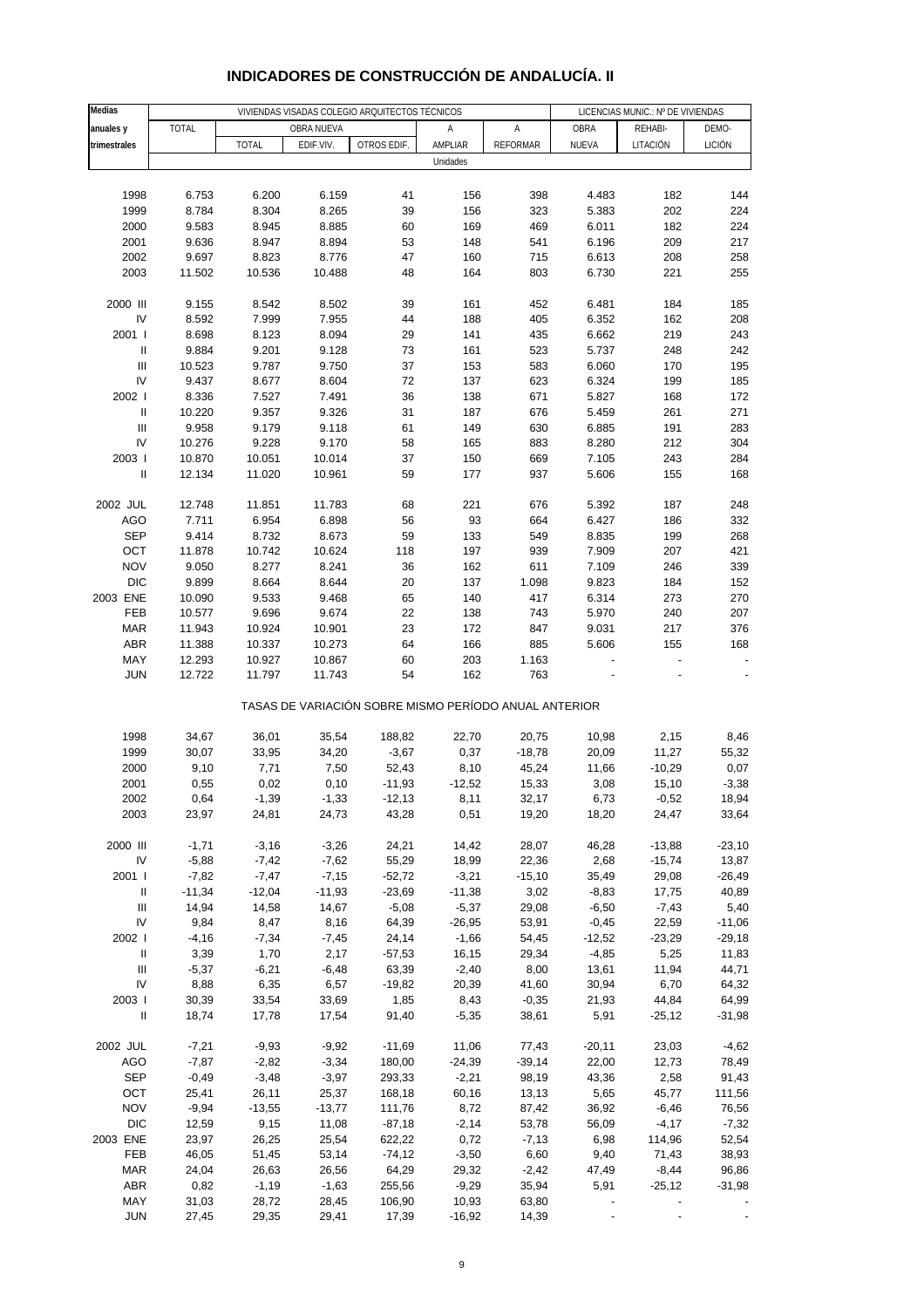# INDICADORES DE CONSTRUCCIÓN DE ANDALUCÍA. II

| Medias anuales y trimestrales | VIVIENDAS VISADAS COLEGIO ARQUITECTOS TÉCNICOS | | | | | | LICENCIAS MUNIC.: Nº DE VIVIENDAS | | |
|---|---|---|---|---|---|---|---|---|---|
| | TOTAL | OBRA NUEVA | | | A | A | OBRA | REHABI- | DEMO- |
| | | TOTAL | EDIF.VIV. | OTROS EDIF. | AMPLIAR | REFORMAR | NUEVA | LITACIÓN | LICIÓN |
| | Unidades | | | | | | | | |
| 1998 | 6.753 | 6.200 | 6.159 | 41 | 156 | 398 | 4.483 | 182 | 144 |
| 1999 | 8.784 | 8.304 | 8.265 | 39 | 156 | 323 | 5.383 | 202 | 224 |
| 2000 | 9.583 | 8.945 | 8.885 | 60 | 169 | 469 | 6.011 | 182 | 224 |
| 2001 | 9.636 | 8.947 | 8.894 | 53 | 148 | 541 | 6.196 | 209 | 217 |
| 2002 | 9.697 | 8.823 | 8.776 | 47 | 160 | 715 | 6.613 | 208 | 258 |
| 2003 | 11.502 | 10.536 | 10.488 | 48 | 164 | 803 | 6.730 | 221 | 255 |
| 2000 III | 9.155 | 8.542 | 8.502 | 39 | 161 | 452 | 6.481 | 184 | 185 |
| IV | 8.592 | 7.999 | 7.955 | 44 | 188 | 405 | 6.352 | 162 | 208 |
| 2001 I | 8.698 | 8.123 | 8.094 | 29 | 141 | 435 | 6.662 | 219 | 243 |
| II | 9.884 | 9.201 | 9.128 | 73 | 161 | 523 | 5.737 | 248 | 242 |
| III | 10.523 | 9.787 | 9.750 | 37 | 153 | 583 | 6.060 | 170 | 195 |
| IV | 9.437 | 8.677 | 8.604 | 72 | 137 | 623 | 6.324 | 199 | 185 |
| 2002 I | 8.336 | 7.527 | 7.491 | 36 | 138 | 671 | 5.827 | 168 | 172 |
| II | 10.220 | 9.357 | 9.326 | 31 | 187 | 676 | 5.459 | 261 | 271 |
| III | 9.958 | 9.179 | 9.118 | 61 | 149 | 630 | 6.885 | 191 | 283 |
| IV | 10.276 | 9.228 | 9.170 | 58 | 165 | 883 | 8.280 | 212 | 304 |
| 2003 I | 10.870 | 10.051 | 10.014 | 37 | 150 | 669 | 7.105 | 243 | 284 |
| II | 12.134 | 11.020 | 10.961 | 59 | 177 | 937 | 5.606 | 155 | 168 |
| 2002 JUL | 12.748 | 11.851 | 11.783 | 68 | 221 | 676 | 5.392 | 187 | 248 |
| AGO | 7.711 | 6.954 | 6.898 | 56 | 93 | 664 | 6.427 | 186 | 332 |
| SEP | 9.414 | 8.732 | 8.673 | 59 | 133 | 549 | 8.835 | 199 | 268 |
| OCT | 11.878 | 10.742 | 10.624 | 118 | 197 | 939 | 7.909 | 207 | 421 |
| NOV | 9.050 | 8.277 | 8.241 | 36 | 162 | 611 | 7.109 | 246 | 339 |
| DIC | 9.899 | 8.664 | 8.644 | 20 | 137 | 1.098 | 9.823 | 184 | 152 |
| 2003 ENE | 10.090 | 9.533 | 9.468 | 65 | 140 | 417 | 6.314 | 273 | 270 |
| FEB | 10.577 | 9.696 | 9.674 | 22 | 138 | 743 | 5.970 | 240 | 207 |
| MAR | 11.943 | 10.924 | 10.901 | 23 | 172 | 847 | 9.031 | 217 | 376 |
| ABR | 11.388 | 10.337 | 10.273 | 64 | 166 | 885 | 5.606 | 155 | 168 |
| MAY | 12.293 | 10.927 | 10.867 | 60 | 203 | 1.163 | - | - | - |
| JUN | 12.722 | 11.797 | 11.743 | 54 | 162 | 763 | - | - | - |
| | TASAS DE VARIACIÓN SOBRE MISMO PERÍODO ANUAL ANTERIOR | | | | | | | | |
| 1998 | 34,67 | 36,01 | 35,54 | 188,82 | 22,70 | 20,75 | 10,98 | 2,15 | 8,46 |
| 1999 | 30,07 | 33,95 | 34,20 | -3,67 | 0,37 | -18,78 | 20,09 | 11,27 | 55,32 |
| 2000 | 9,10 | 7,71 | 7,50 | 52,43 | 8,10 | 45,24 | 11,66 | -10,29 | 0,07 |
| 2001 | 0,55 | 0,02 | 0,10 | -11,93 | -12,52 | 15,33 | 3,08 | 15,10 | -3,38 |
| 2002 | 0,64 | -1,39 | -1,33 | -12,13 | 8,11 | 32,17 | 6,73 | -0,52 | 18,94 |
| 2003 | 23,97 | 24,81 | 24,73 | 43,28 | 0,51 | 19,20 | 18,20 | 24,47 | 33,64 |
| 2000 III | -1,71 | -3,16 | -3,26 | 24,21 | 14,42 | 28,07 | 46,28 | -13,88 | -23,10 |
| IV | -5,88 | -7,42 | -7,62 | 55,29 | 18,99 | 22,36 | 2,68 | -15,74 | 13,87 |
| 2001 I | -7,82 | -7,47 | -7,15 | -52,72 | -3,21 | -15,10 | 35,49 | 29,08 | -26,49 |
| II | -11,34 | -12,04 | -11,93 | -23,69 | -11,38 | 3,02 | -8,83 | 17,75 | 40,89 |
| III | 14,94 | 14,58 | 14,67 | -5,08 | -5,37 | 29,08 | -6,50 | -7,43 | 5,40 |
| IV | 9,84 | 8,47 | 8,16 | 64,39 | -26,95 | 53,91 | -0,45 | 22,59 | -11,06 |
| 2002 I | -4,16 | -7,34 | -7,45 | 24,14 | -1,66 | 54,45 | -12,52 | -23,29 | -29,18 |
| II | 3,39 | 1,70 | 2,17 | -57,53 | 16,15 | 29,34 | -4,85 | 5,25 | 11,83 |
| III | -5,37 | -6,21 | -6,48 | 63,39 | -2,40 | 8,00 | 13,61 | 11,94 | 44,71 |
| IV | 8,88 | 6,35 | 6,57 | -19,82 | 20,39 | 41,60 | 30,94 | 6,70 | 64,32 |
| 2003 I | 30,39 | 33,54 | 33,69 | 1,85 | 8,43 | -0,35 | 21,93 | 44,84 | 64,99 |
| II | 18,74 | 17,78 | 17,54 | 91,40 | -5,35 | 38,61 | 5,91 | -25,12 | -31,98 |
| 2002 JUL | -7,21 | -9,93 | -9,92 | -11,69 | 11,06 | 77,43 | -20,11 | 23,03 | -4,62 |
| AGO | -7,87 | -2,82 | -3,34 | 180,00 | -24,39 | -39,14 | 22,00 | 12,73 | 78,49 |
| SEP | -0,49 | -3,48 | -3,97 | 293,33 | -2,21 | 98,19 | 43,36 | 2,58 | 91,43 |
| OCT | 25,41 | 26,11 | 25,37 | 168,18 | 60,16 | 13,13 | 5,65 | 45,77 | 111,56 |
| NOV | -9,94 | -13,55 | -13,77 | 111,76 | 8,72 | 87,42 | 36,92 | -6,46 | 76,56 |
| DIC | 12,59 | 9,15 | 11,08 | -87,18 | -2,14 | 53,78 | 56,09 | -4,17 | -7,32 |
| 2003 ENE | 23,97 | 26,25 | 25,54 | 622,22 | 0,72 | -7,13 | 6,98 | 114,96 | 52,54 |
| FEB | 46,05 | 51,45 | 53,14 | -74,12 | -3,50 | 6,60 | 9,40 | 71,43 | 38,93 |
| MAR | 24,04 | 26,63 | 26,56 | 64,29 | 29,32 | -2,42 | 47,49 | -8,44 | 96,86 |
| ABR | 0,82 | -1,19 | -1,63 | 255,56 | -9,29 | 35,94 | 5,91 | -25,12 | -31,98 |
| MAY | 31,03 | 28,72 | 28,45 | 106,90 | 10,93 | 63,80 | - | - | - |
| JUN | 27,45 | 29,35 | 29,41 | 17,39 | -16,92 | 14,39 | - | - | - |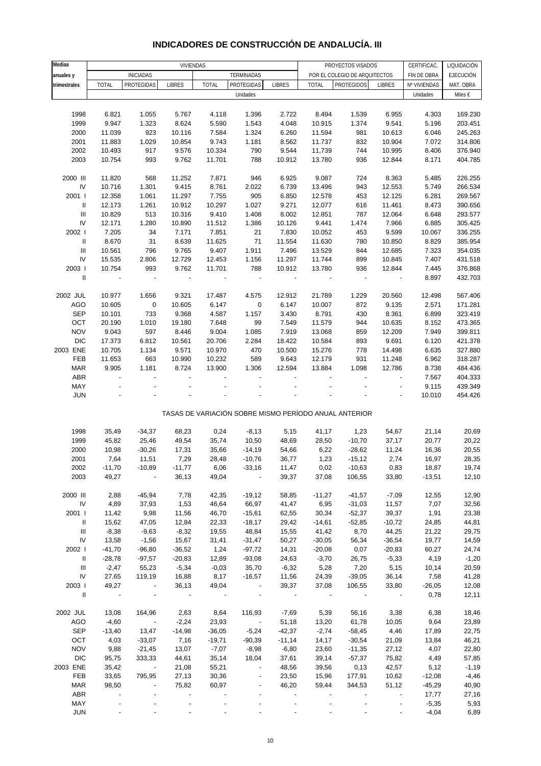# INDICADORES DE CONSTRUCCIÓN DE ANDALUCÍA. III

| Medias anuales y trimestrales | VIVIENDAS | | | | | | PROYECTOS VISADOS POR EL COLEGIO DE ARQUITECTOS | | | CERTIFICAC. FIN DE OBRA | LIQUIDACIÓN EJECUCIÓN MAT. OBRA |
|---|---|---|---|---|---|---|---|---|---|---|---|
| | INICIADAS | | | TERMINADAS | | | | | | | |
| | TOTAL | PROTEGIDAS | LIBRES | TOTAL | PROTEGIDAS | LIBRES | TOTAL | PROTEGIDOS | LIBRES | Nº VIVIENDAS | |
| | Unidades | | | | | | | | | Unidades | Miles € |
| 1998 | 6.821 | 1.055 | 5.767 | 4.118 | 1.396 | 2.722 | 8.494 | 1.539 | 6.955 | 4.303 | 169.230 |
| 1999 | 9.947 | 1.323 | 8.624 | 5.590 | 1.543 | 4.048 | 10.915 | 1.374 | 9.541 | 5.196 | 203.451 |
| 2000 | 11.039 | 923 | 10.116 | 7.584 | 1.324 | 6.260 | 11.594 | 981 | 10.613 | 6.046 | 245.263 |
| 2001 | 11.883 | 1.029 | 10.854 | 9.743 | 1.181 | 8.562 | 11.737 | 832 | 10.904 | 7.072 | 314.806 |
| 2002 | 10.493 | 917 | 9.576 | 10.334 | 790 | 9.544 | 11.739 | 744 | 10.995 | 8.406 | 376.940 |
| 2003 | 10.754 | 993 | 9.762 | 11.701 | 788 | 10.912 | 13.780 | 936 | 12.844 | 8.171 | 404.785 |
| 2000 III | 11.820 | 568 | 11.252 | 7.871 | 946 | 6.925 | 9.087 | 724 | 8.363 | 5.485 | 226.255 |
| IV | 10.716 | 1.301 | 9.415 | 8.761 | 2.022 | 6.739 | 13.496 | 943 | 12.553 | 5.749 | 266.534 |
| 2001 I | 12.358 | 1.061 | 11.297 | 7.755 | 905 | 6.850 | 12.578 | 453 | 12.125 | 6.281 | 269.567 |
| II | 12.173 | 1.261 | 10.912 | 10.297 | 1.027 | 9.271 | 12.077 | 616 | 11.461 | 8.473 | 390.656 |
| III | 10.829 | 513 | 10.316 | 9.410 | 1.408 | 8.002 | 12.851 | 787 | 12.064 | 6.648 | 293.577 |
| IV | 12.171 | 1.280 | 10.890 | 11.512 | 1.386 | 10.126 | 9.441 | 1.474 | 7.966 | 6.885 | 305.425 |
| 2002 I | 7.205 | 34 | 7.171 | 7.851 | 21 | 7.830 | 10.052 | 453 | 9.599 | 10.067 | 336.255 |
| II | 8.670 | 31 | 8.639 | 11.625 | 71 | 11.554 | 11.630 | 780 | 10.850 | 8.829 | 385.954 |
| III | 10.561 | 796 | 9.765 | 9.407 | 1.911 | 7.496 | 13.529 | 844 | 12.685 | 7.323 | 354.035 |
| IV | 15.535 | 2.806 | 12.729 | 12.453 | 1.156 | 11.297 | 11.744 | 899 | 10.845 | 7.407 | 431.518 |
| 2003 I | 10.754 | 993 | 9.762 | 11.701 | 788 | 10.912 | 13.780 | 936 | 12.844 | 7.445 | 376.868 |
| II | - | - | - | - | - | - | - | - | - | 8.897 | 432.703 |
| 2002 JUL | 10.977 | 1.656 | 9.321 | 17.487 | 4.575 | 12.912 | 21.789 | 1.229 | 20.560 | 12.498 | 567.406 |
| AGO | 10.605 | 0 | 10.605 | 6.147 | 0 | 6.147 | 10.007 | 872 | 9.135 | 2.571 | 171.281 |
| SEP | 10.101 | 733 | 9.368 | 4.587 | 1.157 | 3.430 | 8.791 | 430 | 8.361 | 6.899 | 323.419 |
| OCT | 20.190 | 1.010 | 19.180 | 7.648 | 99 | 7.549 | 11.579 | 944 | 10.635 | 8.152 | 473.365 |
| NOV | 9.043 | 597 | 8.446 | 9.004 | 1.085 | 7.919 | 13.068 | 859 | 12.209 | 7.949 | 399.811 |
| DIC | 17.373 | 6.812 | 10.561 | 20.706 | 2.284 | 18.422 | 10.584 | 893 | 9.691 | 6.120 | 421.378 |
| 2003 ENE | 10.705 | 1.134 | 9.571 | 10.970 | 470 | 10.500 | 15.276 | 778 | 14.498 | 6.635 | 327.880 |
| FEB | 11.653 | 663 | 10.990 | 10.232 | 589 | 9.643 | 12.179 | 931 | 11.248 | 6.962 | 318.287 |
| MAR | 9.905 | 1.181 | 8.724 | 13.900 | 1.306 | 12.594 | 13.884 | 1.098 | 12.786 | 8.738 | 484.436 |
| ABR | - | - | - | - | - | - | - | - | - | 7.567 | 404.333 |
| MAY | - | - | - | - | - | - | - | - | - | 9.115 | 439.349 |
| JUN | - | - | - | - | - | - | - | - | - | 10.010 | 454.426 |
| | TASAS DE VARIACIÓN SOBRE MISMO PERÍODO ANUAL ANTERIOR | | | | | | | | | | |
| 1998 | 35,49 | -34,37 | 68,23 | 0,24 | -8,13 | 5,15 | 41,17 | 1,23 | 54,67 | 21,14 | 20,69 |
| 1999 | 45,82 | 25,46 | 49,54 | 35,74 | 10,50 | 48,69 | 28,50 | -10,70 | 37,17 | 20,77 | 20,22 |
| 2000 | 10,98 | -30,26 | 17,31 | 35,66 | -14,19 | 54,66 | 6,22 | -28,62 | 11,24 | 16,36 | 20,55 |
| 2001 | 7,64 | 11,51 | 7,29 | 28,48 | -10,76 | 36,77 | 1,23 | -15,12 | 2,74 | 16,97 | 28,35 |
| 2002 | -11,70 | -10,89 | -11,77 | 6,06 | -33,16 | 11,47 | 0,02 | -10,63 | 0,83 | 18,87 | 19,74 |
| 2003 | 49,27 | - | 36,13 | 49,04 | - | 39,37 | 37,08 | 106,55 | 33,80 | -13,51 | 12,10 |
| 2000 III | 2,88 | -45,94 | 7,78 | 42,35 | -19,12 | 58,85 | -11,27 | -41,57 | -7,09 | 12,55 | 12,90 |
| IV | 4,89 | 37,93 | 1,53 | 46,64 | 66,97 | 41,47 | 6,95 | -31,03 | 11,57 | 7,07 | 32,56 |
| 2001 I | 11,42 | 9,98 | 11,56 | 46,70 | -15,61 | 62,55 | 30,34 | -52,37 | 39,37 | 1,91 | 23,38 |
| II | 15,62 | 47,05 | 12,84 | 22,33 | -18,17 | 29,42 | -14,61 | -52,85 | -10,72 | 24,85 | 44,81 |
| III | -8,38 | -9,63 | -8,32 | 19,55 | 48,84 | 15,55 | 41,42 | 8,70 | 44,25 | 21,22 | 29,75 |
| IV | 13,58 | -1,56 | 15,67 | 31,41 | -31,47 | 50,27 | -30,05 | 56,34 | -36,54 | 19,77 | 14,59 |
| 2002 I | -41,70 | -96,80 | -36,52 | 1,24 | -97,72 | 14,31 | -20,08 | 0,07 | -20,83 | 60,27 | 24,74 |
| II | -28,78 | -97,57 | -20,83 | 12,89 | -93,08 | 24,63 | -3,70 | 26,75 | -5,33 | 4,19 | -1,20 |
| III | -2,47 | 55,23 | -5,34 | -0,03 | 35,70 | -6,32 | 5,28 | 7,20 | 5,15 | 10,14 | 20,59 |
| IV | 27,65 | 119,19 | 16,88 | 8,17 | -16,57 | 11,56 | 24,39 | -39,05 | 36,14 | 7,58 | 41,28 |
| 2003 I | 49,27 | - | 36,13 | 49,04 | - | 39,37 | 37,08 | 106,55 | 33,80 | -26,05 | 12,08 |
| II | - | - | - | - | - | - | - | - | - | 0,78 | 12,11 |
| 2002 JUL | 13,08 | 164,96 | 2,63 | 8,64 | 116,93 | -7,69 | 5,39 | 56,16 | 3,38 | 6,38 | 18,46 |
| AGO | -4,60 | - | -2,24 | 23,93 | - | 51,18 | 13,20 | 61,78 | 10,05 | 9,64 | 23,89 |
| SEP | -13,40 | 13,47 | -14,98 | -36,05 | -5,24 | -42,37 | -2,74 | -58,45 | 4,46 | 17,89 | 22,75 |
| OCT | 4,03 | -33,07 | 7,16 | -19,71 | -90,39 | -11,14 | 14,17 | -30,54 | 21,09 | 13,84 | 46,21 |
| NOV | 9,88 | -21,45 | 13,07 | -7,07 | -8,98 | -6,80 | 23,60 | -11,35 | 27,12 | 4,07 | 22,80 |
| DIC | 95,75 | 333,33 | 44,61 | 35,14 | 18,04 | 37,61 | 39,14 | -57,37 | 75,82 | 4,49 | 57,85 |
| 2003 ENE | 35,42 | - | 21,08 | 55,21 | - | 48,56 | 39,56 | 0,13 | 42,57 | 5,12 | -1,19 |
| FEB | 33,65 | 795,95 | 27,13 | 30,36 | - | 23,50 | 15,96 | 177,91 | 10,62 | -12,08 | -4,46 |
| MAR | 98,50 | - | 75,82 | 60,97 | - | 46,20 | 59,44 | 344,53 | 51,12 | -45,29 | 40,90 |
| ABR | - | - | - | - | - | - | - | - | - | 17,77 | 27,16 |
| MAY | - | - | - | - | - | - | - | - | - | -5,35 | 5,93 |
| JUN | - | - | - | - | - | - | - | - | - | -4,04 | 6,89 |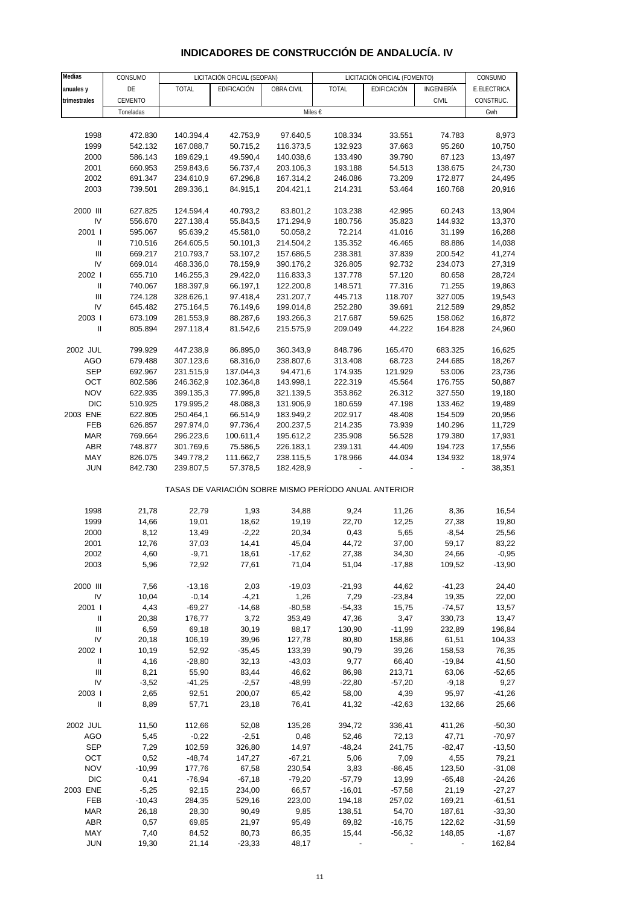# INDICADORES DE CONSTRUCCIÓN DE ANDALUCÍA. IV

| Medias anuales y trimestrales | CONSUMO DE CEMENTO | LICITACIÓN OFICIAL (SEOPAN) | | | LICITACIÓN OFICIAL (FOMENTO) | | | CONSUMO E.ELECTRICA CONSTRUC. |
|---|---|---|---|---|---|---|---|---|
| | | TOTAL | EDIFICACIÓN | OBRA CIVIL | TOTAL | EDIFICACIÓN | INGENIERÍA CIVIL | |
| | Toneladas | Miles € | | | | | | Gwh |
| 1998 | 472.830 | 140.394,4 | 42.753,9 | 97.640,5 | 108.334 | 33.551 | 74.783 | 8,973 |
| 1999 | 542.132 | 167.088,7 | 50.715,2 | 116.373,5 | 132.923 | 37.663 | 95.260 | 10,750 |
| 2000 | 586.143 | 189.629,1 | 49.590,4 | 140.038,6 | 133.490 | 39.790 | 87.123 | 13,497 |
| 2001 | 660.953 | 259.843,6 | 56.737,4 | 203.106,3 | 193.188 | 54.513 | 138.675 | 24,730 |
| 2002 | 691.347 | 234.610,9 | 67.296,8 | 167.314,2 | 246.086 | 73.209 | 172.877 | 24,495 |
| 2003 | 739.501 | 289.336,1 | 84.915,1 | 204.421,1 | 214.231 | 53.464 | 160.768 | 20,916 |
| 2000 III | 627.825 | 124.594,4 | 40.793,2 | 83.801,2 | 103.238 | 42.995 | 60.243 | 13,904 |
| IV | 556.670 | 227.138,4 | 55.843,5 | 171.294,9 | 180.756 | 35.823 | 144.932 | 13,370 |
| 2001 I | 595.067 | 95.639,2 | 45.581,0 | 50.058,2 | 72.214 | 41.016 | 31.199 | 16,288 |
| II | 710.516 | 264.605,5 | 50.101,3 | 214.504,2 | 135.352 | 46.465 | 88.886 | 14,038 |
| III | 669.217 | 210.793,7 | 53.107,2 | 157.686,5 | 238.381 | 37.839 | 200.542 | 41,274 |
| IV | 669.014 | 468.336,0 | 78.159,9 | 390.176,2 | 326.805 | 92.732 | 234.073 | 27,319 |
| 2002 I | 655.710 | 146.255,3 | 29.422,0 | 116.833,3 | 137.778 | 57.120 | 80.658 | 28,724 |
| II | 740.067 | 188.397,9 | 66.197,1 | 122.200,8 | 148.571 | 77.316 | 71.255 | 19,863 |
| III | 724.128 | 328.626,1 | 97.418,4 | 231.207,7 | 445.713 | 118.707 | 327.005 | 19,543 |
| IV | 645.482 | 275.164,5 | 76.149,6 | 199.014,8 | 252.280 | 39.691 | 212.589 | 29,852 |
| 2003 I | 673.109 | 281.553,9 | 88.287,6 | 193.266,3 | 217.687 | 59.625 | 158.062 | 16,872 |
| II | 805.894 | 297.118,4 | 81.542,6 | 215.575,9 | 209.049 | 44.222 | 164.828 | 24,960 |
| 2002 JUL | 799.929 | 447.238,9 | 86.895,0 | 360.343,9 | 848.796 | 165.470 | 683.325 | 16,625 |
| AGO | 679.488 | 307.123,6 | 68.316,0 | 238.807,6 | 313.408 | 68.723 | 244.685 | 18,267 |
| SEP | 692.967 | 231.515,9 | 137.044,3 | 94.471,6 | 174.935 | 121.929 | 53.006 | 23,736 |
| OCT | 802.586 | 246.362,9 | 102.364,8 | 143.998,1 | 222.319 | 45.564 | 176.755 | 50,887 |
| NOV | 622.935 | 399.135,3 | 77.995,8 | 321.139,5 | 353.862 | 26.312 | 327.550 | 19,180 |
| DIC | 510.925 | 179.995,2 | 48.088,3 | 131.906,9 | 180.659 | 47.198 | 133.462 | 19,489 |
| 2003 ENE | 622.805 | 250.464,1 | 66.514,9 | 183.949,2 | 202.917 | 48.408 | 154.509 | 20,956 |
| FEB | 626.857 | 297.974,0 | 97.736,4 | 200.237,5 | 214.235 | 73.939 | 140.296 | 11,729 |
| MAR | 769.664 | 296.223,6 | 100.611,4 | 195.612,2 | 235.908 | 56.528 | 179.380 | 17,931 |
| ABR | 748.877 | 301.769,6 | 75.586,5 | 226.183,1 | 239.131 | 44.409 | 194.723 | 17,556 |
| MAY | 826.075 | 349.778,2 | 111.662,7 | 238.115,5 | 178.966 | 44.034 | 134.932 | 18,974 |
| JUN | 842.730 | 239.807,5 | 57.378,5 | 182.428,9 | - | - | - | 38,351 |
| **TASAS DE VARIACIÓN SOBRE MISMO PERÍODO ANUAL ANTERIOR** | | | | | | | | |
| 1998 | 21,78 | 22,79 | 1,93 | 34,88 | 9,24 | 11,26 | 8,36 | 16,54 |
| 1999 | 14,66 | 19,01 | 18,62 | 19,19 | 22,70 | 12,25 | 27,38 | 19,80 |
| 2000 | 8,12 | 13,49 | -2,22 | 20,34 | 0,43 | 5,65 | -8,54 | 25,56 |
| 2001 | 12,76 | 37,03 | 14,41 | 45,04 | 44,72 | 37,00 | 59,17 | 83,22 |
| 2002 | 4,60 | -9,71 | 18,61 | -17,62 | 27,38 | 34,30 | 24,66 | -0,95 |
| 2003 | 5,96 | 72,92 | 77,61 | 71,04 | 51,04 | -17,88 | 109,52 | -13,90 |
| 2000 III | 7,56 | -13,16 | 2,03 | -19,03 | -21,93 | 44,62 | -41,23 | 24,40 |
| IV | 10,04 | -0,14 | -4,21 | 1,26 | 7,29 | -23,84 | 19,35 | 22,00 |
| 2001 I | 4,43 | -69,27 | -14,68 | -80,58 | -54,33 | 15,75 | -74,57 | 13,57 |
| II | 20,38 | 176,77 | 3,72 | 353,49 | 47,36 | 3,47 | 330,73 | 13,47 |
| III | 6,59 | 69,18 | 30,19 | 88,17 | 130,90 | -11,99 | 232,89 | 196,84 |
| IV | 20,18 | 106,19 | 39,96 | 127,78 | 80,80 | 158,86 | 61,51 | 104,33 |
| 2002 I | 10,19 | 52,92 | -35,45 | 133,39 | 90,79 | 39,26 | 158,53 | 76,35 |
| II | 4,16 | -28,80 | 32,13 | -43,03 | 9,77 | 66,40 | -19,84 | 41,50 |
| III | 8,21 | 55,90 | 83,44 | 46,62 | 86,98 | 213,71 | 63,06 | -52,65 |
| IV | -3,52 | -41,25 | -2,57 | -48,99 | -22,80 | -57,20 | -9,18 | 9,27 |
| 2003 I | 2,65 | 92,51 | 200,07 | 65,42 | 58,00 | 4,39 | 95,97 | -41,26 |
| II | 8,89 | 57,71 | 23,18 | 76,41 | 41,32 | -42,63 | 132,66 | 25,66 |
| 2002 JUL | 11,50 | 112,66 | 52,08 | 135,26 | 394,72 | 336,41 | 411,26 | -50,30 |
| AGO | 5,45 | -0,22 | -2,51 | 0,46 | 52,46 | 72,13 | 47,71 | -70,97 |
| SEP | 7,29 | 102,59 | 326,80 | 14,97 | -48,24 | 241,75 | -82,47 | -13,50 |
| OCT | 0,52 | -48,74 | 147,27 | -67,21 | 5,06 | 7,09 | 4,55 | 79,21 |
| NOV | -10,99 | 177,76 | 67,58 | 230,54 | 3,83 | -86,45 | 123,50 | -31,08 |
| DIC | 0,41 | -76,94 | -67,18 | -79,20 | -57,79 | 13,99 | -65,48 | -24,26 |
| 2003 ENE | -5,25 | 92,15 | 234,00 | 66,57 | -16,01 | -57,58 | 21,19 | -27,27 |
| FEB | -10,43 | 284,35 | 529,16 | 223,00 | 194,18 | 257,02 | 169,21 | -61,51 |
| MAR | 26,18 | 28,30 | 90,49 | 9,85 | 138,51 | 54,70 | 187,61 | -33,30 |
| ABR | 0,57 | 69,85 | 21,97 | 95,49 | 69,82 | -16,75 | 122,62 | -31,59 |
| MAY | 7,40 | 84,52 | 80,73 | 86,35 | 15,44 | -56,32 | 148,85 | -1,87 |
| JUN | 19,30 | 21,14 | -23,33 | 48,17 | - | - | - | 162,84 |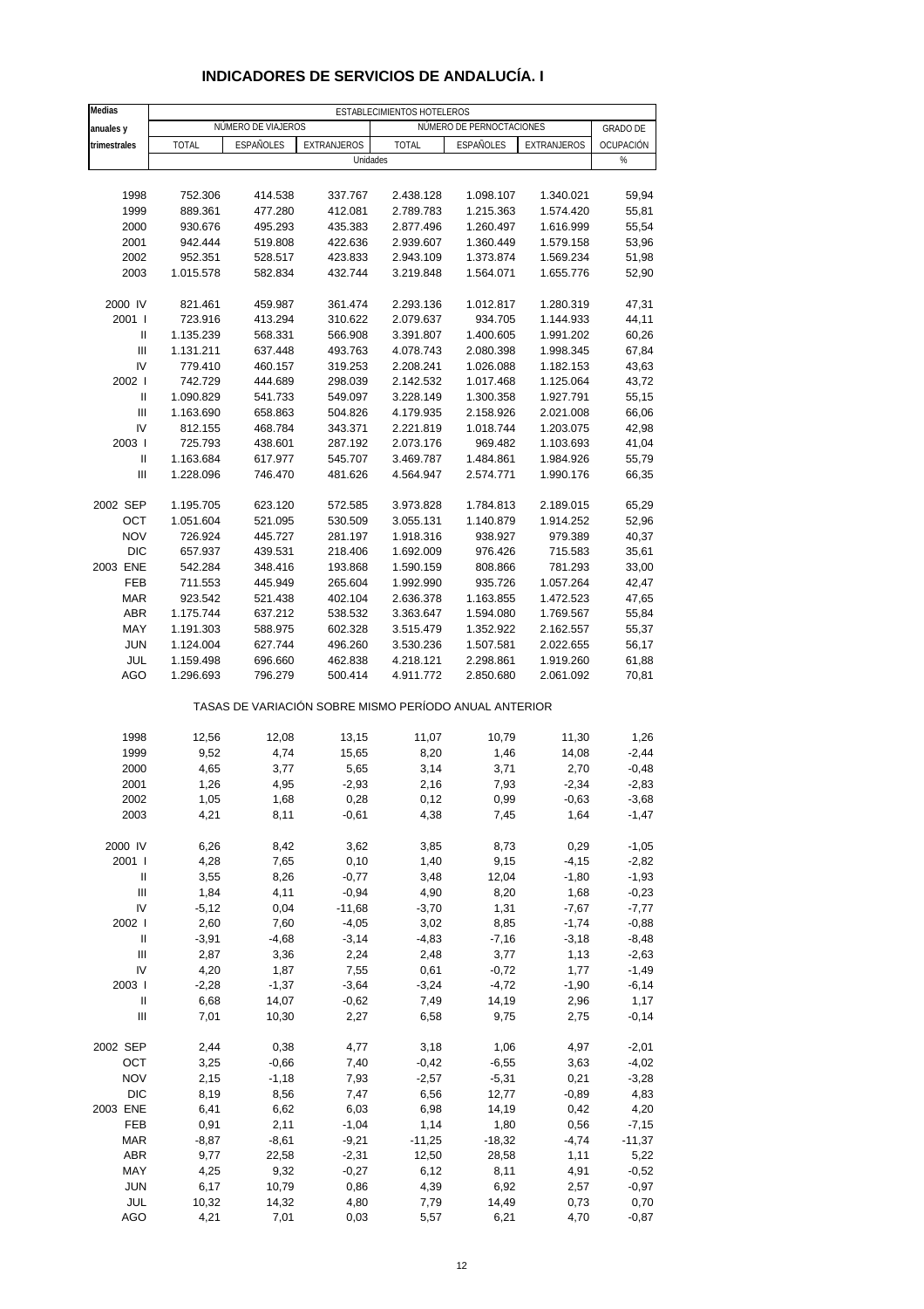# INDICADORES DE SERVICIOS DE ANDALUCÍA. I

| Medias anuales y trimestrales | ESTABLECIMIENTOS HOTELEROS | | | | | | |
|---|---|---|---|---|---|---|---|
| | NÚMERO DE VIAJEROS | | | NÚMERO DE PERNOCTACIONES | | | GRADO DE |
| | TOTAL | ESPAÑOLES | EXTRANJEROS | TOTAL | ESPAÑOLES | EXTRANJEROS | OCUPACIÓN |
| | Unidades | | | | | | % |
| 1998 | 752.306 | 414.538 | 337.767 | 2.438.128 | 1.098.107 | 1.340.021 | 59,94 |
| 1999 | 889.361 | 477.280 | 412.081 | 2.789.783 | 1.215.363 | 1.574.420 | 55,81 |
| 2000 | 930.676 | 495.293 | 435.383 | 2.877.496 | 1.260.497 | 1.616.999 | 55,54 |
| 2001 | 942.444 | 519.808 | 422.636 | 2.939.607 | 1.360.449 | 1.579.158 | 53,96 |
| 2002 | 952.351 | 528.517 | 423.833 | 2.943.109 | 1.373.874 | 1.569.234 | 51,98 |
| 2003 | 1.015.578 | 582.834 | 432.744 | 3.219.848 | 1.564.071 | 1.655.776 | 52,90 |
| 2000 IV | 821.461 | 459.987 | 361.474 | 2.293.136 | 1.012.817 | 1.280.319 | 47,31 |
| 2001 I | 723.916 | 413.294 | 310.622 | 2.079.637 | 934.705 | 1.144.933 | 44,11 |
| II | 1.135.239 | 568.331 | 566.908 | 3.391.807 | 1.400.605 | 1.991.202 | 60,26 |
| III | 1.131.211 | 637.448 | 493.763 | 4.078.743 | 2.080.398 | 1.998.345 | 67,84 |
| IV | 779.410 | 460.157 | 319.253 | 2.208.241 | 1.026.088 | 1.182.153 | 43,63 |
| 2002 I | 742.729 | 444.689 | 298.039 | 2.142.532 | 1.017.468 | 1.125.064 | 43,72 |
| II | 1.090.829 | 541.733 | 549.097 | 3.228.149 | 1.300.358 | 1.927.791 | 55,15 |
| III | 1.163.690 | 658.863 | 504.826 | 4.179.935 | 2.158.926 | 2.021.008 | 66,06 |
| IV | 812.155 | 468.784 | 343.371 | 2.221.819 | 1.018.744 | 1.203.075 | 42,98 |
| 2003 I | 725.793 | 438.601 | 287.192 | 2.073.176 | 969.482 | 1.103.693 | 41,04 |
| II | 1.163.684 | 617.977 | 545.707 | 3.469.787 | 1.484.861 | 1.984.926 | 55,79 |
| III | 1.228.096 | 746.470 | 481.626 | 4.564.947 | 2.574.771 | 1.990.176 | 66,35 |
| 2002 SEP | 1.195.705 | 623.120 | 572.585 | 3.973.828 | 1.784.813 | 2.189.015 | 65,29 |
| OCT | 1.051.604 | 521.095 | 530.509 | 3.055.131 | 1.140.879 | 1.914.252 | 52,96 |
| NOV | 726.924 | 445.727 | 281.197 | 1.918.316 | 938.927 | 979.389 | 40,37 |
| DIC | 657.937 | 439.531 | 218.406 | 1.692.009 | 976.426 | 715.583 | 35,61 |
| 2003 ENE | 542.284 | 348.416 | 193.868 | 1.590.159 | 808.866 | 781.293 | 33,00 |
| FEB | 711.553 | 445.949 | 265.604 | 1.992.990 | 935.726 | 1.057.264 | 42,47 |
| MAR | 923.542 | 521.438 | 402.104 | 2.636.378 | 1.163.855 | 1.472.523 | 47,65 |
| ABR | 1.175.744 | 637.212 | 538.532 | 3.363.647 | 1.594.080 | 1.769.567 | 55,84 |
| MAY | 1.191.303 | 588.975 | 602.328 | 3.515.479 | 1.352.922 | 2.162.557 | 55,37 |
| JUN | 1.124.004 | 627.744 | 496.260 | 3.530.236 | 1.507.581 | 2.022.655 | 56,17 |
| JUL | 1.159.498 | 696.660 | 462.838 | 4.218.121 | 2.298.861 | 1.919.260 | 61,88 |
| AGO | 1.296.693 | 796.279 | 500.414 | 4.911.772 | 2.850.680 | 2.061.092 | 70,81 |
| | TASAS DE VARIACIÓN SOBRE MISMO PERÍODO ANUAL ANTERIOR | | | | | | |
| 1998 | 12,56 | 12,08 | 13,15 | 11,07 | 10,79 | 11,30 | 1,26 |
| 1999 | 9,52 | 4,74 | 15,65 | 8,20 | 1,46 | 14,08 | -2,44 |
| 2000 | 4,65 | 3,77 | 5,65 | 3,14 | 3,71 | 2,70 | -0,48 |
| 2001 | 1,26 | 4,95 | -2,93 | 2,16 | 7,93 | -2,34 | -2,83 |
| 2002 | 1,05 | 1,68 | 0,28 | 0,12 | 0,99 | -0,63 | -3,68 |
| 2003 | 4,21 | 8,11 | -0,61 | 4,38 | 7,45 | 1,64 | -1,47 |
| 2000 IV | 6,26 | 8,42 | 3,62 | 3,85 | 8,73 | 0,29 | -1,05 |
| 2001 I | 4,28 | 7,65 | 0,10 | 1,40 | 9,15 | -4,15 | -2,82 |
| II | 3,55 | 8,26 | -0,77 | 3,48 | 12,04 | -1,80 | -1,93 |
| III | 1,84 | 4,11 | -0,94 | 4,90 | 8,20 | 1,68 | -0,23 |
| IV | -5,12 | 0,04 | -11,68 | -3,70 | 1,31 | -7,67 | -7,77 |
| 2002 I | 2,60 | 7,60 | -4,05 | 3,02 | 8,85 | -1,74 | -0,88 |
| II | -3,91 | -4,68 | -3,14 | -4,83 | -7,16 | -3,18 | -8,48 |
| III | 2,87 | 3,36 | 2,24 | 2,48 | 3,77 | 1,13 | -2,63 |
| IV | 4,20 | 1,87 | 7,55 | 0,61 | -0,72 | 1,77 | -1,49 |
| 2003 I | -2,28 | -1,37 | -3,64 | -3,24 | -4,72 | -1,90 | -6,14 |
| II | 6,68 | 14,07 | -0,62 | 7,49 | 14,19 | 2,96 | 1,17 |
| III | 7,01 | 10,30 | 2,27 | 6,58 | 9,75 | 2,75 | -0,14 |
| 2002 SEP | 2,44 | 0,38 | 4,77 | 3,18 | 1,06 | 4,97 | -2,01 |
| OCT | 3,25 | -0,66 | 7,40 | -0,42 | -6,55 | 3,63 | -4,02 |
| NOV | 2,15 | -1,18 | 7,93 | -2,57 | -5,31 | 0,21 | -3,28 |
| DIC | 8,19 | 8,56 | 7,47 | 6,56 | 12,77 | -0,89 | 4,83 |
| 2003 ENE | 6,41 | 6,62 | 6,03 | 6,98 | 14,19 | 0,42 | 4,20 |
| FEB | 0,91 | 2,11 | -1,04 | 1,14 | 1,80 | 0,56 | -7,15 |
| MAR | -8,87 | -8,61 | -9,21 | -11,25 | -18,32 | -4,74 | -11,37 |
| ABR | 9,77 | 22,58 | -2,31 | 12,50 | 28,58 | 1,11 | 5,22 |
| MAY | 4,25 | 9,32 | -0,27 | 6,12 | 8,11 | 4,91 | -0,52 |
| JUN | 6,17 | 10,79 | 0,86 | 4,39 | 6,92 | 2,57 | -0,97 |
| JUL | 10,32 | 14,32 | 4,80 | 7,79 | 14,49 | 0,73 | 0,70 |
| AGO | 4,21 | 7,01 | 0,03 | 5,57 | 6,21 | 4,70 | -0,87 |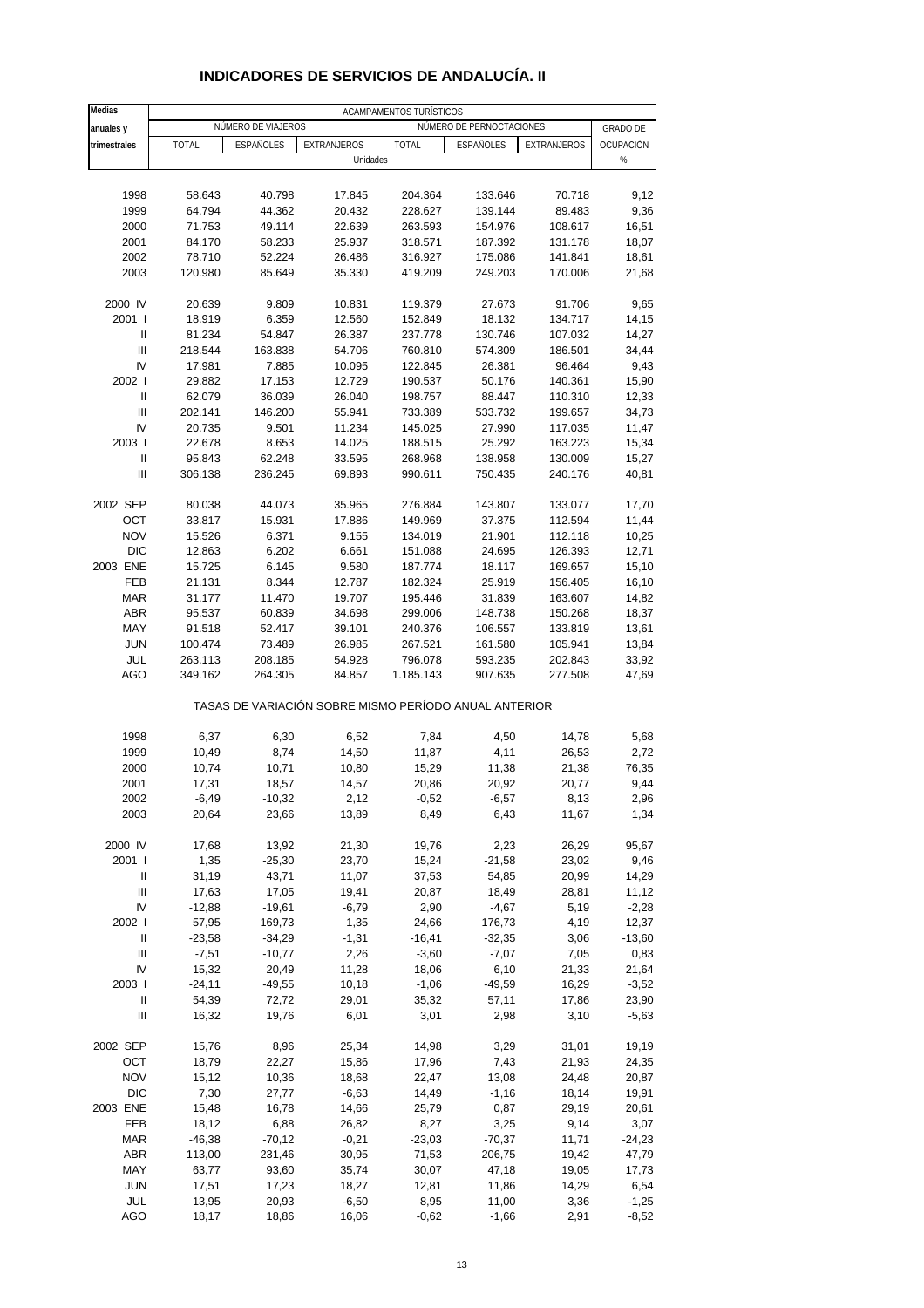# INDICADORES DE SERVICIOS DE ANDALUCÍA. II

| Medias anuales y trimestrales | ACAMPAMENTOS TURÍSTICOS | | | | | | |
|---|---|---|---|---|---|---|---|
| | NÚMERO DE VIAJEROS | | | NÚMERO DE PERNOCTACIONES | | | GRADO DE OCUPACIÓN |
| | TOTAL | ESPAÑOLES | EXTRANJEROS | TOTAL | ESPAÑOLES | EXTRANJEROS | |
| | Unidades | | | | | | % |
| 1998 | 58.643 | 40.798 | 17.845 | 204.364 | 133.646 | 70.718 | 9,12 |
| 1999 | 64.794 | 44.362 | 20.432 | 228.627 | 139.144 | 89.483 | 9,36 |
| 2000 | 71.753 | 49.114 | 22.639 | 263.593 | 154.976 | 108.617 | 16,51 |
| 2001 | 84.170 | 58.233 | 25.937 | 318.571 | 187.392 | 131.178 | 18,07 |
| 2002 | 78.710 | 52.224 | 26.486 | 316.927 | 175.086 | 141.841 | 18,61 |
| 2003 | 120.980 | 85.649 | 35.330 | 419.209 | 249.203 | 170.006 | 21,68 |
| 2000 IV | 20.639 | 9.809 | 10.831 | 119.379 | 27.673 | 91.706 | 9,65 |
| 2001 I | 18.919 | 6.359 | 12.560 | 152.849 | 18.132 | 134.717 | 14,15 |
| II | 81.234 | 54.847 | 26.387 | 237.778 | 130.746 | 107.032 | 14,27 |
| III | 218.544 | 163.838 | 54.706 | 760.810 | 574.309 | 186.501 | 34,44 |
| IV | 17.981 | 7.885 | 10.095 | 122.845 | 26.381 | 96.464 | 9,43 |
| 2002 I | 29.882 | 17.153 | 12.729 | 190.537 | 50.176 | 140.361 | 15,90 |
| II | 62.079 | 36.039 | 26.040 | 198.757 | 88.447 | 110.310 | 12,33 |
| III | 202.141 | 146.200 | 55.941 | 733.389 | 533.732 | 199.657 | 34,73 |
| IV | 20.735 | 9.501 | 11.234 | 145.025 | 27.990 | 117.035 | 11,47 |
| 2003 I | 22.678 | 8.653 | 14.025 | 188.515 | 25.292 | 163.223 | 15,34 |
| II | 95.843 | 62.248 | 33.595 | 268.968 | 138.958 | 130.009 | 15,27 |
| III | 306.138 | 236.245 | 69.893 | 990.611 | 750.435 | 240.176 | 40,81 |
| 2002 SEP | 80.038 | 44.073 | 35.965 | 276.884 | 143.807 | 133.077 | 17,70 |
| OCT | 33.817 | 15.931 | 17.886 | 149.969 | 37.375 | 112.594 | 11,44 |
| NOV | 15.526 | 6.371 | 9.155 | 134.019 | 21.901 | 112.118 | 10,25 |
| DIC | 12.863 | 6.202 | 6.661 | 151.088 | 24.695 | 126.393 | 12,71 |
| 2003 ENE | 15.725 | 6.145 | 9.580 | 187.774 | 18.117 | 169.657 | 15,10 |
| FEB | 21.131 | 8.344 | 12.787 | 182.324 | 25.919 | 156.405 | 16,10 |
| MAR | 31.177 | 11.470 | 19.707 | 195.446 | 31.839 | 163.607 | 14,82 |
| ABR | 95.537 | 60.839 | 34.698 | 299.006 | 148.738 | 150.268 | 18,37 |
| MAY | 91.518 | 52.417 | 39.101 | 240.376 | 106.557 | 133.819 | 13,61 |
| JUN | 100.474 | 73.489 | 26.985 | 267.521 | 161.580 | 105.941 | 13,84 |
| JUL | 263.113 | 208.185 | 54.928 | 796.078 | 593.235 | 202.843 | 33,92 |
| AGO | 349.162 | 264.305 | 84.857 | 1.185.143 | 907.635 | 277.508 | 47,69 |
| | TASAS DE VARIACIÓN SOBRE MISMO PERÍODO ANUAL ANTERIOR | | | | | | |
| 1998 | 6,37 | 6,30 | 6,52 | 7,84 | 4,50 | 14,78 | 5,68 |
| 1999 | 10,49 | 8,74 | 14,50 | 11,87 | 4,11 | 26,53 | 2,72 |
| 2000 | 10,74 | 10,71 | 10,80 | 15,29 | 11,38 | 21,38 | 76,35 |
| 2001 | 17,31 | 18,57 | 14,57 | 20,86 | 20,92 | 20,77 | 9,44 |
| 2002 | -6,49 | -10,32 | 2,12 | -0,52 | -6,57 | 8,13 | 2,96 |
| 2003 | 20,64 | 23,66 | 13,89 | 8,49 | 6,43 | 11,67 | 1,34 |
| 2000 IV | 17,68 | 13,92 | 21,30 | 19,76 | 2,23 | 26,29 | 95,67 |
| 2001 I | 1,35 | -25,30 | 23,70 | 15,24 | -21,58 | 23,02 | 9,46 |
| II | 31,19 | 43,71 | 11,07 | 37,53 | 54,85 | 20,99 | 14,29 |
| III | 17,63 | 17,05 | 19,41 | 20,87 | 18,49 | 28,81 | 11,12 |
| IV | -12,88 | -19,61 | -6,79 | 2,90 | -4,67 | 5,19 | -2,28 |
| 2002 I | 57,95 | 169,73 | 1,35 | 24,66 | 176,73 | 4,19 | 12,37 |
| II | -23,58 | -34,29 | -1,31 | -16,41 | -32,35 | 3,06 | -13,60 |
| III | -7,51 | -10,77 | 2,26 | -3,60 | -7,07 | 7,05 | 0,83 |
| IV | 15,32 | 20,49 | 11,28 | 18,06 | 6,10 | 21,33 | 21,64 |
| 2003 I | -24,11 | -49,55 | 10,18 | -1,06 | -49,59 | 16,29 | -3,52 |
| II | 54,39 | 72,72 | 29,01 | 35,32 | 57,11 | 17,86 | 23,90 |
| III | 16,32 | 19,76 | 6,01 | 3,01 | 2,98 | 3,10 | -5,63 |
| 2002 SEP | 15,76 | 8,96 | 25,34 | 14,98 | 3,29 | 31,01 | 19,19 |
| OCT | 18,79 | 22,27 | 15,86 | 17,96 | 7,43 | 21,93 | 24,35 |
| NOV | 15,12 | 10,36 | 18,68 | 22,47 | 13,08 | 24,48 | 20,87 |
| DIC | 7,30 | 27,77 | -6,63 | 14,49 | -1,16 | 18,14 | 19,91 |
| 2003 ENE | 15,48 | 16,78 | 14,66 | 25,79 | 0,87 | 29,19 | 20,61 |
| FEB | 18,12 | 6,88 | 26,82 | 8,27 | 3,25 | 9,14 | 3,07 |
| MAR | -46,38 | -70,12 | -0,21 | -23,03 | -70,37 | 11,71 | -24,23 |
| ABR | 113,00 | 231,46 | 30,95 | 71,53 | 206,75 | 19,42 | 47,79 |
| MAY | 63,77 | 93,60 | 35,74 | 30,07 | 47,18 | 19,05 | 17,73 |
| JUN | 17,51 | 17,23 | 18,27 | 12,81 | 11,86 | 14,29 | 6,54 |
| JUL | 13,95 | 20,93 | -6,50 | 8,95 | 11,00 | 3,36 | -1,25 |
| AGO | 18,17 | 18,86 | 16,06 | -0,62 | -1,66 | 2,91 | -8,52 |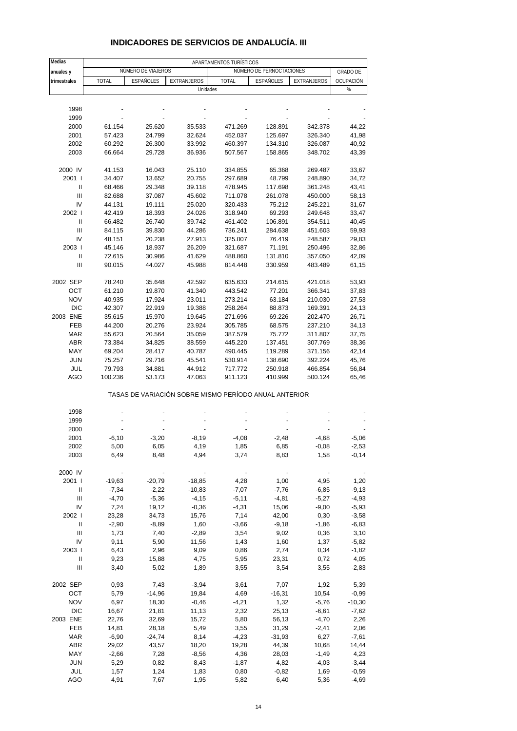# INDICADORES DE SERVICIOS DE ANDALUCÍA. III

| Medias anuales y trimestrales | APARTAMENTOS TURÍSTICOS | | | | | | |
|---|---|---|---|---|---|---|---|
| | NÚMERO DE VIAJEROS | | | NÚMERO DE PERNOCTACIONES | | | GRADO DE OCUPACIÓN |
| | TOTAL | ESPAÑOLES | EXTRANJEROS | TOTAL | ESPAÑOLES | EXTRANJEROS | |
| | Unidades | | | | | | % |
| 1998 | - | - | - | - | - | - | - |
| 1999 | - | - | - | - | - | - | - |
| 2000 | 61.154 | 25.620 | 35.533 | 471.269 | 128.891 | 342.378 | 44,22 |
| 2001 | 57.423 | 24.799 | 32.624 | 452.037 | 125.697 | 326.340 | 41,98 |
| 2002 | 60.292 | 26.300 | 33.992 | 460.397 | 134.310 | 326.087 | 40,92 |
| 2003 | 66.664 | 29.728 | 36.936 | 507.567 | 158.865 | 348.702 | 43,39 |
| 2000 IV | 41.153 | 16.043 | 25.110 | 334.855 | 65.368 | 269.487 | 33,67 |
| 2001 I | 34.407 | 13.652 | 20.755 | 297.689 | 48.799 | 248.890 | 34,72 |
| II | 68.466 | 29.348 | 39.118 | 478.945 | 117.698 | 361.248 | 43,41 |
| III | 82.688 | 37.087 | 45.602 | 711.078 | 261.078 | 450.000 | 58,13 |
| IV | 44.131 | 19.111 | 25.020 | 320.433 | 75.212 | 245.221 | 31,67 |
| 2002 I | 42.419 | 18.393 | 24.026 | 318.940 | 69.293 | 249.648 | 33,47 |
| II | 66.482 | 26.740 | 39.742 | 461.402 | 106.891 | 354.511 | 40,45 |
| III | 84.115 | 39.830 | 44.286 | 736.241 | 284.638 | 451.603 | 59,93 |
| IV | 48.151 | 20.238 | 27.913 | 325.007 | 76.419 | 248.587 | 29,83 |
| 2003 I | 45.146 | 18.937 | 26.209 | 321.687 | 71.191 | 250.496 | 32,86 |
| II | 72.615 | 30.986 | 41.629 | 488.860 | 131.810 | 357.050 | 42,09 |
| III | 90.015 | 44.027 | 45.988 | 814.448 | 330.959 | 483.489 | 61,15 |
| 2002 SEP | 78.240 | 35.648 | 42.592 | 635.633 | 214.615 | 421.018 | 53,93 |
| OCT | 61.210 | 19.870 | 41.340 | 443.542 | 77.201 | 366.341 | 37,83 |
| NOV | 40.935 | 17.924 | 23.011 | 273.214 | 63.184 | 210.030 | 27,53 |
| DIC | 42.307 | 22.919 | 19.388 | 258.264 | 88.873 | 169.391 | 24,13 |
| 2003 ENE | 35.615 | 15.970 | 19.645 | 271.696 | 69.226 | 202.470 | 26,71 |
| FEB | 44.200 | 20.276 | 23.924 | 305.785 | 68.575 | 237.210 | 34,13 |
| MAR | 55.623 | 20.564 | 35.059 | 387.579 | 75.772 | 311.807 | 37,75 |
| ABR | 73.384 | 34.825 | 38.559 | 445.220 | 137.451 | 307.769 | 38,36 |
| MAY | 69.204 | 28.417 | 40.787 | 490.445 | 119.289 | 371.156 | 42,14 |
| JUN | 75.257 | 29.716 | 45.541 | 530.914 | 138.690 | 392.224 | 45,76 |
| JUL | 79.793 | 34.881 | 44.912 | 717.772 | 250.918 | 466.854 | 56,84 |
| AGO | 100.236 | 53.173 | 47.063 | 911.123 | 410.999 | 500.124 | 65,46 |
| | TASAS DE VARIACIÓN SOBRE MISMO PERÍODO ANUAL ANTERIOR | | | | | | |
| 1998 | - | - | - | - | - | - | - |
| 1999 | - | - | - | - | - | - | - |
| 2000 | - | - | - | - | - | - | - |
| 2001 | -6,10 | -3,20 | -8,19 | -4,08 | -2,48 | -4,68 | -5,06 |
| 2002 | 5,00 | 6,05 | 4,19 | 1,85 | 6,85 | -0,08 | -2,53 |
| 2003 | 6,49 | 8,48 | 4,94 | 3,74 | 8,83 | 1,58 | -0,14 |
| 2000 IV | - | - | - | - | - | - | - |
| 2001 I | -19,63 | -20,79 | -18,85 | 4,28 | 1,00 | 4,95 | 1,20 |
| II | -7,34 | -2,22 | -10,83 | -7,07 | -7,76 | -6,85 | -9,13 |
| III | -4,70 | -5,36 | -4,15 | -5,11 | -4,81 | -5,27 | -4,93 |
| IV | 7,24 | 19,12 | -0,36 | -4,31 | 15,06 | -9,00 | -5,93 |
| 2002 I | 23,28 | 34,73 | 15,76 | 7,14 | 42,00 | 0,30 | -3,58 |
| II | -2,90 | -8,89 | 1,60 | -3,66 | -9,18 | -1,86 | -6,83 |
| III | 1,73 | 7,40 | -2,89 | 3,54 | 9,02 | 0,36 | 3,10 |
| IV | 9,11 | 5,90 | 11,56 | 1,43 | 1,60 | 1,37 | -5,82 |
| 2003 I | 6,43 | 2,96 | 9,09 | 0,86 | 2,74 | 0,34 | -1,82 |
| II | 9,23 | 15,88 | 4,75 | 5,95 | 23,31 | 0,72 | 4,05 |
| III | 3,40 | 5,02 | 1,89 | 3,55 | 3,54 | 3,55 | -2,83 |
| 2002 SEP | 0,93 | 7,43 | -3,94 | 3,61 | 7,07 | 1,92 | 5,39 |
| OCT | 5,79 | -14,96 | 19,84 | 4,69 | -16,31 | 10,54 | -0,99 |
| NOV | 6,97 | 18,30 | -0,46 | -4,21 | 1,32 | -5,76 | -10,30 |
| DIC | 16,67 | 21,81 | 11,13 | 2,32 | 25,13 | -6,61 | -7,62 |
| 2003 ENE | 22,76 | 32,69 | 15,72 | 5,80 | 56,13 | -4,70 | 2,26 |
| FEB | 14,81 | 28,18 | 5,49 | 3,55 | 31,29 | -2,41 | 2,06 |
| MAR | -6,90 | -24,74 | 8,14 | -4,23 | -31,93 | 6,27 | -7,61 |
| ABR | 29,02 | 43,57 | 18,20 | 19,28 | 44,39 | 10,68 | 14,44 |
| MAY | -2,66 | 7,28 | -8,56 | 4,36 | 28,03 | -1,49 | 4,23 |
| JUN | 5,29 | 0,82 | 8,43 | -1,87 | 4,82 | -4,03 | -3,44 |
| JUL | 1,57 | 1,24 | 1,83 | 0,80 | -0,82 | 1,69 | -0,59 |
| AGO | 4,91 | 7,67 | 1,95 | 5,82 | 6,40 | 5,36 | -4,69 |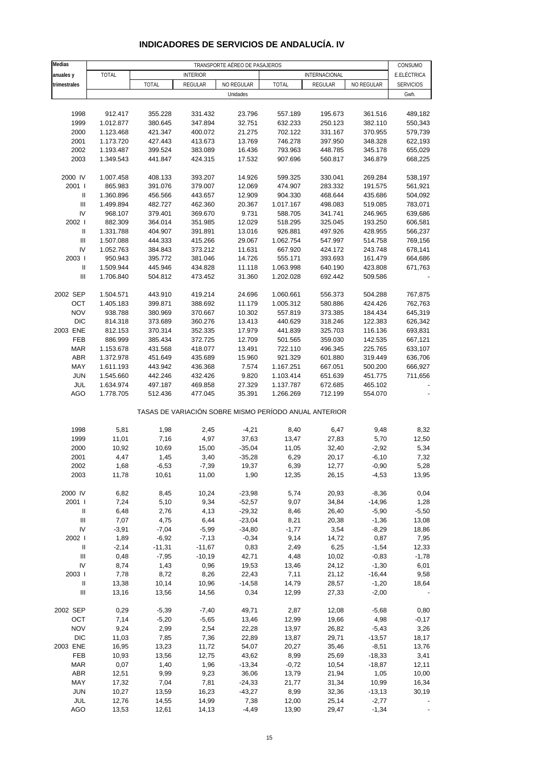# INDICADORES DE SERVICIOS DE ANDALUCÍA. IV

| Medias anuales y trimestrales | TRANSPORTE AÉREO DE PASAJEROS | | | | | | | CONSUMO E.ELÉCTRICA SERVICIOS |
|---|---|---|---|---|---|---|---|---|
| | TOTAL | INTERIOR | | | INTERNACIONAL | | | |
| | | TOTAL | REGULAR | NO REGULAR | TOTAL | REGULAR | NO REGULAR | |
| | Unidades | | | | | | | Gwh. |
| 1998 | 912.417 | 355.228 | 331.432 | 23.796 | 557.189 | 195.673 | 361.516 | 489,182 |
| 1999 | 1.012.877 | 380.645 | 347.894 | 32.751 | 632.233 | 250.123 | 382.110 | 550,343 |
| 2000 | 1.123.468 | 421.347 | 400.072 | 21.275 | 702.122 | 331.167 | 370.955 | 579,739 |
| 2001 | 1.173.720 | 427.443 | 413.673 | 13.769 | 746.278 | 397.950 | 348.328 | 622,193 |
| 2002 | 1.193.487 | 399.524 | 383.089 | 16.436 | 793.963 | 448.785 | 345.178 | 655,029 |
| 2003 | 1.349.543 | 441.847 | 424.315 | 17.532 | 907.696 | 560.817 | 346.879 | 668,225 |
| 2000 IV | 1.007.458 | 408.133 | 393.207 | 14.926 | 599.325 | 330.041 | 269.284 | 538,197 |
| 2001 I | 865.983 | 391.076 | 379.007 | 12.069 | 474.907 | 283.332 | 191.575 | 561,921 |
| II | 1.360.896 | 456.566 | 443.657 | 12.909 | 904.330 | 468.644 | 435.686 | 504,092 |
| III | 1.499.894 | 482.727 | 462.360 | 20.367 | 1.017.167 | 498.083 | 519.085 | 783,071 |
| IV | 968.107 | 379.401 | 369.670 | 9.731 | 588.705 | 341.741 | 246.965 | 639,686 |
| 2002 I | 882.309 | 364.014 | 351.985 | 12.029 | 518.295 | 325.045 | 193.250 | 606,581 |
| II | 1.331.788 | 404.907 | 391.891 | 13.016 | 926.881 | 497.926 | 428.955 | 566,237 |
| III | 1.507.088 | 444.333 | 415.266 | 29.067 | 1.062.754 | 547.997 | 514.758 | 769,156 |
| IV | 1.052.763 | 384.843 | 373.212 | 11.631 | 667.920 | 424.172 | 243.748 | 678,141 |
| 2003 I | 950.943 | 395.772 | 381.046 | 14.726 | 555.171 | 393.693 | 161.479 | 664,686 |
| II | 1.509.944 | 445.946 | 434.828 | 11.118 | 1.063.998 | 640.190 | 423.808 | 671,763 |
| III | 1.706.840 | 504.812 | 473.452 | 31.360 | 1.202.028 | 692.442 | 509.586 | - |
| 2002 SEP | 1.504.571 | 443.910 | 419.214 | 24.696 | 1.060.661 | 556.373 | 504.288 | 767,875 |
| OCT | 1.405.183 | 399.871 | 388.692 | 11.179 | 1.005.312 | 580.886 | 424.426 | 762,763 |
| NOV | 938.788 | 380.969 | 370.667 | 10.302 | 557.819 | 373.385 | 184.434 | 645,319 |
| DIC | 814.318 | 373.689 | 360.276 | 13.413 | 440.629 | 318.246 | 122.383 | 626,342 |
| 2003 ENE | 812.153 | 370.314 | 352.335 | 17.979 | 441.839 | 325.703 | 116.136 | 693,831 |
| FEB | 886.999 | 385.434 | 372.725 | 12.709 | 501.565 | 359.030 | 142.535 | 667,121 |
| MAR | 1.153.678 | 431.568 | 418.077 | 13.491 | 722.110 | 496.345 | 225.765 | 633,107 |
| ABR | 1.372.978 | 451.649 | 435.689 | 15.960 | 921.329 | 601.880 | 319.449 | 636,706 |
| MAY | 1.611.193 | 443.942 | 436.368 | 7.574 | 1.167.251 | 667.051 | 500.200 | 666,927 |
| JUN | 1.545.660 | 442.246 | 432.426 | 9.820 | 1.103.414 | 651.639 | 451.775 | 711,656 |
| JUL | 1.634.974 | 497.187 | 469.858 | 27.329 | 1.137.787 | 672.685 | 465.102 | - |
| AGO | 1.778.705 | 512.436 | 477.045 | 35.391 | 1.266.269 | 712.199 | 554.070 | - |
| | TASAS DE VARIACIÓN SOBRE MISMO PERÍODO ANUAL ANTERIOR | | | | | | | |
| 1998 | 5,81 | 1,98 | 2,45 | -4,21 | 8,40 | 6,47 | 9,48 | 8,32 |
| 1999 | 11,01 | 7,16 | 4,97 | 37,63 | 13,47 | 27,83 | 5,70 | 12,50 |
| 2000 | 10,92 | 10,69 | 15,00 | -35,04 | 11,05 | 32,40 | -2,92 | 5,34 |
| 2001 | 4,47 | 1,45 | 3,40 | -35,28 | 6,29 | 20,17 | -6,10 | 7,32 |
| 2002 | 1,68 | -6,53 | -7,39 | 19,37 | 6,39 | 12,77 | -0,90 | 5,28 |
| 2003 | 11,78 | 10,61 | 11,00 | 1,90 | 12,35 | 26,15 | -4,53 | 13,95 |
| 2000 IV | 6,82 | 8,45 | 10,24 | -23,98 | 5,74 | 20,93 | -8,36 | 0,04 |
| 2001 I | 7,24 | 5,10 | 9,34 | -52,57 | 9,07 | 34,84 | -14,96 | 1,28 |
| II | 6,48 | 2,76 | 4,13 | -29,32 | 8,46 | 26,40 | -5,90 | -5,50 |
| III | 7,07 | 4,75 | 6,44 | -23,04 | 8,21 | 20,38 | -1,36 | 13,08 |
| IV | -3,91 | -7,04 | -5,99 | -34,80 | -1,77 | 3,54 | -8,29 | 18,86 |
| 2002 I | 1,89 | -6,92 | -7,13 | -0,34 | 9,14 | 14,72 | 0,87 | 7,95 |
| II | -2,14 | -11,31 | -11,67 | 0,83 | 2,49 | 6,25 | -1,54 | 12,33 |
| III | 0,48 | -7,95 | -10,19 | 42,71 | 4,48 | 10,02 | -0,83 | -1,78 |
| IV | 8,74 | 1,43 | 0,96 | 19,53 | 13,46 | 24,12 | -1,30 | 6,01 |
| 2003 I | 7,78 | 8,72 | 8,26 | 22,43 | 7,11 | 21,12 | -16,44 | 9,58 |
| II | 13,38 | 10,14 | 10,96 | -14,58 | 14,79 | 28,57 | -1,20 | 18,64 |
| III | 13,16 | 13,56 | 14,56 | 0,34 | 12,99 | 27,33 | -2,00 | - |
| 2002 SEP | 0,29 | -5,39 | -7,40 | 49,71 | 2,87 | 12,08 | -5,68 | 0,80 |
| OCT | 7,14 | -5,20 | -5,65 | 13,46 | 12,99 | 19,66 | 4,98 | -0,17 |
| NOV | 9,24 | 2,99 | 2,54 | 22,28 | 13,97 | 26,82 | -5,43 | 3,26 |
| DIC | 11,03 | 7,85 | 7,36 | 22,89 | 13,87 | 29,71 | -13,57 | 18,17 |
| 2003 ENE | 16,95 | 13,23 | 11,72 | 54,07 | 20,27 | 35,46 | -8,51 | 13,76 |
| FEB | 10,93 | 13,56 | 12,75 | 43,62 | 8,99 | 25,69 | -18,33 | 3,41 |
| MAR | 0,07 | 1,40 | 1,96 | -13,34 | -0,72 | 10,54 | -18,87 | 12,11 |
| ABR | 12,51 | 9,99 | 9,23 | 36,06 | 13,79 | 21,94 | 1,05 | 10,00 |
| MAY | 17,32 | 7,04 | 7,81 | -24,33 | 21,77 | 31,34 | 10,99 | 16,34 |
| JUN | 10,27 | 13,59 | 16,23 | -43,27 | 8,99 | 32,36 | -13,13 | 30,19 |
| JUL | 12,76 | 14,55 | 14,99 | 7,38 | 12,00 | 25,14 | -2,77 | - |
| AGO | 13,53 | 12,61 | 14,13 | -4,49 | 13,90 | 29,47 | -1,34 | - |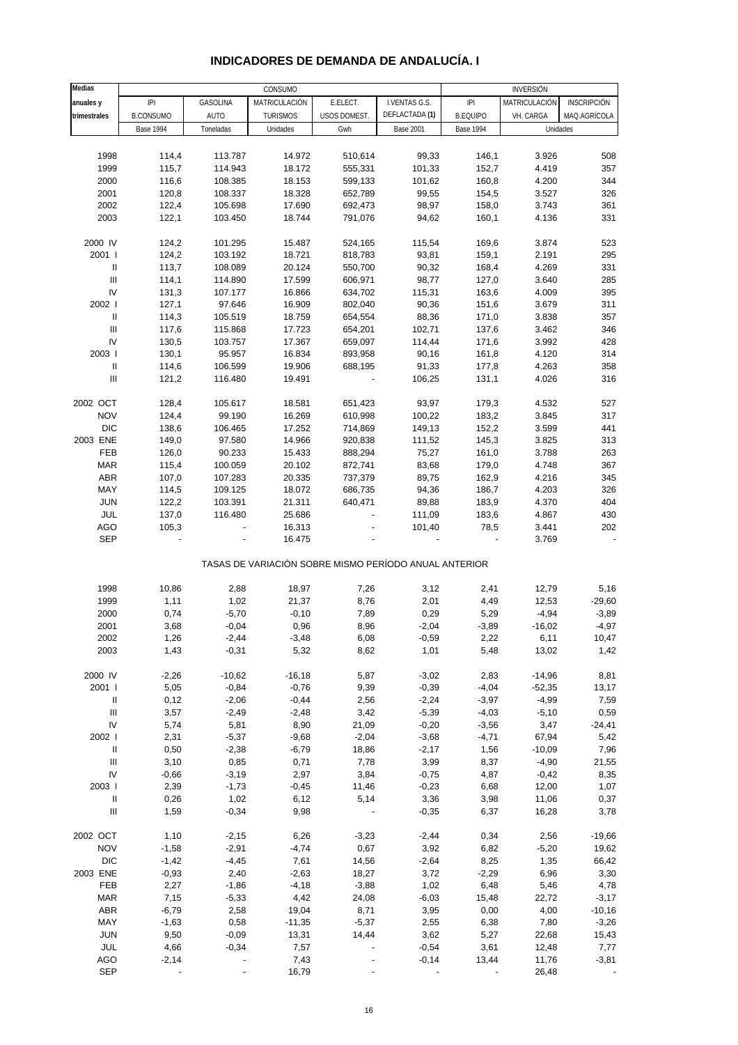# INDICADORES DE DEMANDA DE ANDALUCÍA. I

| Medias anuales y trimestrales | CONSUMO | | | | | INVERSIÓN | | |
|---|---|---|---|---|---|---|---|---|
| | IPI B.CONSUMO | GASOLINA AUTO | MATRICULACIÓN TURISMOS | E.ELECT. USOS DOMEST. | I.VENTAS G.S. DEFLACTADA (1) | IPI B.EQUIPO | MATRICULACIÓN VH. CARGA | INSCRIPCIÓN MAQ.AGRÍCOLA |
| | Base 1994 | Toneladas | Unidades | Gwh | Base 2001 | Base 1994 | Unidades | |
| 1998 | 114,4 | 113.787 | 14.972 | 510,614 | 99,33 | 146,1 | 3.926 | 508 |
| 1999 | 115,7 | 114.943 | 18.172 | 555,331 | 101,33 | 152,7 | 4.419 | 357 |
| 2000 | 116,6 | 108.385 | 18.153 | 599,133 | 101,62 | 160,8 | 4.200 | 344 |
| 2001 | 120,8 | 108.337 | 18.328 | 652,789 | 99,55 | 154,5 | 3.527 | 326 |
| 2002 | 122,4 | 105.698 | 17.690 | 692,473 | 98,97 | 158,0 | 3.743 | 361 |
| 2003 | 122,1 | 103.450 | 18.744 | 791,076 | 94,62 | 160,1 | 4.136 | 331 |
| 2000 IV | 124,2 | 101.295 | 15.487 | 524,165 | 115,54 | 169,6 | 3.874 | 523 |
| 2001 I | 124,2 | 103.192 | 18.721 | 818,783 | 93,81 | 159,1 | 2.191 | 295 |
| II | 113,7 | 108.089 | 20.124 | 550,700 | 90,32 | 168,4 | 4.269 | 331 |
| III | 114,1 | 114.890 | 17.599 | 606,971 | 98,77 | 127,0 | 3.640 | 285 |
| IV | 131,3 | 107.177 | 16.866 | 634,702 | 115,31 | 163,6 | 4.009 | 395 |
| 2002 I | 127,1 | 97.646 | 16.909 | 802,040 | 90,36 | 151,6 | 3.679 | 311 |
| II | 114,3 | 105.519 | 18.759 | 654,554 | 88,36 | 171,0 | 3.838 | 357 |
| III | 117,6 | 115.868 | 17.723 | 654,201 | 102,71 | 137,6 | 3.462 | 346 |
| IV | 130,5 | 103.757 | 17.367 | 659,097 | 114,44 | 171,6 | 3.992 | 428 |
| 2003 I | 130,1 | 95.957 | 16.834 | 893,958 | 90,16 | 161,8 | 4.120 | 314 |
| II | 114,6 | 106.599 | 19.906 | 688,195 | 91,33 | 177,8 | 4.263 | 358 |
| III | 121,2 | 116.480 | 19.491 | - | 106,25 | 131,1 | 4.026 | 316 |
| 2002 OCT | 128,4 | 105.617 | 18.581 | 651,423 | 93,97 | 179,3 | 4.532 | 527 |
| NOV | 124,4 | 99.190 | 16.269 | 610,998 | 100,22 | 183,2 | 3.845 | 317 |
| DIC | 138,6 | 106.465 | 17.252 | 714,869 | 149,13 | 152,2 | 3.599 | 441 |
| 2003 ENE | 149,0 | 97.580 | 14.966 | 920,838 | 111,52 | 145,3 | 3.825 | 313 |
| FEB | 126,0 | 90.233 | 15.433 | 888,294 | 75,27 | 161,0 | 3.788 | 263 |
| MAR | 115,4 | 100.059 | 20.102 | 872,741 | 83,68 | 179,0 | 4.748 | 367 |
| ABR | 107,0 | 107.283 | 20.335 | 737,379 | 89,75 | 162,9 | 4.216 | 345 |
| MAY | 114,5 | 109.125 | 18.072 | 686,735 | 94,36 | 186,7 | 4.203 | 326 |
| JUN | 122,2 | 103.391 | 21.311 | 640,471 | 89,88 | 183,9 | 4.370 | 404 |
| JUL | 137,0 | 116.480 | 25.686 | - | 111,09 | 183,6 | 4.867 | 430 |
| AGO | 105,3 | - | 16.313 | - | 101,40 | 78,5 | 3.441 | 202 |
| SEP | - | - | 16.475 | - | - | - | 3.769 | - |
| TASAS DE VARIACIÓN SOBRE MISMO PERÍODO ANUAL ANTERIOR | | | | | | | | |
| 1998 | 10,86 | 2,88 | 18,97 | 7,26 | 3,12 | 2,41 | 12,79 | 5,16 |
| 1999 | 1,11 | 1,02 | 21,37 | 8,76 | 2,01 | 4,49 | 12,53 | -29,60 |
| 2000 | 0,74 | -5,70 | -0,10 | 7,89 | 0,29 | 5,29 | -4,94 | -3,89 |
| 2001 | 3,68 | -0,04 | 0,96 | 8,96 | -2,04 | -3,89 | -16,02 | -4,97 |
| 2002 | 1,26 | -2,44 | -3,48 | 6,08 | -0,59 | 2,22 | 6,11 | 10,47 |
| 2003 | 1,43 | -0,31 | 5,32 | 8,62 | 1,01 | 5,48 | 13,02 | 1,42 |
| 2000 IV | -2,26 | -10,62 | -16,18 | 5,87 | -3,02 | 2,83 | -14,96 | 8,81 |
| 2001 I | 5,05 | -0,84 | -0,76 | 9,39 | -0,39 | -4,04 | -52,35 | 13,17 |
| II | 0,12 | -2,06 | -0,44 | 2,56 | -2,24 | -3,97 | -4,99 | 7,59 |
| III | 3,57 | -2,49 | -2,48 | 3,42 | -5,39 | -4,03 | -5,10 | 0,59 |
| IV | 5,74 | 5,81 | 8,90 | 21,09 | -0,20 | -3,56 | 3,47 | -24,41 |
| 2002 I | 2,31 | -5,37 | -9,68 | -2,04 | -3,68 | -4,71 | 67,94 | 5,42 |
| II | 0,50 | -2,38 | -6,79 | 18,86 | -2,17 | 1,56 | -10,09 | 7,96 |
| III | 3,10 | 0,85 | 0,71 | 7,78 | 3,99 | 8,37 | -4,90 | 21,55 |
| IV | -0,66 | -3,19 | 2,97 | 3,84 | -0,75 | 4,87 | -0,42 | 8,35 |
| 2003 I | 2,39 | -1,73 | -0,45 | 11,46 | -0,23 | 6,68 | 12,00 | 1,07 |
| II | 0,26 | 1,02 | 6,12 | 5,14 | 3,36 | 3,98 | 11,06 | 0,37 |
| III | 1,59 | -0,34 | 9,98 | - | -0,35 | 6,37 | 16,28 | 3,78 |
| 2002 OCT | 1,10 | -2,15 | 6,26 | -3,23 | -2,44 | 0,34 | 2,56 | -19,66 |
| NOV | -1,58 | -2,91 | -4,74 | 0,67 | 3,92 | 6,82 | -5,20 | 19,62 |
| DIC | -1,42 | -4,45 | 7,61 | 14,56 | -2,64 | 8,25 | 1,35 | 66,42 |
| 2003 ENE | -0,93 | 2,40 | -2,63 | 18,27 | 3,72 | -2,29 | 6,96 | 3,30 |
| FEB | 2,27 | -1,86 | -4,18 | -3,88 | 1,02 | 6,48 | 5,46 | 4,78 |
| MAR | 7,15 | -5,33 | 4,42 | 24,08 | -6,03 | 15,48 | 22,72 | -3,17 |
| ABR | -6,79 | 2,58 | 19,04 | 8,71 | 3,95 | 0,00 | 4,00 | -10,16 |
| MAY | -1,63 | 0,58 | -11,35 | -5,37 | 2,55 | 6,38 | 7,80 | -3,26 |
| JUN | 9,50 | -0,09 | 13,31 | 14,44 | 3,62 | 5,27 | 22,68 | 15,43 |
| JUL | 4,66 | -0,34 | 7,57 | - | -0,54 | 3,61 | 12,48 | 7,77 |
| AGO | -2,14 | - | 7,43 | - | -0,14 | 13,44 | 11,76 | -3,81 |
| SEP | - | - | 16,79 | - | - | - | 26,48 | - |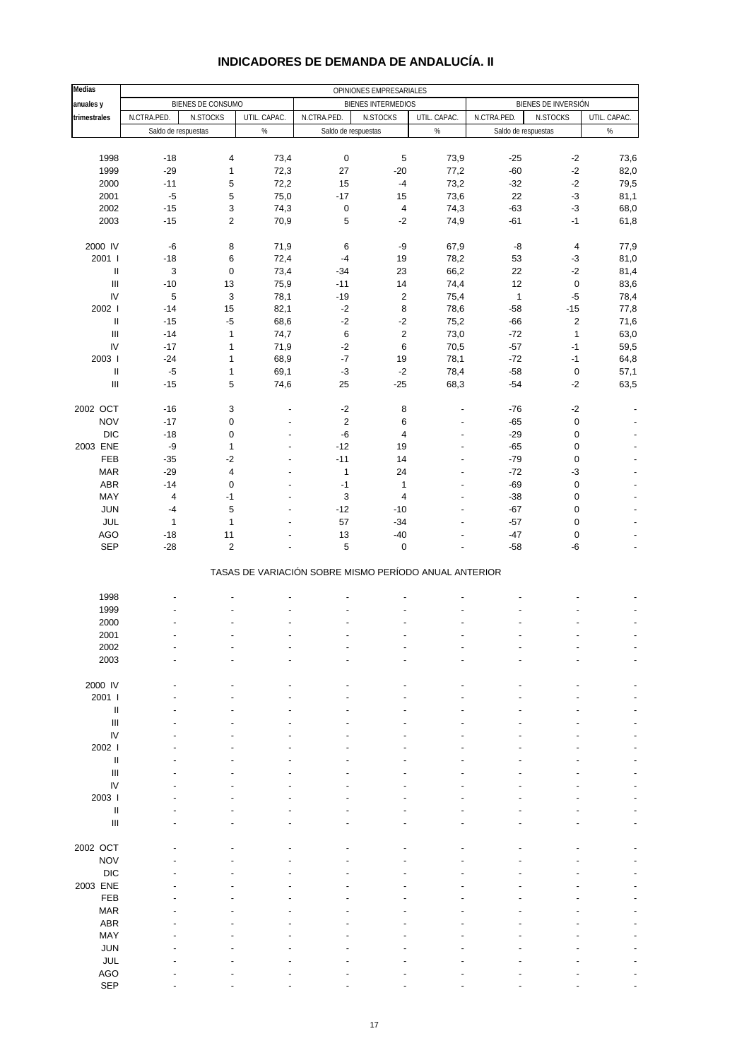# INDICADORES DE DEMANDA DE ANDALUCÍA. II

| Medias anuales y trimestrales | OPINIONES EMPRESARIALES | | | | | | | | |
|---|---|---|---|---|---|---|---|---|---|
| | BIENES DE CONSUMO | | | BIENES INTERMEDIOS | | | BIENES DE INVERSIÓN | | |
| | N.CTRA.PED. | N.STOCKS | UTIL. CAPAC. | N.CTRA.PED. | N.STOCKS | UTIL. CAPAC. | N.CTRA.PED. | N.STOCKS | UTIL. CAPAC. |
| | Saldo de respuestas | | % | Saldo de respuestas | | % | Saldo de respuestas | | % |
| 1998 | -18 | 4 | 73,4 | 0 | 5 | 73,9 | -25 | -2 | 73,6 |
| 1999 | -29 | 1 | 72,3 | 27 | -20 | 77,2 | -60 | -2 | 82,0 |
| 2000 | -11 | 5 | 72,2 | 15 | -4 | 73,2 | -32 | -2 | 79,5 |
| 2001 | -5 | 5 | 75,0 | -17 | 15 | 73,6 | 22 | -3 | 81,1 |
| 2002 | -15 | 3 | 74,3 | 0 | 4 | 74,3 | -63 | -3 | 68,0 |
| 2003 | -15 | 2 | 70,9 | 5 | -2 | 74,9 | -61 | -1 | 61,8 |
| 2000 IV | -6 | 8 | 71,9 | 6 | -9 | 67,9 | -8 | 4 | 77,9 |
| 2001 I | -18 | 6 | 72,4 | -4 | 19 | 78,2 | 53 | -3 | 81,0 |
| II | 3 | 0 | 73,4 | -34 | 23 | 66,2 | 22 | -2 | 81,4 |
| III | -10 | 13 | 75,9 | -11 | 14 | 74,4 | 12 | 0 | 83,6 |
| IV | 5 | 3 | 78,1 | -19 | 2 | 75,4 | 1 | -5 | 78,4 |
| 2002 I | -14 | 15 | 82,1 | -2 | 8 | 78,6 | -58 | -15 | 77,8 |
| II | -15 | -5 | 68,6 | -2 | -2 | 75,2 | -66 | 2 | 71,6 |
| III | -14 | 1 | 74,7 | 6 | 2 | 73,0 | -72 | 1 | 63,0 |
| IV | -17 | 1 | 71,9 | -2 | 6 | 70,5 | -57 | -1 | 59,5 |
| 2003 I | -24 | 1 | 68,9 | -7 | 19 | 78,1 | -72 | -1 | 64,8 |
| II | -5 | 1 | 69,1 | -3 | -2 | 78,4 | -58 | 0 | 57,1 |
| III | -15 | 5 | 74,6 | 25 | -25 | 68,3 | -54 | -2 | 63,5 |
| 2002 OCT | -16 | 3 | - | -2 | 8 | - | -76 | -2 | - |
| NOV | -17 | 0 | - | 2 | 6 | - | -65 | 0 | - |
| DIC | -18 | 0 | - | -6 | 4 | - | -29 | 0 | - |
| 2003 ENE | -9 | 1 | - | -12 | 19 | - | -65 | 0 | - |
| FEB | -35 | -2 | - | -11 | 14 | - | -79 | 0 | - |
| MAR | -29 | 4 | - | 1 | 24 | - | -72 | -3 | - |
| ABR | -14 | 0 | - | -1 | 1 | - | -69 | 0 | - |
| MAY | 4 | -1 | - | 3 | 4 | - | -38 | 0 | - |
| JUN | -4 | 5 | - | -12 | -10 | - | -67 | 0 | - |
| JUL | 1 | 1 | - | 57 | -34 | - | -57 | 0 | - |
| AGO | -18 | 11 | - | 13 | -40 | - | -47 | 0 | - |
| SEP | -28 | 2 | - | 5 | 0 | - | -58 | -6 | - |
| TASAS DE VARIACIÓN SOBRE MISMO PERÍODO ANUAL ANTERIOR | | | | | | | | | |
| 1998 | - | - | - | - | - | - | - | - | - |
| 1999 | - | - | - | - | - | - | - | - | - |
| 2000 | - | - | - | - | - | - | - | - | - |
| 2001 | - | - | - | - | - | - | - | - | - |
| 2002 | - | - | - | - | - | - | - | - | - |
| 2003 | - | - | - | - | - | - | - | - | - |
| 2000 IV | - | - | - | - | - | - | - | - | - |
| 2001 I | - | - | - | - | - | - | - | - | - |
| II | - | - | - | - | - | - | - | - | - |
| III | - | - | - | - | - | - | - | - | - |
| IV | - | - | - | - | - | - | - | - | - |
| 2002 I | - | - | - | - | - | - | - | - | - |
| II | - | - | - | - | - | - | - | - | - |
| III | - | - | - | - | - | - | - | - | - |
| IV | - | - | - | - | - | - | - | - | - |
| 2003 I | - | - | - | - | - | - | - | - | - |
| II | - | - | - | - | - | - | - | - | - |
| III | - | - | - | - | - | - | - | - | - |
| 2002 OCT | - | - | - | - | - | - | - | - | - |
| NOV | - | - | - | - | - | - | - | - | - |
| DIC | - | - | - | - | - | - | - | - | - |
| 2003 ENE | - | - | - | - | - | - | - | - | - |
| FEB | - | - | - | - | - | - | - | - | - |
| MAR | - | - | - | - | - | - | - | - | - |
| ABR | - | - | - | - | - | - | - | - | - |
| MAY | - | - | - | - | - | - | - | - | - |
| JUN | - | - | - | - | - | - | - | - | - |
| JUL | - | - | - | - | - | - | - | - | - |
| AGO | - | - | - | - | - | - | - | - | - |
| SEP | - | - | - | - | - | - | - | - | - |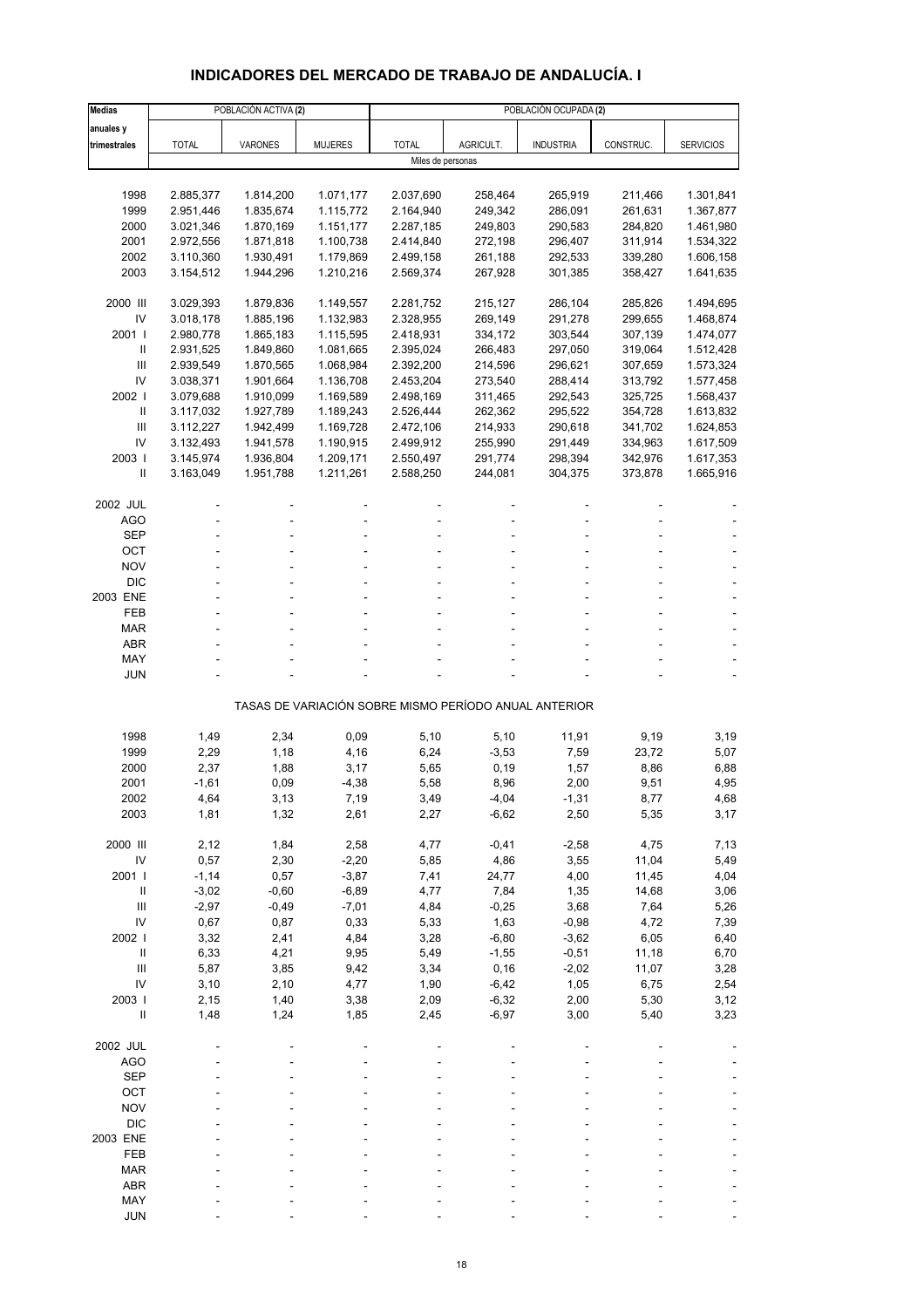# INDICADORES DEL MERCADO DE TRABAJO DE ANDALUCÍA. I

| Medias anuales y trimestrales | POBLACIÓN ACTIVA (2) | | | POBLACIÓN OCUPADA (2) | | | | |
|---|---|---|---|---|---|---|---|---|
| | TOTAL | VARONES | MUJERES | TOTAL | AGRICULT. | INDUSTRIA | CONSTRUC. | SERVICIOS |
| | Miles de personas | | | | | | | |
| 1998 | 2.885,377 | 1.814,200 | 1.071,177 | 2.037,690 | 258,464 | 265,919 | 211,466 | 1.301,841 |
| 1999 | 2.951,446 | 1.835,674 | 1.115,772 | 2.164,940 | 249,342 | 286,091 | 261,631 | 1.367,877 |
| 2000 | 3.021,346 | 1.870,169 | 1.151,177 | 2.287,185 | 249,803 | 290,583 | 284,820 | 1.461,980 |
| 2001 | 2.972,556 | 1.871,818 | 1.100,738 | 2.414,840 | 272,198 | 296,407 | 311,914 | 1.534,322 |
| 2002 | 3.110,360 | 1.930,491 | 1.179,869 | 2.499,158 | 261,188 | 292,533 | 339,280 | 1.606,158 |
| 2003 | 3.154,512 | 1.944,296 | 1.210,216 | 2.569,374 | 267,928 | 301,385 | 358,427 | 1.641,635 |
| 2000 III | 3.029,393 | 1.879,836 | 1.149,557 | 2.281,752 | 215,127 | 286,104 | 285,826 | 1.494,695 |
| IV | 3.018,178 | 1.885,196 | 1.132,983 | 2.328,955 | 269,149 | 291,278 | 299,655 | 1.468,874 |
| 2001 I | 2.980,778 | 1.865,183 | 1.115,595 | 2.418,931 | 334,172 | 303,544 | 307,139 | 1.474,077 |
| II | 2.931,525 | 1.849,860 | 1.081,665 | 2.395,024 | 266,483 | 297,050 | 319,064 | 1.512,428 |
| III | 2.939,549 | 1.870,565 | 1.068,984 | 2.392,200 | 214,596 | 296,621 | 307,659 | 1.573,324 |
| IV | 3.038,371 | 1.901,664 | 1.136,708 | 2.453,204 | 273,540 | 288,414 | 313,792 | 1.577,458 |
| 2002 I | 3.079,688 | 1.910,099 | 1.169,589 | 2.498,169 | 311,465 | 292,543 | 325,725 | 1.568,437 |
| II | 3.117,032 | 1.927,789 | 1.189,243 | 2.526,444 | 262,362 | 295,522 | 354,728 | 1.613,832 |
| III | 3.112,227 | 1.942,499 | 1.169,728 | 2.472,106 | 214,933 | 290,618 | 341,702 | 1.624,853 |
| IV | 3.132,493 | 1.941,578 | 1.190,915 | 2.499,912 | 255,990 | 291,449 | 334,963 | 1.617,509 |
| 2003 I | 3.145,974 | 1.936,804 | 1.209,171 | 2.550,497 | 291,774 | 298,394 | 342,976 | 1.617,353 |
| II | 3.163,049 | 1.951,788 | 1.211,261 | 2.588,250 | 244,081 | 304,375 | 373,878 | 1.665,916 |
| 2002 JUL | - | - | - | - | - | - | - | - |
| AGO | - | - | - | - | - | - | - | - |
| SEP | - | - | - | - | - | - | - | - |
| OCT | - | - | - | - | - | - | - | - |
| NOV | - | - | - | - | - | - | - | - |
| DIC | - | - | - | - | - | - | - | - |
| 2003 ENE | - | - | - | - | - | - | - | - |
| FEB | - | - | - | - | - | - | - | - |
| MAR | - | - | - | - | - | - | - | - |
| ABR | - | - | - | - | - | - | - | - |
| MAY | - | - | - | - | - | - | - | - |
| JUN | - | - | - | - | - | - | - | - |
| | TASAS DE VARIACIÓN SOBRE MISMO PERÍODO ANUAL ANTERIOR | | | | | | | |
| 1998 | 1,49 | 2,34 | 0,09 | 5,10 | 5,10 | 11,91 | 9,19 | 3,19 |
| 1999 | 2,29 | 1,18 | 4,16 | 6,24 | -3,53 | 7,59 | 23,72 | 5,07 |
| 2000 | 2,37 | 1,88 | 3,17 | 5,65 | 0,19 | 1,57 | 8,86 | 6,88 |
| 2001 | -1,61 | 0,09 | -4,38 | 5,58 | 8,96 | 2,00 | 9,51 | 4,95 |
| 2002 | 4,64 | 3,13 | 7,19 | 3,49 | -4,04 | -1,31 | 8,77 | 4,68 |
| 2003 | 1,81 | 1,32 | 2,61 | 2,27 | -6,62 | 2,50 | 5,35 | 3,17 |
| 2000 III | 2,12 | 1,84 | 2,58 | 4,77 | -0,41 | -2,58 | 4,75 | 7,13 |
| IV | 0,57 | 2,30 | -2,20 | 5,85 | 4,86 | 3,55 | 11,04 | 5,49 |
| 2001 I | -1,14 | 0,57 | -3,87 | 7,41 | 24,77 | 4,00 | 11,45 | 4,04 |
| II | -3,02 | -0,60 | -6,89 | 4,77 | 7,84 | 1,35 | 14,68 | 3,06 |
| III | -2,97 | -0,49 | -7,01 | 4,84 | -0,25 | 3,68 | 7,64 | 5,26 |
| IV | 0,67 | 0,87 | 0,33 | 5,33 | 1,63 | -0,98 | 4,72 | 7,39 |
| 2002 I | 3,32 | 2,41 | 4,84 | 3,28 | -6,80 | -3,62 | 6,05 | 6,40 |
| II | 6,33 | 4,21 | 9,95 | 5,49 | -1,55 | -0,51 | 11,18 | 6,70 |
| III | 5,87 | 3,85 | 9,42 | 3,34 | 0,16 | -2,02 | 11,07 | 3,28 |
| IV | 3,10 | 2,10 | 4,77 | 1,90 | -6,42 | 1,05 | 6,75 | 2,54 |
| 2003 I | 2,15 | 1,40 | 3,38 | 2,09 | -6,32 | 2,00 | 5,30 | 3,12 |
| II | 1,48 | 1,24 | 1,85 | 2,45 | -6,97 | 3,00 | 5,40 | 3,23 |
| 2002 JUL | - | - | - | - | - | - | - | - |
| AGO | - | - | - | - | - | - | - | - |
| SEP | - | - | - | - | - | - | - | - |
| OCT | - | - | - | - | - | - | - | - |
| NOV | - | - | - | - | - | - | - | - |
| DIC | - | - | - | - | - | - | - | - |
| 2003 ENE | - | - | - | - | - | - | - | - |
| FEB | - | - | - | - | - | - | - | - |
| MAR | - | - | - | - | - | - | - | - |
| ABR | - | - | - | - | - | - | - | - |
| MAY | - | - | - | - | - | - | - | - |
| JUN | - | - | - | - | - | - | - | - |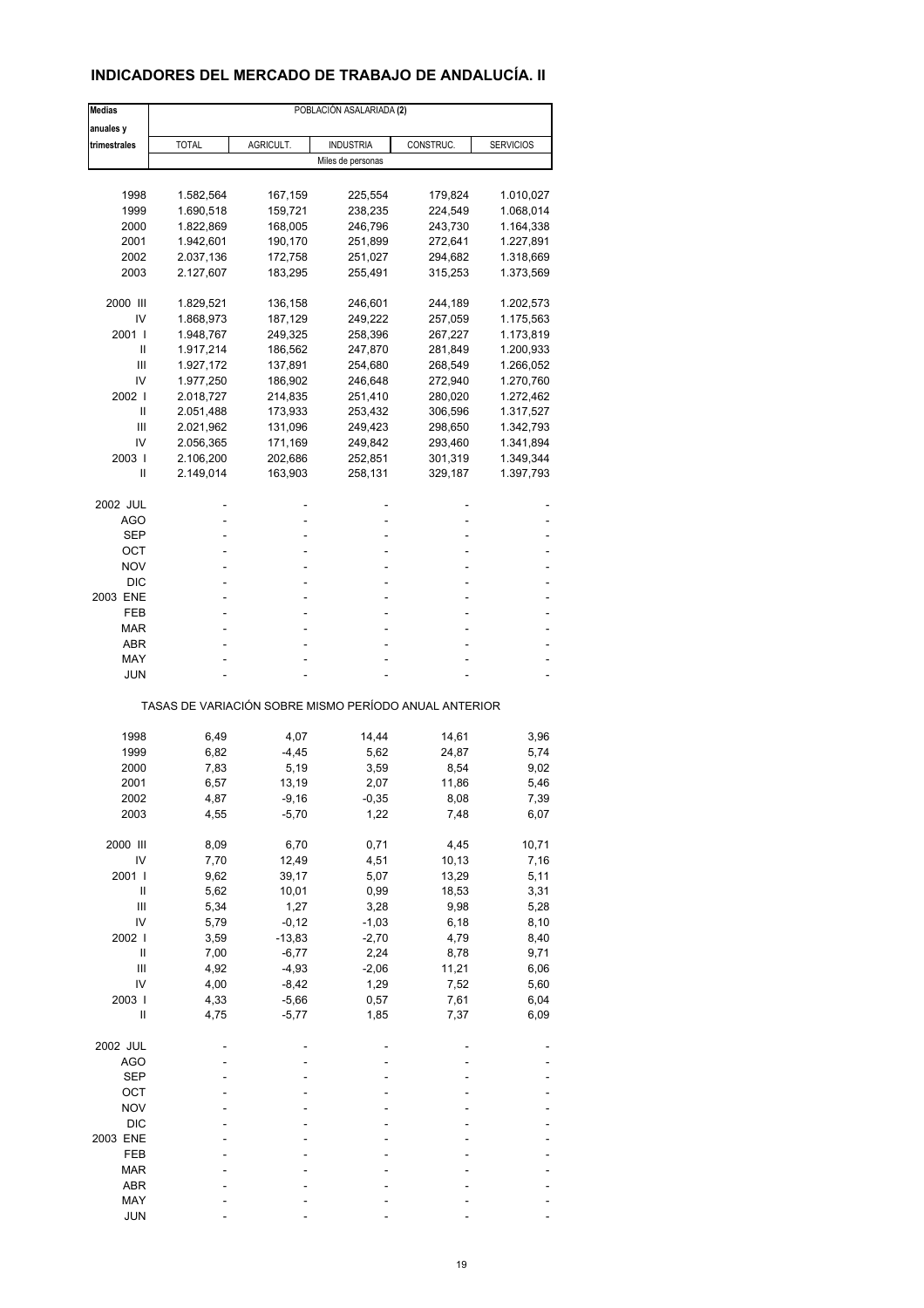# INDICADORES DEL MERCADO DE TRABAJO DE ANDALUCÍA. II

| Medias anuales y trimestrales | POBLACIÓN ASALARIADA (2) | | | | |
|---|---|---|---|---|---|
| | TOTAL | AGRICULT. | INDUSTRIA | CONSTRUC. | SERVICIOS |
| | Miles de personas | | | | |
| 1998 | 1.582,564 | 167,159 | 225,554 | 179,824 | 1.010,027 |
| 1999 | 1.690,518 | 159,721 | 238,235 | 224,549 | 1.068,014 |
| 2000 | 1.822,869 | 168,005 | 246,796 | 243,730 | 1.164,338 |
| 2001 | 1.942,601 | 190,170 | 251,899 | 272,641 | 1.227,891 |
| 2002 | 2.037,136 | 172,758 | 251,027 | 294,682 | 1.318,669 |
| 2003 | 2.127,607 | 183,295 | 255,491 | 315,253 | 1.373,569 |
| 2000 III | 1.829,521 | 136,158 | 246,601 | 244,189 | 1.202,573 |
| IV | 1.868,973 | 187,129 | 249,222 | 257,059 | 1.175,563 |
| 2001 I | 1.948,767 | 249,325 | 258,396 | 267,227 | 1.173,819 |
| II | 1.917,214 | 186,562 | 247,870 | 281,849 | 1.200,933 |
| III | 1.927,172 | 137,891 | 254,680 | 268,549 | 1.266,052 |
| IV | 1.977,250 | 186,902 | 246,648 | 272,940 | 1.270,760 |
| 2002 I | 2.018,727 | 214,835 | 251,410 | 280,020 | 1.272,462 |
| II | 2.051,488 | 173,933 | 253,432 | 306,596 | 1.317,527 |
| III | 2.021,962 | 131,096 | 249,423 | 298,650 | 1.342,793 |
| IV | 2.056,365 | 171,169 | 249,842 | 293,460 | 1.341,894 |
| 2003 I | 2.106,200 | 202,686 | 252,851 | 301,319 | 1.349,344 |
| II | 2.149,014 | 163,903 | 258,131 | 329,187 | 1.397,793 |
| 2002 JUL | - | - | - | - | - |
| AGO | - | - | - | - | - |
| SEP | - | - | - | - | - |
| OCT | - | - | - | - | - |
| NOV | - | - | - | - | - |
| DIC | - | - | - | - | - |
| 2003 ENE | - | - | - | - | - |
| FEB | - | - | - | - | - |
| MAR | - | - | - | - | - |
| ABR | - | - | - | - | - |
| MAY | - | - | - | - | - |
| JUN | - | - | - | - | - |
| | TASAS DE VARIACIÓN SOBRE MISMO PERÍODO ANUAL ANTERIOR | | | | |
| 1998 | 6,49 | 4,07 | 14,44 | 14,61 | 3,96 |
| 1999 | 6,82 | -4,45 | 5,62 | 24,87 | 5,74 |
| 2000 | 7,83 | 5,19 | 3,59 | 8,54 | 9,02 |
| 2001 | 6,57 | 13,19 | 2,07 | 11,86 | 5,46 |
| 2002 | 4,87 | -9,16 | -0,35 | 8,08 | 7,39 |
| 2003 | 4,55 | -5,70 | 1,22 | 7,48 | 6,07 |
| 2000 III | 8,09 | 6,70 | 0,71 | 4,45 | 10,71 |
| IV | 7,70 | 12,49 | 4,51 | 10,13 | 7,16 |
| 2001 I | 9,62 | 39,17 | 5,07 | 13,29 | 5,11 |
| II | 5,62 | 10,01 | 0,99 | 18,53 | 3,31 |
| III | 5,34 | 1,27 | 3,28 | 9,98 | 5,28 |
| IV | 5,79 | -0,12 | -1,03 | 6,18 | 8,10 |
| 2002 I | 3,59 | -13,83 | -2,70 | 4,79 | 8,40 |
| II | 7,00 | -6,77 | 2,24 | 8,78 | 9,71 |
| III | 4,92 | -4,93 | -2,06 | 11,21 | 6,06 |
| IV | 4,00 | -8,42 | 1,29 | 7,52 | 5,60 |
| 2003 I | 4,33 | -5,66 | 0,57 | 7,61 | 6,04 |
| II | 4,75 | -5,77 | 1,85 | 7,37 | 6,09 |
| 2002 JUL | - | - | - | - | - |
| AGO | - | - | - | - | - |
| SEP | - | - | - | - | - |
| OCT | - | - | - | - | - |
| NOV | - | - | - | - | - |
| DIC | - | - | - | - | - |
| 2003 ENE | - | - | - | - | - |
| FEB | - | - | - | - | - |
| MAR | - | - | - | - | - |
| ABR | - | - | - | - | - |
| MAY | - | - | - | - | - |
| JUN | - | - | - | - | - |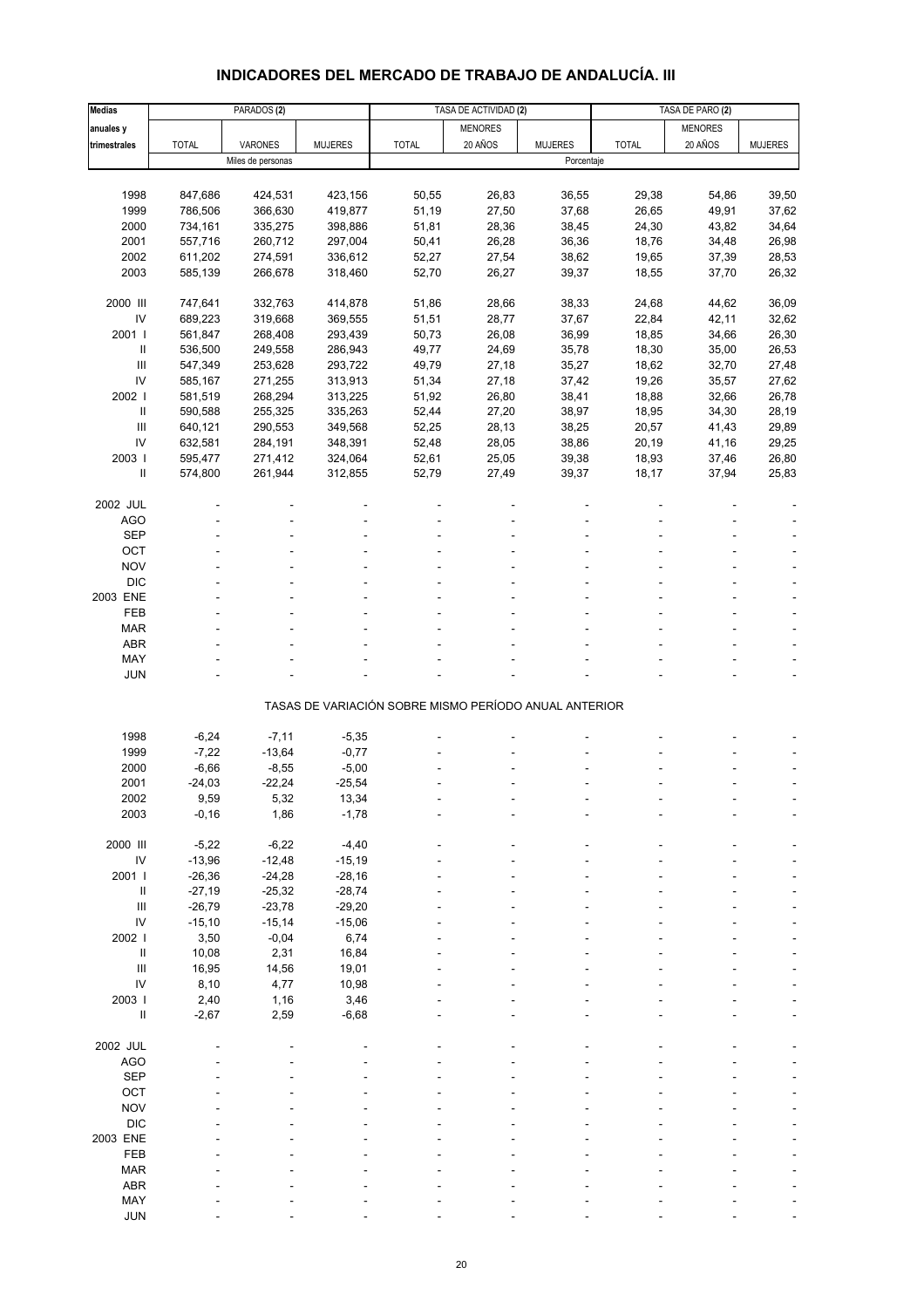# INDICADORES DEL MERCADO DE TRABAJO DE ANDALUCÍA. III

| Medias anuales y trimestrales | PARADOS (2) | | | TASA DE ACTIVIDAD (2) | | | TASA DE PARO (2) | | |
|---|---|---|---|---|---|---|---|---|---|
| | TOTAL | VARONES | MUJERES | TOTAL | MENORES 20 AÑOS | MUJERES | TOTAL | MENORES 20 AÑOS | MUJERES |
| | Miles de personas | | | Porcentaje | | | | | |
| 1998 | 847,686 | 424,531 | 423,156 | 50,55 | 26,83 | 36,55 | 29,38 | 54,86 | 39,50 |
| 1999 | 786,506 | 366,630 | 419,877 | 51,19 | 27,50 | 37,68 | 26,65 | 49,91 | 37,62 |
| 2000 | 734,161 | 335,275 | 398,886 | 51,81 | 28,36 | 38,45 | 24,30 | 43,82 | 34,64 |
| 2001 | 557,716 | 260,712 | 297,004 | 50,41 | 26,28 | 36,36 | 18,76 | 34,48 | 26,98 |
| 2002 | 611,202 | 274,591 | 336,612 | 52,27 | 27,54 | 38,62 | 19,65 | 37,39 | 28,53 |
| 2003 | 585,139 | 266,678 | 318,460 | 52,70 | 26,27 | 39,37 | 18,55 | 37,70 | 26,32 |
| 2000 III | 747,641 | 332,763 | 414,878 | 51,86 | 28,66 | 38,33 | 24,68 | 44,62 | 36,09 |
| IV | 689,223 | 319,668 | 369,555 | 51,51 | 28,77 | 37,67 | 22,84 | 42,11 | 32,62 |
| 2001 I | 561,847 | 268,408 | 293,439 | 50,73 | 26,08 | 36,99 | 18,85 | 34,66 | 26,30 |
| II | 536,500 | 249,558 | 286,943 | 49,77 | 24,69 | 35,78 | 18,30 | 35,00 | 26,53 |
| III | 547,349 | 253,628 | 293,722 | 49,79 | 27,18 | 35,27 | 18,62 | 32,70 | 27,48 |
| IV | 585,167 | 271,255 | 313,913 | 51,34 | 27,18 | 37,42 | 19,26 | 35,57 | 27,62 |
| 2002 I | 581,519 | 268,294 | 313,225 | 51,92 | 26,80 | 38,41 | 18,88 | 32,66 | 26,78 |
| II | 590,588 | 255,325 | 335,263 | 52,44 | 27,20 | 38,97 | 18,95 | 34,30 | 28,19 |
| III | 640,121 | 290,553 | 349,568 | 52,25 | 28,13 | 38,25 | 20,57 | 41,43 | 29,89 |
| IV | 632,581 | 284,191 | 348,391 | 52,48 | 28,05 | 38,86 | 20,19 | 41,16 | 29,25 |
| 2003 I | 595,477 | 271,412 | 324,064 | 52,61 | 25,05 | 39,38 | 18,93 | 37,46 | 26,80 |
| II | 574,800 | 261,944 | 312,855 | 52,79 | 27,49 | 39,37 | 18,17 | 37,94 | 25,83 |
| 2002 JUL | - | - | - | - | - | - | - | - | - |
| AGO | - | - | - | - | - | - | - | - | - |
| SEP | - | - | - | - | - | - | - | - | - |
| OCT | - | - | - | - | - | - | - | - | - |
| NOV | - | - | - | - | - | - | - | - | - |
| DIC | - | - | - | - | - | - | - | - | - |
| 2003 ENE | - | - | - | - | - | - | - | - | - |
| FEB | - | - | - | - | - | - | - | - | - |
| MAR | - | - | - | - | - | - | - | - | - |
| ABR | - | - | - | - | - | - | - | - | - |
| MAY | - | - | - | - | - | - | - | - | - |
| JUN | - | - | - | - | - | - | - | - | - |
| | TASAS DE VARIACIÓN SOBRE MISMO PERÍODO ANUAL ANTERIOR | | | | | | | | |
| 1998 | -6,24 | -7,11 | -5,35 | - | - | - | - | - | - |
| 1999 | -7,22 | -13,64 | -0,77 | - | - | - | - | - | - |
| 2000 | -6,66 | -8,55 | -5,00 | - | - | - | - | - | - |
| 2001 | -24,03 | -22,24 | -25,54 | - | - | - | - | - | - |
| 2002 | 9,59 | 5,32 | 13,34 | - | - | - | - | - | - |
| 2003 | -0,16 | 1,86 | -1,78 | - | - | - | - | - | - |
| 2000 III | -5,22 | -6,22 | -4,40 | - | - | - | - | - | - |
| IV | -13,96 | -12,48 | -15,19 | - | - | - | - | - | - |
| 2001 I | -26,36 | -24,28 | -28,16 | - | - | - | - | - | - |
| II | -27,19 | -25,32 | -28,74 | - | - | - | - | - | - |
| III | -26,79 | -23,78 | -29,20 | - | - | - | - | - | - |
| IV | -15,10 | -15,14 | -15,06 | - | - | - | - | - | - |
| 2002 I | 3,50 | -0,04 | 6,74 | - | - | - | - | - | - |
| II | 10,08 | 2,31 | 16,84 | - | - | - | - | - | - |
| III | 16,95 | 14,56 | 19,01 | - | - | - | - | - | - |
| IV | 8,10 | 4,77 | 10,98 | - | - | - | - | - | - |
| 2003 I | 2,40 | 1,16 | 3,46 | - | - | - | - | - | - |
| II | -2,67 | 2,59 | -6,68 | - | - | - | - | - | - |
| 2002 JUL | - | - | - | - | - | - | - | - | - |
| AGO | - | - | - | - | - | - | - | - | - |
| SEP | - | - | - | - | - | - | - | - | - |
| OCT | - | - | - | - | - | - | - | - | - |
| NOV | - | - | - | - | - | - | - | - | - |
| DIC | - | - | - | - | - | - | - | - | - |
| 2003 ENE | - | - | - | - | - | - | - | - | - |
| FEB | - | - | - | - | - | - | - | - | - |
| MAR | - | - | - | - | - | - | - | - | - |
| ABR | - | - | - | - | - | - | - | - | - |
| MAY | - | - | - | - | - | - | - | - | - |
| JUN | - | - | - | - | - | - | - | - | - |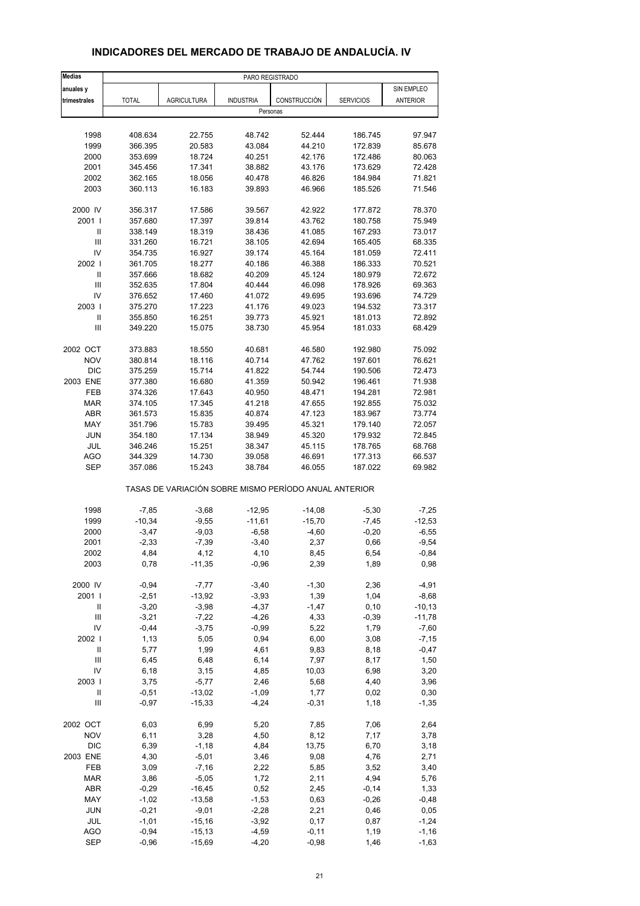# INDICADORES DEL MERCADO DE TRABAJO DE ANDALUCÍA. IV

| Medias anuales y trimestrales | PARO REGISTRADO | | | | | |
|---|---|---|---|---|---|---|
| | TOTAL | AGRICULTURA | INDUSTRIA | CONSTRUCCIÓN | SERVICIOS | SIN EMPLEO ANTERIOR |
| | Personas | | | | | |
| 1998 | 408.634 | 22.755 | 48.742 | 52.444 | 186.745 | 97.947 |
| 1999 | 366.395 | 20.583 | 43.084 | 44.210 | 172.839 | 85.678 |
| 2000 | 353.699 | 18.724 | 40.251 | 42.176 | 172.486 | 80.063 |
| 2001 | 345.456 | 17.341 | 38.882 | 43.176 | 173.629 | 72.428 |
| 2002 | 362.165 | 18.056 | 40.478 | 46.826 | 184.984 | 71.821 |
| 2003 | 360.113 | 16.183 | 39.893 | 46.966 | 185.526 | 71.546 |
| 2000 IV | 356.317 | 17.586 | 39.567 | 42.922 | 177.872 | 78.370 |
| 2001 I | 357.680 | 17.397 | 39.814 | 43.762 | 180.758 | 75.949 |
| II | 338.149 | 18.319 | 38.436 | 41.085 | 167.293 | 73.017 |
| III | 331.260 | 16.721 | 38.105 | 42.694 | 165.405 | 68.335 |
| IV | 354.735 | 16.927 | 39.174 | 45.164 | 181.059 | 72.411 |
| 2002 I | 361.705 | 18.277 | 40.186 | 46.388 | 186.333 | 70.521 |
| II | 357.666 | 18.682 | 40.209 | 45.124 | 180.979 | 72.672 |
| III | 352.635 | 17.804 | 40.444 | 46.098 | 178.926 | 69.363 |
| IV | 376.652 | 17.460 | 41.072 | 49.695 | 193.696 | 74.729 |
| 2003 I | 375.270 | 17.223 | 41.176 | 49.023 | 194.532 | 73.317 |
| II | 355.850 | 16.251 | 39.773 | 45.921 | 181.013 | 72.892 |
| III | 349.220 | 15.075 | 38.730 | 45.954 | 181.033 | 68.429 |
| 2002 OCT | 373.883 | 18.550 | 40.681 | 46.580 | 192.980 | 75.092 |
| NOV | 380.814 | 18.116 | 40.714 | 47.762 | 197.601 | 76.621 |
| DIC | 375.259 | 15.714 | 41.822 | 54.744 | 190.506 | 72.473 |
| 2003 ENE | 377.380 | 16.680 | 41.359 | 50.942 | 196.461 | 71.938 |
| FEB | 374.326 | 17.643 | 40.950 | 48.471 | 194.281 | 72.981 |
| MAR | 374.105 | 17.345 | 41.218 | 47.655 | 192.855 | 75.032 |
| ABR | 361.573 | 15.835 | 40.874 | 47.123 | 183.967 | 73.774 |
| MAY | 351.796 | 15.783 | 39.495 | 45.321 | 179.140 | 72.057 |
| JUN | 354.180 | 17.134 | 38.949 | 45.320 | 179.932 | 72.845 |
| JUL | 346.246 | 15.251 | 38.347 | 45.115 | 178.765 | 68.768 |
| AGO | 344.329 | 14.730 | 39.058 | 46.691 | 177.313 | 66.537 |
| SEP | 357.086 | 15.243 | 38.784 | 46.055 | 187.022 | 69.982 |
| | TASAS DE VARIACIÓN SOBRE MISMO PERÍODO ANUAL ANTERIOR | | | | | |
| 1998 | -7,85 | -3,68 | -12,95 | -14,08 | -5,30 | -7,25 |
| 1999 | -10,34 | -9,55 | -11,61 | -15,70 | -7,45 | -12,53 |
| 2000 | -3,47 | -9,03 | -6,58 | -4,60 | -0,20 | -6,55 |
| 2001 | -2,33 | -7,39 | -3,40 | 2,37 | 0,66 | -9,54 |
| 2002 | 4,84 | 4,12 | 4,10 | 8,45 | 6,54 | -0,84 |
| 2003 | 0,78 | -11,35 | -0,96 | 2,39 | 1,89 | 0,98 |
| 2000 IV | -0,94 | -7,77 | -3,40 | -1,30 | 2,36 | -4,91 |
| 2001 I | -2,51 | -13,92 | -3,93 | 1,39 | 1,04 | -8,68 |
| II | -3,20 | -3,98 | -4,37 | -1,47 | 0,10 | -10,13 |
| III | -3,21 | -7,22 | -4,26 | 4,33 | -0,39 | -11,78 |
| IV | -0,44 | -3,75 | -0,99 | 5,22 | 1,79 | -7,60 |
| 2002 I | 1,13 | 5,05 | 0,94 | 6,00 | 3,08 | -7,15 |
| II | 5,77 | 1,99 | 4,61 | 9,83 | 8,18 | -0,47 |
| III | 6,45 | 6,48 | 6,14 | 7,97 | 8,17 | 1,50 |
| IV | 6,18 | 3,15 | 4,85 | 10,03 | 6,98 | 3,20 |
| 2003 I | 3,75 | -5,77 | 2,46 | 5,68 | 4,40 | 3,96 |
| II | -0,51 | -13,02 | -1,09 | 1,77 | 0,02 | 0,30 |
| III | -0,97 | -15,33 | -4,24 | -0,31 | 1,18 | -1,35 |
| 2002 OCT | 6,03 | 6,99 | 5,20 | 7,85 | 7,06 | 2,64 |
| NOV | 6,11 | 3,28 | 4,50 | 8,12 | 7,17 | 3,78 |
| DIC | 6,39 | -1,18 | 4,84 | 13,75 | 6,70 | 3,18 |
| 2003 ENE | 4,30 | -5,01 | 3,46 | 9,08 | 4,76 | 2,71 |
| FEB | 3,09 | -7,16 | 2,22 | 5,85 | 3,52 | 3,40 |
| MAR | 3,86 | -5,05 | 1,72 | 2,11 | 4,94 | 5,76 |
| ABR | -0,29 | -16,45 | 0,52 | 2,45 | -0,14 | 1,33 |
| MAY | -1,02 | -13,58 | -1,53 | 0,63 | -0,26 | -0,48 |
| JUN | -0,21 | -9,01 | -2,28 | 2,21 | 0,46 | 0,05 |
| JUL | -1,01 | -15,16 | -3,92 | 0,17 | 0,87 | -1,24 |
| AGO | -0,94 | -15,13 | -4,59 | -0,11 | 1,19 | -1,16 |
| SEP | -0,96 | -15,69 | -4,20 | -0,98 | 1,46 | -1,63 |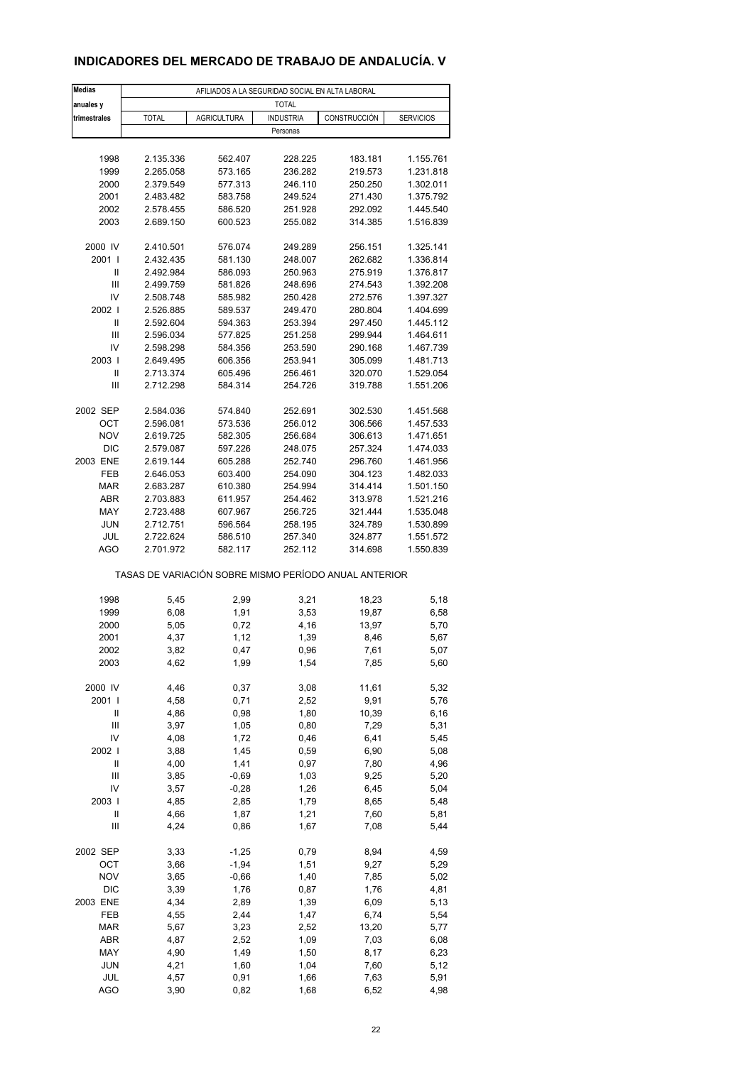## INDICADORES DEL MERCADO DE TRABAJO DE ANDALUCÍA. V

| Medias anuales y trimestrales | AFILIADOS A LA SEGURIDAD SOCIAL EN ALTA LABORAL | | | | |
|---|---|---|---|---|---|
| | TOTAL | | | | |
| | TOTAL | AGRICULTURA | INDUSTRIA | CONSTRUCCIÓN | SERVICIOS |
| | Personas | | | | |
| 1998 | 2.135.336 | 562.407 | 228.225 | 183.181 | 1.155.761 |
| 1999 | 2.265.058 | 573.165 | 236.282 | 219.573 | 1.231.818 |
| 2000 | 2.379.549 | 577.313 | 246.110 | 250.250 | 1.302.011 |
| 2001 | 2.483.482 | 583.758 | 249.524 | 271.430 | 1.375.792 |
| 2002 | 2.578.455 | 586.520 | 251.928 | 292.092 | 1.445.540 |
| 2003 | 2.689.150 | 600.523 | 255.082 | 314.385 | 1.516.839 |
| 2000 IV | 2.410.501 | 576.074 | 249.289 | 256.151 | 1.325.141 |
| 2001 I | 2.432.435 | 581.130 | 248.007 | 262.682 | 1.336.814 |
| II | 2.492.984 | 586.093 | 250.963 | 275.919 | 1.376.817 |
| III | 2.499.759 | 581.826 | 248.696 | 274.543 | 1.392.208 |
| IV | 2.508.748 | 585.982 | 250.428 | 272.576 | 1.397.327 |
| 2002 I | 2.526.885 | 589.537 | 249.470 | 280.804 | 1.404.699 |
| II | 2.592.604 | 594.363 | 253.394 | 297.450 | 1.445.112 |
| III | 2.596.034 | 577.825 | 251.258 | 299.944 | 1.464.611 |
| IV | 2.598.298 | 584.356 | 253.590 | 290.168 | 1.467.739 |
| 2003 I | 2.649.495 | 606.356 | 253.941 | 305.099 | 1.481.713 |
| II | 2.713.374 | 605.496 | 256.461 | 320.070 | 1.529.054 |
| III | 2.712.298 | 584.314 | 254.726 | 319.788 | 1.551.206 |
| 2002 SEP | 2.584.036 | 574.840 | 252.691 | 302.530 | 1.451.568 |
| OCT | 2.596.081 | 573.536 | 256.012 | 306.566 | 1.457.533 |
| NOV | 2.619.725 | 582.305 | 256.684 | 306.613 | 1.471.651 |
| DIC | 2.579.087 | 597.226 | 248.075 | 257.324 | 1.474.033 |
| 2003 ENE | 2.619.144 | 605.288 | 252.740 | 296.760 | 1.461.956 |
| FEB | 2.646.053 | 603.400 | 254.090 | 304.123 | 1.482.033 |
| MAR | 2.683.287 | 610.380 | 254.994 | 314.414 | 1.501.150 |
| ABR | 2.703.883 | 611.957 | 254.462 | 313.978 | 1.521.216 |
| MAY | 2.723.488 | 607.967 | 256.725 | 321.444 | 1.535.048 |
| JUN | 2.712.751 | 596.564 | 258.195 | 324.789 | 1.530.899 |
| JUL | 2.722.624 | 586.510 | 257.340 | 324.877 | 1.551.572 |
| AGO | 2.701.972 | 582.117 | 252.112 | 314.698 | 1.550.839 |
| | TASAS DE VARIACIÓN SOBRE MISMO PERÍODO ANUAL ANTERIOR | | | | |
| 1998 | 5,45 | 2,99 | 3,21 | 18,23 | 5,18 |
| 1999 | 6,08 | 1,91 | 3,53 | 19,87 | 6,58 |
| 2000 | 5,05 | 0,72 | 4,16 | 13,97 | 5,70 |
| 2001 | 4,37 | 1,12 | 1,39 | 8,46 | 5,67 |
| 2002 | 3,82 | 0,47 | 0,96 | 7,61 | 5,07 |
| 2003 | 4,62 | 1,99 | 1,54 | 7,85 | 5,60 |
| 2000 IV | 4,46 | 0,37 | 3,08 | 11,61 | 5,32 |
| 2001 I | 4,58 | 0,71 | 2,52 | 9,91 | 5,76 |
| II | 4,86 | 0,98 | 1,80 | 10,39 | 6,16 |
| III | 3,97 | 1,05 | 0,80 | 7,29 | 5,31 |
| IV | 4,08 | 1,72 | 0,46 | 6,41 | 5,45 |
| 2002 I | 3,88 | 1,45 | 0,59 | 6,90 | 5,08 |
| II | 4,00 | 1,41 | 0,97 | 7,80 | 4,96 |
| III | 3,85 | -0,69 | 1,03 | 9,25 | 5,20 |
| IV | 3,57 | -0,28 | 1,26 | 6,45 | 5,04 |
| 2003 I | 4,85 | 2,85 | 1,79 | 8,65 | 5,48 |
| II | 4,66 | 1,87 | 1,21 | 7,60 | 5,81 |
| III | 4,24 | 0,86 | 1,67 | 7,08 | 5,44 |
| 2002 SEP | 3,33 | -1,25 | 0,79 | 8,94 | 4,59 |
| OCT | 3,66 | -1,94 | 1,51 | 9,27 | 5,29 |
| NOV | 3,65 | -0,66 | 1,40 | 7,85 | 5,02 |
| DIC | 3,39 | 1,76 | 0,87 | 1,76 | 4,81 |
| 2003 ENE | 4,34 | 2,89 | 1,39 | 6,09 | 5,13 |
| FEB | 4,55 | 2,44 | 1,47 | 6,74 | 5,54 |
| MAR | 5,67 | 3,23 | 2,52 | 13,20 | 5,77 |
| ABR | 4,87 | 2,52 | 1,09 | 7,03 | 6,08 |
| MAY | 4,90 | 1,49 | 1,50 | 8,17 | 6,23 |
| JUN | 4,21 | 1,60 | 1,04 | 7,60 | 5,12 |
| JUL | 4,57 | 0,91 | 1,66 | 7,63 | 5,91 |
| AGO | 3,90 | 0,82 | 1,68 | 6,52 | 4,98 |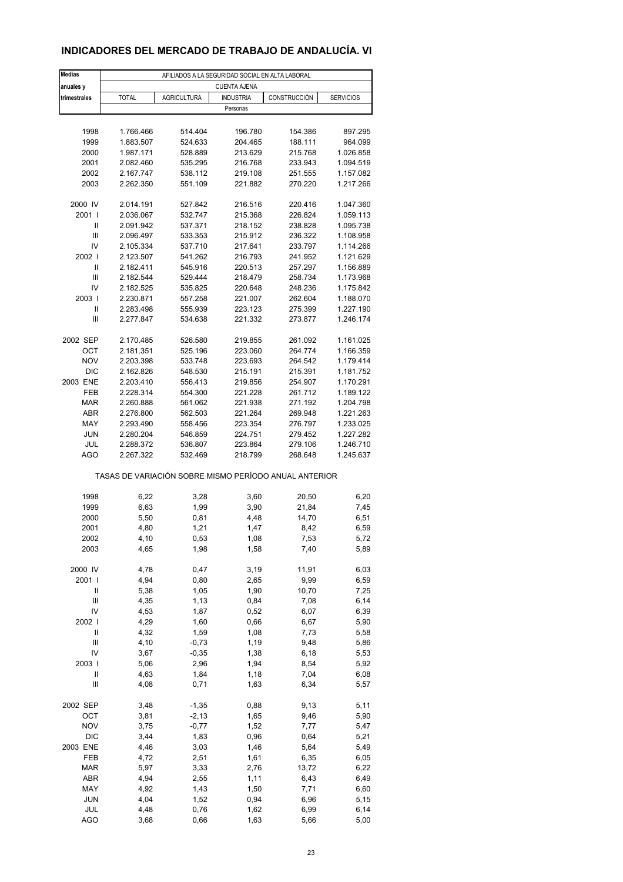# INDICADORES DEL MERCADO DE TRABAJO DE ANDALUCÍA. VI

| Medias anuales y trimestrales | AFILIADOS A LA SEGURIDAD SOCIAL EN ALTA LABORAL | | | | |
|---|---|---|---|---|---|
| | CUENTA AJENA | | | | |
| | TOTAL | AGRICULTURA | INDUSTRIA | CONSTRUCCIÓN | SERVICIOS |
| | Personas | | | | |
| 1998 | 1.766.466 | 514.404 | 196.780 | 154.386 | 897.295 |
| 1999 | 1.883.507 | 524.633 | 204.465 | 188.111 | 964.099 |
| 2000 | 1.987.171 | 528.889 | 213.629 | 215.768 | 1.026.858 |
| 2001 | 2.082.460 | 535.295 | 216.768 | 233.943 | 1.094.519 |
| 2002 | 2.167.747 | 538.112 | 219.108 | 251.555 | 1.157.082 |
| 2003 | 2.262.350 | 551.109 | 221.882 | 270.220 | 1.217.266 |
| 2000 IV | 2.014.191 | 527.842 | 216.516 | 220.416 | 1.047.360 |
| 2001 I | 2.036.067 | 532.747 | 215.368 | 226.824 | 1.059.113 |
| II | 2.091.942 | 537.371 | 218.152 | 238.828 | 1.095.738 |
| III | 2.096.497 | 533.353 | 215.912 | 236.322 | 1.108.958 |
| IV | 2.105.334 | 537.710 | 217.641 | 233.797 | 1.114.266 |
| 2002 I | 2.123.507 | 541.262 | 216.793 | 241.952 | 1.121.629 |
| II | 2.182.411 | 545.916 | 220.513 | 257.297 | 1.156.889 |
| III | 2.182.544 | 529.444 | 218.479 | 258.734 | 1.173.968 |
| IV | 2.182.525 | 535.825 | 220.648 | 248.236 | 1.175.842 |
| 2003 I | 2.230.871 | 557.258 | 221.007 | 262.604 | 1.188.070 |
| II | 2.283.498 | 555.939 | 223.123 | 275.399 | 1.227.190 |
| III | 2.277.847 | 534.638 | 221.332 | 273.877 | 1.246.174 |
| 2002 SEP | 2.170.485 | 526.580 | 219.855 | 261.092 | 1.161.025 |
| OCT | 2.181.351 | 525.196 | 223.060 | 264.774 | 1.166.359 |
| NOV | 2.203.398 | 533.748 | 223.693 | 264.542 | 1.179.414 |
| DIC | 2.162.826 | 548.530 | 215.191 | 215.391 | 1.181.752 |
| 2003 ENE | 2.203.410 | 556.413 | 219.856 | 254.907 | 1.170.291 |
| FEB | 2.228.314 | 554.300 | 221.228 | 261.712 | 1.189.122 |
| MAR | 2.260.888 | 561.062 | 221.938 | 271.192 | 1.204.798 |
| ABR | 2.276.800 | 562.503 | 221.264 | 269.948 | 1.221.263 |
| MAY | 2.293.490 | 558.456 | 223.354 | 276.797 | 1.233.025 |
| JUN | 2.280.204 | 546.859 | 224.751 | 279.452 | 1.227.282 |
| JUL | 2.288.372 | 536.807 | 223.864 | 279.106 | 1.246.710 |
| AGO | 2.267.322 | 532.469 | 218.799 | 268.648 | 1.245.637 |
| | TASAS DE VARIACIÓN SOBRE MISMO PERÍODO ANUAL ANTERIOR | | | | |
| 1998 | 6,22 | 3,28 | 3,60 | 20,50 | 6,20 |
| 1999 | 6,63 | 1,99 | 3,90 | 21,84 | 7,45 |
| 2000 | 5,50 | 0,81 | 4,48 | 14,70 | 6,51 |
| 2001 | 4,80 | 1,21 | 1,47 | 8,42 | 6,59 |
| 2002 | 4,10 | 0,53 | 1,08 | 7,53 | 5,72 |
| 2003 | 4,65 | 1,98 | 1,58 | 7,40 | 5,89 |
| 2000 IV | 4,78 | 0,47 | 3,19 | 11,91 | 6,03 |
| 2001 I | 4,94 | 0,80 | 2,65 | 9,99 | 6,59 |
| II | 5,38 | 1,05 | 1,90 | 10,70 | 7,25 |
| III | 4,35 | 1,13 | 0,84 | 7,08 | 6,14 |
| IV | 4,53 | 1,87 | 0,52 | 6,07 | 6,39 |
| 2002 I | 4,29 | 1,60 | 0,66 | 6,67 | 5,90 |
| II | 4,32 | 1,59 | 1,08 | 7,73 | 5,58 |
| III | 4,10 | -0,73 | 1,19 | 9,48 | 5,86 |
| IV | 3,67 | -0,35 | 1,38 | 6,18 | 5,53 |
| 2003 I | 5,06 | 2,96 | 1,94 | 8,54 | 5,92 |
| II | 4,63 | 1,84 | 1,18 | 7,04 | 6,08 |
| III | 4,08 | 0,71 | 1,63 | 6,34 | 5,57 |
| 2002 SEP | 3,48 | -1,35 | 0,88 | 9,13 | 5,11 |
| OCT | 3,81 | -2,13 | 1,65 | 9,46 | 5,90 |
| NOV | 3,75 | -0,77 | 1,52 | 7,77 | 5,47 |
| DIC | 3,44 | 1,83 | 0,96 | 0,64 | 5,21 |
| 2003 ENE | 4,46 | 3,03 | 1,46 | 5,64 | 5,49 |
| FEB | 4,72 | 2,51 | 1,61 | 6,35 | 6,05 |
| MAR | 5,97 | 3,33 | 2,76 | 13,72 | 6,22 |
| ABR | 4,94 | 2,55 | 1,11 | 6,43 | 6,49 |
| MAY | 4,92 | 1,43 | 1,50 | 7,71 | 6,60 |
| JUN | 4,04 | 1,52 | 0,94 | 6,96 | 5,15 |
| JUL | 4,48 | 0,76 | 1,62 | 6,99 | 6,14 |
| AGO | 3,68 | 0,66 | 1,63 | 5,66 | 5,00 |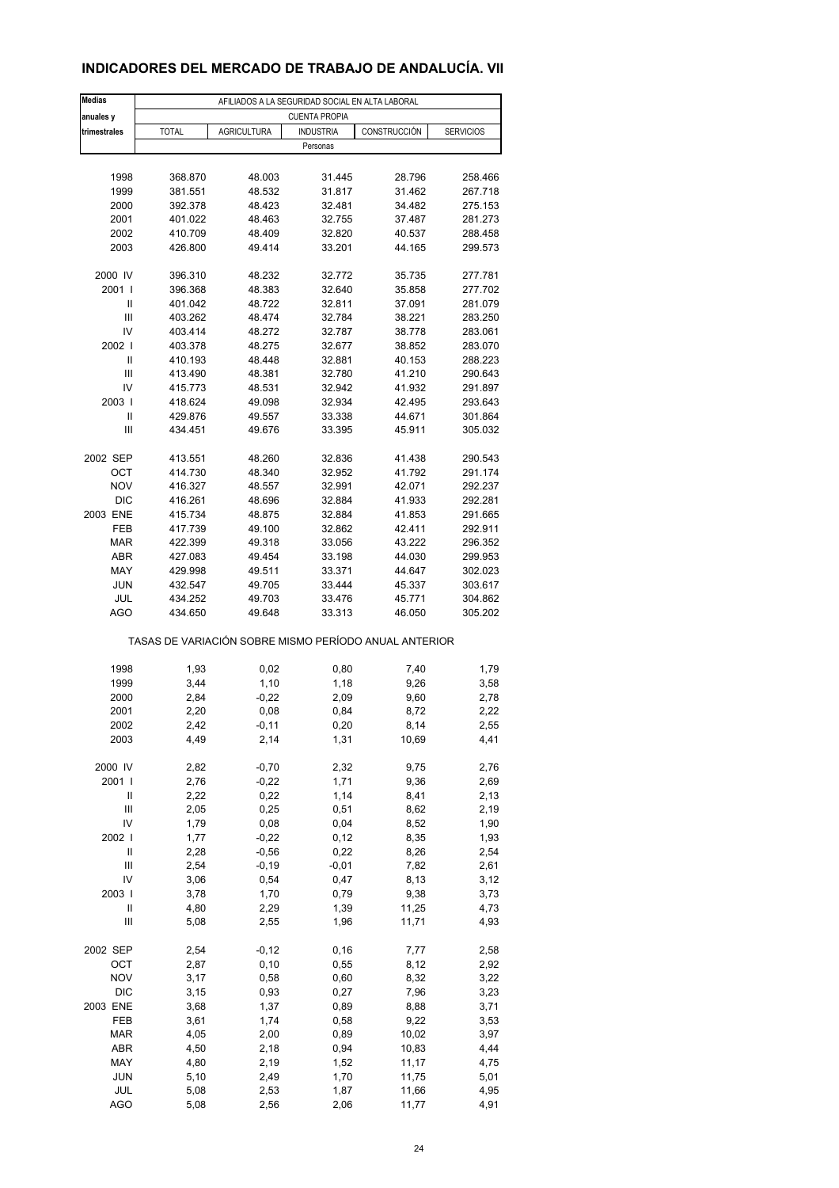## INDICADORES DEL MERCADO DE TRABAJO DE ANDALUCÍA. VII

| Medias anuales y trimestrales | AFILIADOS A LA SEGURIDAD SOCIAL EN ALTA LABORAL | | | | |
|---|---|---|---|---|---|
| | CUENTA PROPIA | | | | |
| | TOTAL | AGRICULTURA | INDUSTRIA | CONSTRUCCIÓN | SERVICIOS |
| | Personas | | | | |
| 1998 | 368.870 | 48.003 | 31.445 | 28.796 | 258.466 |
| 1999 | 381.551 | 48.532 | 31.817 | 31.462 | 267.718 |
| 2000 | 392.378 | 48.423 | 32.481 | 34.482 | 275.153 |
| 2001 | 401.022 | 48.463 | 32.755 | 37.487 | 281.273 |
| 2002 | 410.709 | 48.409 | 32.820 | 40.537 | 288.458 |
| 2003 | 426.800 | 49.414 | 33.201 | 44.165 | 299.573 |
| 2000 IV | 396.310 | 48.232 | 32.772 | 35.735 | 277.781 |
| 2001 I | 396.368 | 48.383 | 32.640 | 35.858 | 277.702 |
| II | 401.042 | 48.722 | 32.811 | 37.091 | 281.079 |
| III | 403.262 | 48.474 | 32.784 | 38.221 | 283.250 |
| IV | 403.414 | 48.272 | 32.787 | 38.778 | 283.061 |
| 2002 I | 403.378 | 48.275 | 32.677 | 38.852 | 283.070 |
| II | 410.193 | 48.448 | 32.881 | 40.153 | 288.223 |
| III | 413.490 | 48.381 | 32.780 | 41.210 | 290.643 |
| IV | 415.773 | 48.531 | 32.942 | 41.932 | 291.897 |
| 2003 I | 418.624 | 49.098 | 32.934 | 42.495 | 293.643 |
| II | 429.876 | 49.557 | 33.338 | 44.671 | 301.864 |
| III | 434.451 | 49.676 | 33.395 | 45.911 | 305.032 |
| 2002 SEP | 413.551 | 48.260 | 32.836 | 41.438 | 290.543 |
| OCT | 414.730 | 48.340 | 32.952 | 41.792 | 291.174 |
| NOV | 416.327 | 48.557 | 32.991 | 42.071 | 292.237 |
| DIC | 416.261 | 48.696 | 32.884 | 41.933 | 292.281 |
| 2003 ENE | 415.734 | 48.875 | 32.884 | 41.853 | 291.665 |
| FEB | 417.739 | 49.100 | 32.862 | 42.411 | 292.911 |
| MAR | 422.399 | 49.318 | 33.056 | 43.222 | 296.352 |
| ABR | 427.083 | 49.454 | 33.198 | 44.030 | 299.953 |
| MAY | 429.998 | 49.511 | 33.371 | 44.647 | 302.023 |
| JUN | 432.547 | 49.705 | 33.444 | 45.337 | 303.617 |
| JUL | 434.252 | 49.703 | 33.476 | 45.771 | 304.862 |
| AGO | 434.650 | 49.648 | 33.313 | 46.050 | 305.202 |
| | TASAS DE VARIACIÓN SOBRE MISMO PERÍODO ANUAL ANTERIOR | | | | |
| 1998 | 1,93 | 0,02 | 0,80 | 7,40 | 1,79 |
| 1999 | 3,44 | 1,10 | 1,18 | 9,26 | 3,58 |
| 2000 | 2,84 | -0,22 | 2,09 | 9,60 | 2,78 |
| 2001 | 2,20 | 0,08 | 0,84 | 8,72 | 2,22 |
| 2002 | 2,42 | -0,11 | 0,20 | 8,14 | 2,55 |
| 2003 | 4,49 | 2,14 | 1,31 | 10,69 | 4,41 |
| 2000 IV | 2,82 | -0,70 | 2,32 | 9,75 | 2,76 |
| 2001 I | 2,76 | -0,22 | 1,71 | 9,36 | 2,69 |
| II | 2,22 | 0,22 | 1,14 | 8,41 | 2,13 |
| III | 2,05 | 0,25 | 0,51 | 8,62 | 2,19 |
| IV | 1,79 | 0,08 | 0,04 | 8,52 | 1,90 |
| 2002 I | 1,77 | -0,22 | 0,12 | 8,35 | 1,93 |
| II | 2,28 | -0,56 | 0,22 | 8,26 | 2,54 |
| III | 2,54 | -0,19 | -0,01 | 7,82 | 2,61 |
| IV | 3,06 | 0,54 | 0,47 | 8,13 | 3,12 |
| 2003 I | 3,78 | 1,70 | 0,79 | 9,38 | 3,73 |
| II | 4,80 | 2,29 | 1,39 | 11,25 | 4,73 |
| III | 5,08 | 2,55 | 1,96 | 11,71 | 4,93 |
| 2002 SEP | 2,54 | -0,12 | 0,16 | 7,77 | 2,58 |
| OCT | 2,87 | 0,10 | 0,55 | 8,12 | 2,92 |
| NOV | 3,17 | 0,58 | 0,60 | 8,32 | 3,22 |
| DIC | 3,15 | 0,93 | 0,27 | 7,96 | 3,23 |
| 2003 ENE | 3,68 | 1,37 | 0,89 | 8,88 | 3,71 |
| FEB | 3,61 | 1,74 | 0,58 | 9,22 | 3,53 |
| MAR | 4,05 | 2,00 | 0,89 | 10,02 | 3,97 |
| ABR | 4,50 | 2,18 | 0,94 | 10,83 | 4,44 |
| MAY | 4,80 | 2,19 | 1,52 | 11,17 | 4,75 |
| JUN | 5,10 | 2,49 | 1,70 | 11,75 | 5,01 |
| JUL | 5,08 | 2,53 | 1,87 | 11,66 | 4,95 |
| AGO | 5,08 | 2,56 | 2,06 | 11,77 | 4,91 |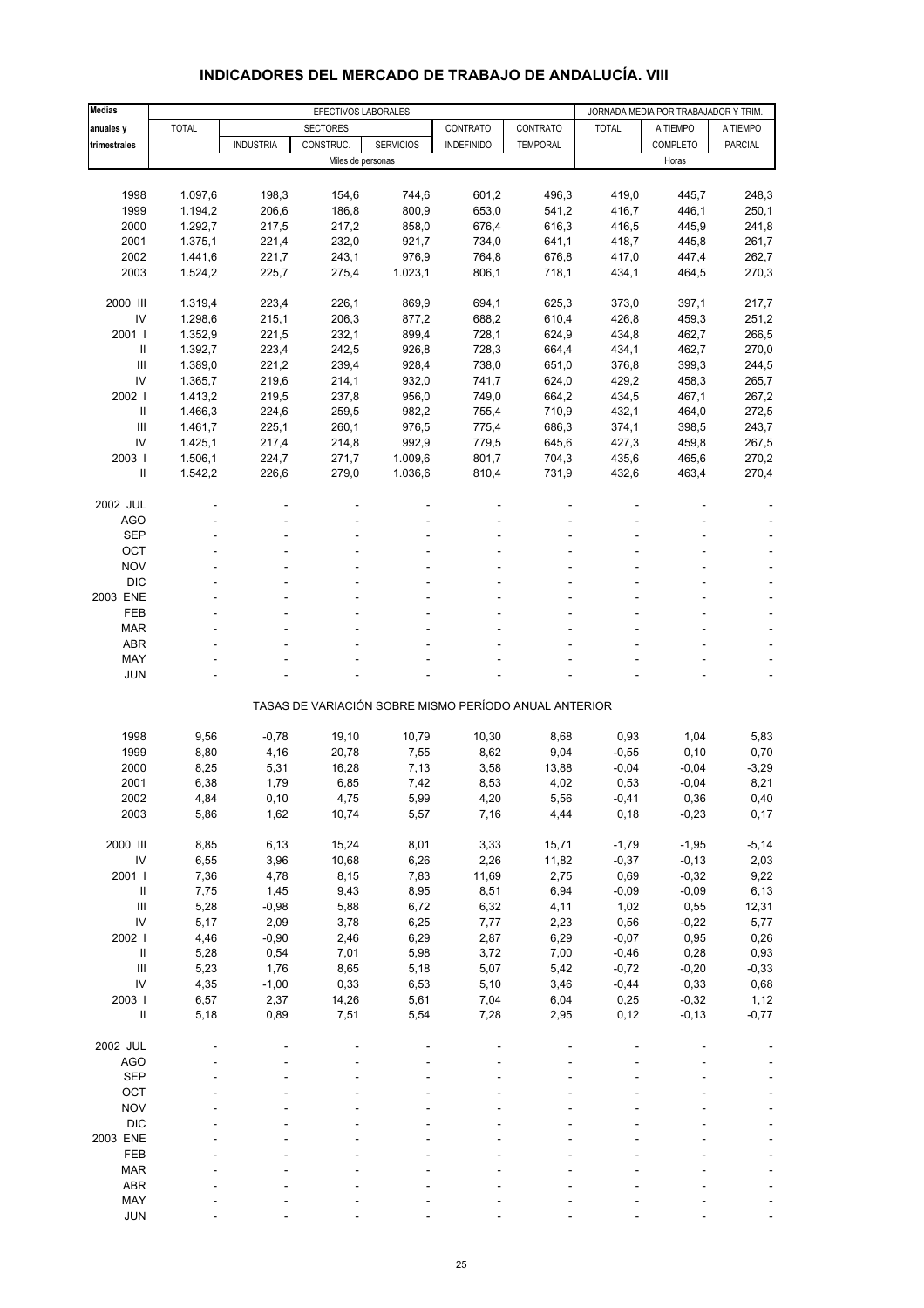# INDICADORES DEL MERCADO DE TRABAJO DE ANDALUCÍA. VIII

| Medias anuales y trimestrales | EFECTIVOS LABORALES | | | | | | JORNADA MEDIA POR TRABAJADOR Y TRIM. | | |
|---|---|---|---|---|---|---|---|---|---|
| | TOTAL | SECTORES | | | CONTRATO | CONTRATO | TOTAL | A TIEMPO | A TIEMPO |
| | | INDUSTRIA | CONSTRUC. | SERVICIOS | INDEFINIDO | TEMPORAL | | COMPLETO | PARCIAL |
| | Miles de personas | | | | | | Horas | | |
| 1998 | 1.097,6 | 198,3 | 154,6 | 744,6 | 601,2 | 496,3 | 419,0 | 445,7 | 248,3 |
| 1999 | 1.194,2 | 206,6 | 186,8 | 800,9 | 653,0 | 541,2 | 416,7 | 446,1 | 250,1 |
| 2000 | 1.292,7 | 217,5 | 217,2 | 858,0 | 676,4 | 616,3 | 416,5 | 445,9 | 241,8 |
| 2001 | 1.375,1 | 221,4 | 232,0 | 921,7 | 734,0 | 641,1 | 418,7 | 445,8 | 261,7 |
| 2002 | 1.441,6 | 221,7 | 243,1 | 976,9 | 764,8 | 676,8 | 417,0 | 447,4 | 262,7 |
| 2003 | 1.524,2 | 225,7 | 275,4 | 1.023,1 | 806,1 | 718,1 | 434,1 | 464,5 | 270,3 |
| 2000 III | 1.319,4 | 223,4 | 226,1 | 869,9 | 694,1 | 625,3 | 373,0 | 397,1 | 217,7 |
| IV | 1.298,6 | 215,1 | 206,3 | 877,2 | 688,2 | 610,4 | 426,8 | 459,3 | 251,2 |
| 2001 I | 1.352,9 | 221,5 | 232,1 | 899,4 | 728,1 | 624,9 | 434,8 | 462,7 | 266,5 |
| II | 1.392,7 | 223,4 | 242,5 | 926,8 | 728,3 | 664,4 | 434,1 | 462,7 | 270,0 |
| III | 1.389,0 | 221,2 | 239,4 | 928,4 | 738,0 | 651,0 | 376,8 | 399,3 | 244,5 |
| IV | 1.365,7 | 219,6 | 214,1 | 932,0 | 741,7 | 624,0 | 429,2 | 458,3 | 265,7 |
| 2002 I | 1.413,2 | 219,5 | 237,8 | 956,0 | 749,0 | 664,2 | 434,5 | 467,1 | 267,2 |
| II | 1.466,3 | 224,6 | 259,5 | 982,2 | 755,4 | 710,9 | 432,1 | 464,0 | 272,5 |
| III | 1.461,7 | 225,1 | 260,1 | 976,5 | 775,4 | 686,3 | 374,1 | 398,5 | 243,7 |
| IV | 1.425,1 | 217,4 | 214,8 | 992,9 | 779,5 | 645,6 | 427,3 | 459,8 | 267,5 |
| 2003 I | 1.506,1 | 224,7 | 271,7 | 1.009,6 | 801,7 | 704,3 | 435,6 | 465,6 | 270,2 |
| II | 1.542,2 | 226,6 | 279,0 | 1.036,6 | 810,4 | 731,9 | 432,6 | 463,4 | 270,4 |
| 2002 JUL | - | - | - | - | - | - | - | - | - |
| AGO | - | - | - | - | - | - | - | - | - |
| SEP | - | - | - | - | - | - | - | - | - |
| OCT | - | - | - | - | - | - | - | - | - |
| NOV | - | - | - | - | - | - | - | - | - |
| DIC | - | - | - | - | - | - | - | - | - |
| 2003 ENE | - | - | - | - | - | - | - | - | - |
| FEB | - | - | - | - | - | - | - | - | - |
| MAR | - | - | - | - | - | - | - | - | - |
| ABR | - | - | - | - | - | - | - | - | - |
| MAY | - | - | - | - | - | - | - | - | - |
| JUN | - | - | - | - | - | - | - | - | - |
| | TASAS DE VARIACIÓN SOBRE MISMO PERÍODO ANUAL ANTERIOR | | | | | | | | |
| 1998 | 9,56 | -0,78 | 19,10 | 10,79 | 10,30 | 8,68 | 0,93 | 1,04 | 5,83 |
| 1999 | 8,80 | 4,16 | 20,78 | 7,55 | 8,62 | 9,04 | -0,55 | 0,10 | 0,70 |
| 2000 | 8,25 | 5,31 | 16,28 | 7,13 | 3,58 | 13,88 | -0,04 | -0,04 | -3,29 |
| 2001 | 6,38 | 1,79 | 6,85 | 7,42 | 8,53 | 4,02 | 0,53 | -0,04 | 8,21 |
| 2002 | 4,84 | 0,10 | 4,75 | 5,99 | 4,20 | 5,56 | -0,41 | 0,36 | 0,40 |
| 2003 | 5,86 | 1,62 | 10,74 | 5,57 | 7,16 | 4,44 | 0,18 | -0,23 | 0,17 |
| 2000 III | 8,85 | 6,13 | 15,24 | 8,01 | 3,33 | 15,71 | -1,79 | -1,95 | -5,14 |
| IV | 6,55 | 3,96 | 10,68 | 6,26 | 2,26 | 11,82 | -0,37 | -0,13 | 2,03 |
| 2001 I | 7,36 | 4,78 | 8,15 | 7,83 | 11,69 | 2,75 | 0,69 | -0,32 | 9,22 |
| II | 7,75 | 1,45 | 9,43 | 8,95 | 8,51 | 6,94 | -0,09 | -0,09 | 6,13 |
| III | 5,28 | -0,98 | 5,88 | 6,72 | 6,32 | 4,11 | 1,02 | 0,55 | 12,31 |
| IV | 5,17 | 2,09 | 3,78 | 6,25 | 7,77 | 2,23 | 0,56 | -0,22 | 5,77 |
| 2002 I | 4,46 | -0,90 | 2,46 | 6,29 | 2,87 | 6,29 | -0,07 | 0,95 | 0,26 |
| II | 5,28 | 0,54 | 7,01 | 5,98 | 3,72 | 7,00 | -0,46 | 0,28 | 0,93 |
| III | 5,23 | 1,76 | 8,65 | 5,18 | 5,07 | 5,42 | -0,72 | -0,20 | -0,33 |
| IV | 4,35 | -1,00 | 0,33 | 6,53 | 5,10 | 3,46 | -0,44 | 0,33 | 0,68 |
| 2003 I | 6,57 | 2,37 | 14,26 | 5,61 | 7,04 | 6,04 | 0,25 | -0,32 | 1,12 |
| II | 5,18 | 0,89 | 7,51 | 5,54 | 7,28 | 2,95 | 0,12 | -0,13 | -0,77 |
| 2002 JUL | - | - | - | - | - | - | - | - | - |
| AGO | - | - | - | - | - | - | - | - | - |
| SEP | - | - | - | - | - | - | - | - | - |
| OCT | - | - | - | - | - | - | - | - | - |
| NOV | - | - | - | - | - | - | - | - | - |
| DIC | - | - | - | - | - | - | - | - | - |
| 2003 ENE | - | - | - | - | - | - | - | - | - |
| FEB | - | - | - | - | - | - | - | - | - |
| MAR | - | - | - | - | - | - | - | - | - |
| ABR | - | - | - | - | - | - | - | - | - |
| MAY | - | - | - | - | - | - | - | - | - |
| JUN | - | - | - | - | - | - | - | - | - |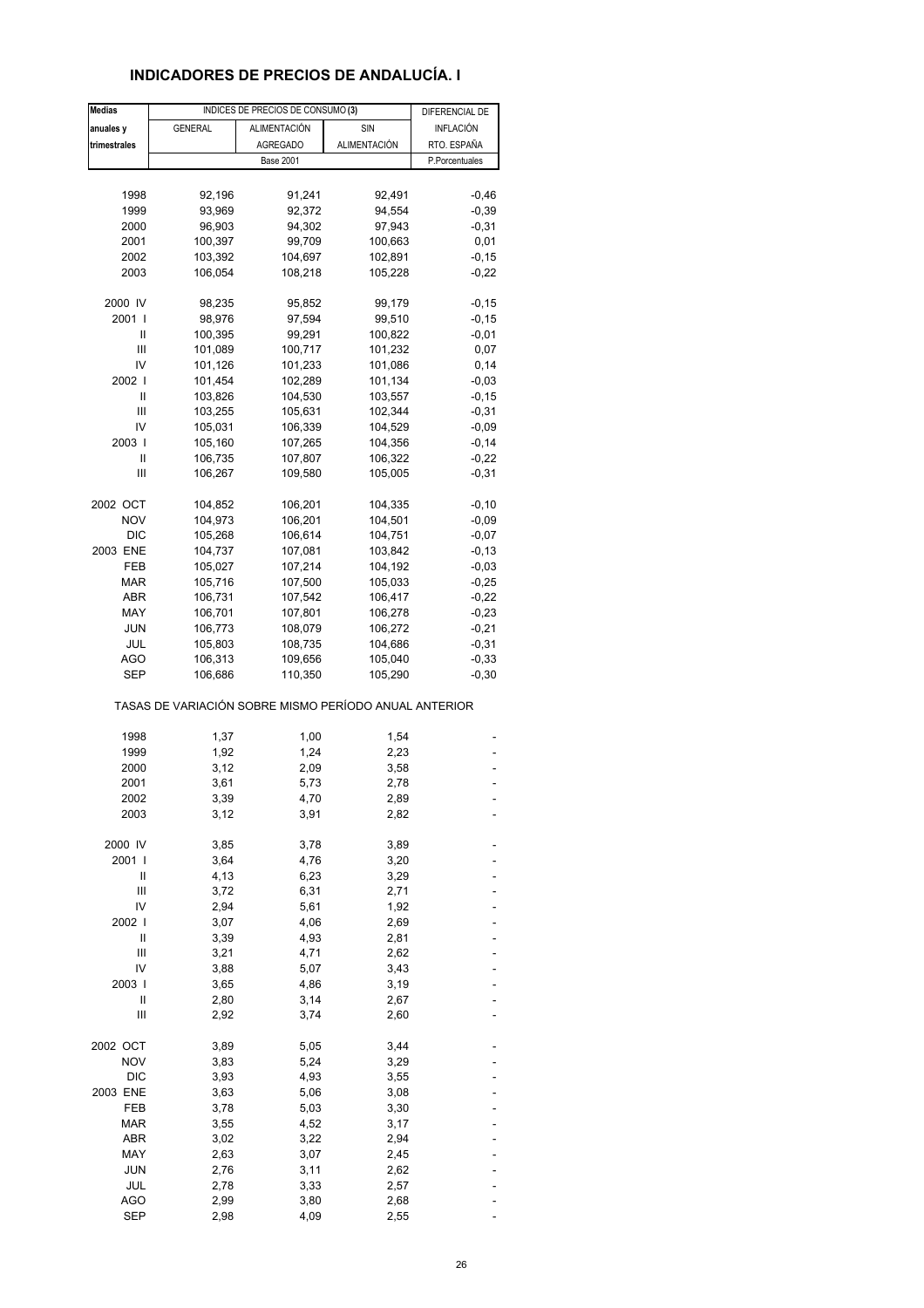## INDICADORES DE PRECIOS DE ANDALUCÍA. I

| Medias anuales y trimestrales | INDICES DE PRECIOS DE CONSUMO (3) | | | DIFERENCIAL DE INFLACIÓN RTO. ESPAÑA |
|---|---|---|---|---|
| | GENERAL | ALIMENTACIÓN AGREGADO | SIN ALIMENTACIÓN | |
| | Base 2001 | | | P.Porcentuales |
| 1998 | 92,196 | 91,241 | 92,491 | -0,46 |
| 1999 | 93,969 | 92,372 | 94,554 | -0,39 |
| 2000 | 96,903 | 94,302 | 97,943 | -0,31 |
| 2001 | 100,397 | 99,709 | 100,663 | 0,01 |
| 2002 | 103,392 | 104,697 | 102,891 | -0,15 |
| 2003 | 106,054 | 108,218 | 105,228 | -0,22 |
| 2000 IV | 98,235 | 95,852 | 99,179 | -0,15 |
| 2001 I | 98,976 | 97,594 | 99,510 | -0,15 |
| II | 100,395 | 99,291 | 100,822 | -0,01 |
| III | 101,089 | 100,717 | 101,232 | 0,07 |
| IV | 101,126 | 101,233 | 101,086 | 0,14 |
| 2002 I | 101,454 | 102,289 | 101,134 | -0,03 |
| II | 103,826 | 104,530 | 103,557 | -0,15 |
| III | 103,255 | 105,631 | 102,344 | -0,31 |
| IV | 105,031 | 106,339 | 104,529 | -0,09 |
| 2003 I | 105,160 | 107,265 | 104,356 | -0,14 |
| II | 106,735 | 107,807 | 106,322 | -0,22 |
| III | 106,267 | 109,580 | 105,005 | -0,31 |
| 2002 OCT | 104,852 | 106,201 | 104,335 | -0,10 |
| NOV | 104,973 | 106,201 | 104,501 | -0,09 |
| DIC | 105,268 | 106,614 | 104,751 | -0,07 |
| 2003 ENE | 104,737 | 107,081 | 103,842 | -0,13 |
| FEB | 105,027 | 107,214 | 104,192 | -0,03 |
| MAR | 105,716 | 107,500 | 105,033 | -0,25 |
| ABR | 106,731 | 107,542 | 106,417 | -0,22 |
| MAY | 106,701 | 107,801 | 106,278 | -0,23 |
| JUN | 106,773 | 108,079 | 106,272 | -0,21 |
| JUL | 105,803 | 108,735 | 104,686 | -0,31 |
| AGO | 106,313 | 109,656 | 105,040 | -0,33 |
| SEP | 106,686 | 110,350 | 105,290 | -0,30 |
| TASAS DE VARIACIÓN SOBRE MISMO PERÍODO ANUAL ANTERIOR | | | | |
| 1998 | 1,37 | 1,00 | 1,54 | - |
| 1999 | 1,92 | 1,24 | 2,23 | - |
| 2000 | 3,12 | 2,09 | 3,58 | - |
| 2001 | 3,61 | 5,73 | 2,78 | - |
| 2002 | 3,39 | 4,70 | 2,89 | - |
| 2003 | 3,12 | 3,91 | 2,82 | - |
| 2000 IV | 3,85 | 3,78 | 3,89 | - |
| 2001 I | 3,64 | 4,76 | 3,20 | - |
| II | 4,13 | 6,23 | 3,29 | - |
| III | 3,72 | 6,31 | 2,71 | - |
| IV | 2,94 | 5,61 | 1,92 | - |
| 2002 I | 3,07 | 4,06 | 2,69 | - |
| II | 3,39 | 4,93 | 2,81 | - |
| III | 3,21 | 4,71 | 2,62 | - |
| IV | 3,88 | 5,07 | 3,43 | - |
| 2003 I | 3,65 | 4,86 | 3,19 | - |
| II | 2,80 | 3,14 | 2,67 | - |
| III | 2,92 | 3,74 | 2,60 | - |
| 2002 OCT | 3,89 | 5,05 | 3,44 | - |
| NOV | 3,83 | 5,24 | 3,29 | - |
| DIC | 3,93 | 4,93 | 3,55 | - |
| 2003 ENE | 3,63 | 5,06 | 3,08 | - |
| FEB | 3,78 | 5,03 | 3,30 | - |
| MAR | 3,55 | 4,52 | 3,17 | - |
| ABR | 3,02 | 3,22 | 2,94 | - |
| MAY | 2,63 | 3,07 | 2,45 | - |
| JUN | 2,76 | 3,11 | 2,62 | - |
| JUL | 2,78 | 3,33 | 2,57 | - |
| AGO | 2,99 | 3,80 | 2,68 | - |
| SEP | 2,98 | 4,09 | 2,55 | - |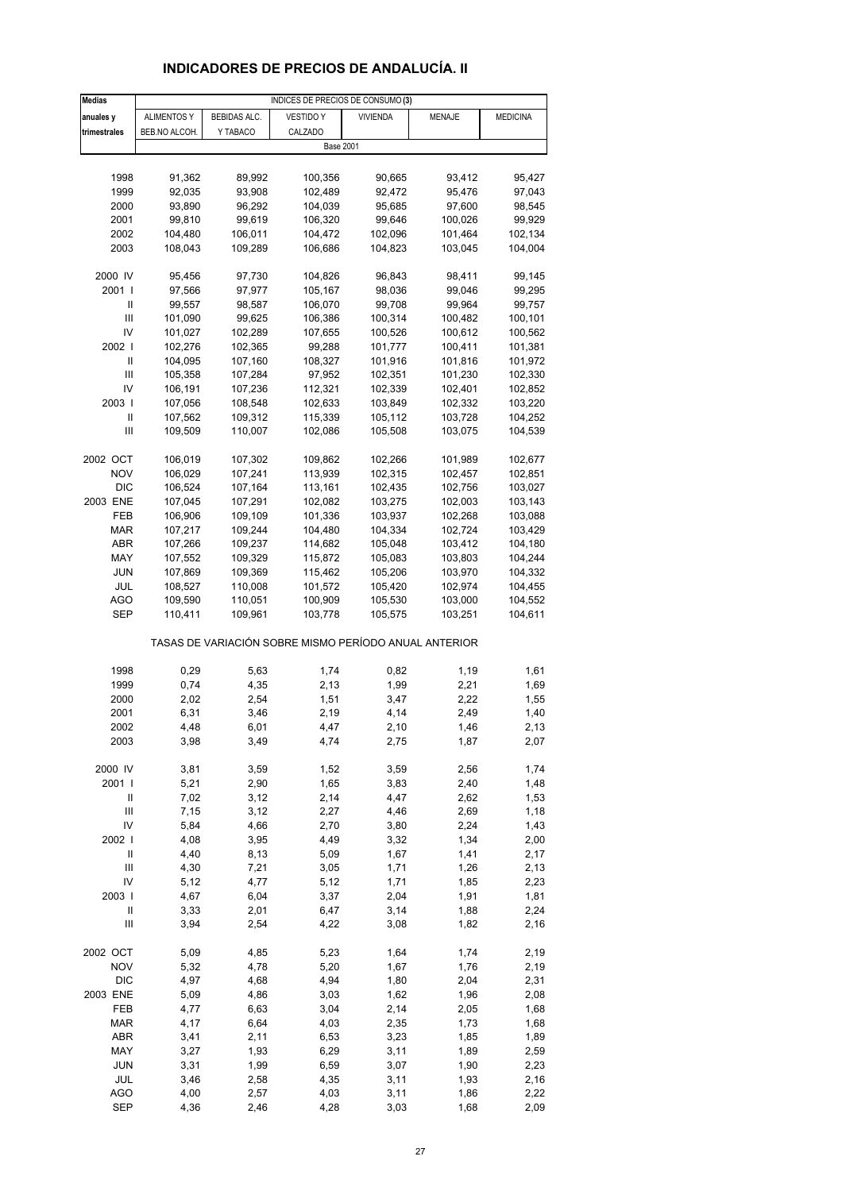# INDICADORES DE PRECIOS DE ANDALUCÍA. II

| Medias anuales y trimestrales | INDICES DE PRECIOS DE CONSUMO (3) | | | | | |
|---|---|---|---|---|---|---|
| | ALIMENTOS Y BEB.NO ALCOH. | BEBIDAS ALC. Y TABACO | VESTIDO Y CALZADO | VIVIENDA | MENAJE | MEDICINA |
| | Base 2001 | | | | | |
| 1998 | 91,362 | 89,992 | 100,356 | 90,665 | 93,412 | 95,427 |
| 1999 | 92,035 | 93,908 | 102,489 | 92,472 | 95,476 | 97,043 |
| 2000 | 93,890 | 96,292 | 104,039 | 95,685 | 97,600 | 98,545 |
| 2001 | 99,810 | 99,619 | 106,320 | 99,646 | 100,026 | 99,929 |
| 2002 | 104,480 | 106,011 | 104,472 | 102,096 | 101,464 | 102,134 |
| 2003 | 108,043 | 109,289 | 106,686 | 104,823 | 103,045 | 104,004 |
| 2000 IV | 95,456 | 97,730 | 104,826 | 96,843 | 98,411 | 99,145 |
| 2001 I | 97,566 | 97,977 | 105,167 | 98,036 | 99,046 | 99,295 |
| II | 99,557 | 98,587 | 106,070 | 99,708 | 99,964 | 99,757 |
| III | 101,090 | 99,625 | 106,386 | 100,314 | 100,482 | 100,101 |
| IV | 101,027 | 102,289 | 107,655 | 100,526 | 100,612 | 100,562 |
| 2002 I | 102,276 | 102,365 | 99,288 | 101,777 | 100,411 | 101,381 |
| II | 104,095 | 107,160 | 108,327 | 101,916 | 101,816 | 101,972 |
| III | 105,358 | 107,284 | 97,952 | 102,351 | 101,230 | 102,330 |
| IV | 106,191 | 107,236 | 112,321 | 102,339 | 102,401 | 102,852 |
| 2003 I | 107,056 | 108,548 | 102,633 | 103,849 | 102,332 | 103,220 |
| II | 107,562 | 109,312 | 115,339 | 105,112 | 103,728 | 104,252 |
| III | 109,509 | 110,007 | 102,086 | 105,508 | 103,075 | 104,539 |
| 2002 OCT | 106,019 | 107,302 | 109,862 | 102,266 | 101,989 | 102,677 |
| NOV | 106,029 | 107,241 | 113,939 | 102,315 | 102,457 | 102,851 |
| DIC | 106,524 | 107,164 | 113,161 | 102,435 | 102,756 | 103,027 |
| 2003 ENE | 107,045 | 107,291 | 102,082 | 103,275 | 102,003 | 103,143 |
| FEB | 106,906 | 109,109 | 101,336 | 103,937 | 102,268 | 103,088 |
| MAR | 107,217 | 109,244 | 104,480 | 104,334 | 102,724 | 103,429 |
| ABR | 107,266 | 109,237 | 114,682 | 105,048 | 103,412 | 104,180 |
| MAY | 107,552 | 109,329 | 115,872 | 105,083 | 103,803 | 104,244 |
| JUN | 107,869 | 109,369 | 115,462 | 105,206 | 103,970 | 104,332 |
| JUL | 108,527 | 110,008 | 101,572 | 105,420 | 102,974 | 104,455 |
| AGO | 109,590 | 110,051 | 100,909 | 105,530 | 103,000 | 104,552 |
| SEP | 110,411 | 109,961 | 103,778 | 105,575 | 103,251 | 104,611 |
| | TASAS DE VARIACIÓN SOBRE MISMO PERÍODO ANUAL ANTERIOR | | | | | |
| 1998 | 0,29 | 5,63 | 1,74 | 0,82 | 1,19 | 1,61 |
| 1999 | 0,74 | 4,35 | 2,13 | 1,99 | 2,21 | 1,69 |
| 2000 | 2,02 | 2,54 | 1,51 | 3,47 | 2,22 | 1,55 |
| 2001 | 6,31 | 3,46 | 2,19 | 4,14 | 2,49 | 1,40 |
| 2002 | 4,48 | 6,01 | 4,47 | 2,10 | 1,46 | 2,13 |
| 2003 | 3,98 | 3,49 | 4,74 | 2,75 | 1,87 | 2,07 |
| 2000 IV | 3,81 | 3,59 | 1,52 | 3,59 | 2,56 | 1,74 |
| 2001 I | 5,21 | 2,90 | 1,65 | 3,83 | 2,40 | 1,48 |
| II | 7,02 | 3,12 | 2,14 | 4,47 | 2,62 | 1,53 |
| III | 7,15 | 3,12 | 2,27 | 4,46 | 2,69 | 1,18 |
| IV | 5,84 | 4,66 | 2,70 | 3,80 | 2,24 | 1,43 |
| 2002 I | 4,08 | 3,95 | 4,49 | 3,32 | 1,34 | 2,00 |
| II | 4,40 | 8,13 | 5,09 | 1,67 | 1,41 | 2,17 |
| III | 4,30 | 7,21 | 3,05 | 1,71 | 1,26 | 2,13 |
| IV | 5,12 | 4,77 | 5,12 | 1,71 | 1,85 | 2,23 |
| 2003 I | 4,67 | 6,04 | 3,37 | 2,04 | 1,91 | 1,81 |
| II | 3,33 | 2,01 | 6,47 | 3,14 | 1,88 | 2,24 |
| III | 3,94 | 2,54 | 4,22 | 3,08 | 1,82 | 2,16 |
| 2002 OCT | 5,09 | 4,85 | 5,23 | 1,64 | 1,74 | 2,19 |
| NOV | 5,32 | 4,78 | 5,20 | 1,67 | 1,76 | 2,19 |
| DIC | 4,97 | 4,68 | 4,94 | 1,80 | 2,04 | 2,31 |
| 2003 ENE | 5,09 | 4,86 | 3,03 | 1,62 | 1,96 | 2,08 |
| FEB | 4,77 | 6,63 | 3,04 | 2,14 | 2,05 | 1,68 |
| MAR | 4,17 | 6,64 | 4,03 | 2,35 | 1,73 | 1,68 |
| ABR | 3,41 | 2,11 | 6,53 | 3,23 | 1,85 | 1,89 |
| MAY | 3,27 | 1,93 | 6,29 | 3,11 | 1,89 | 2,59 |
| JUN | 3,31 | 1,99 | 6,59 | 3,07 | 1,90 | 2,23 |
| JUL | 3,46 | 2,58 | 4,35 | 3,11 | 1,93 | 2,16 |
| AGO | 4,00 | 2,57 | 4,03 | 3,11 | 1,86 | 2,22 |
| SEP | 4,36 | 2,46 | 4,28 | 3,03 | 1,68 | 2,09 |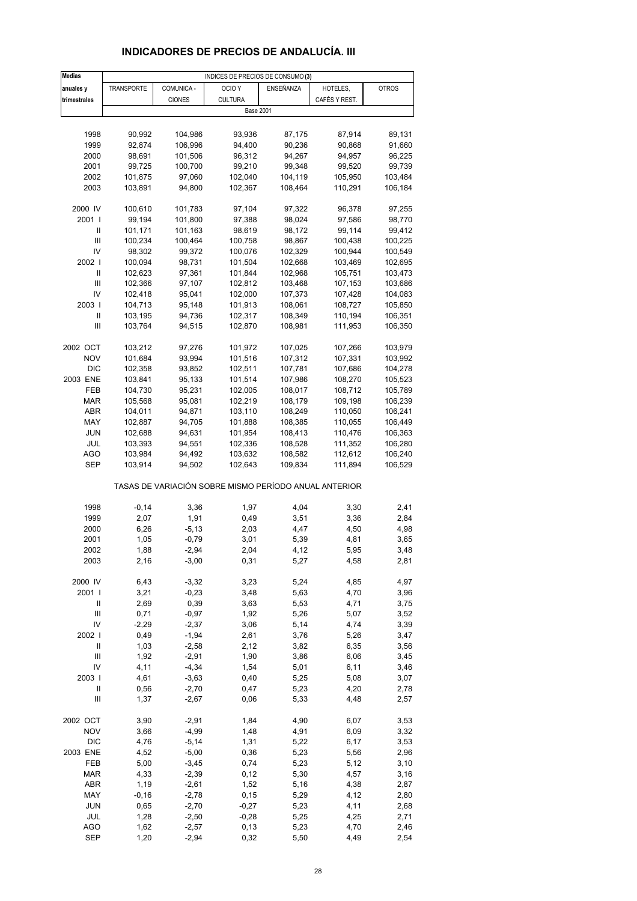# INDICADORES DE PRECIOS DE ANDALUCÍA. III

| Medias anuales y trimestrales | INDICES DE PRECIOS DE CONSUMO (3) | | | | | |
|---|---|---|---|---|---|---|
| | TRANSPORTE | COMUNICA - CIONES | OCIO Y CULTURA | ENSEÑANZA | HOTELES, CAFÉS Y REST. | OTROS |
| | Base 2001 | | | | | |
| 1998 | 90,992 | 104,986 | 93,936 | 87,175 | 87,914 | 89,131 |
| 1999 | 92,874 | 106,996 | 94,400 | 90,236 | 90,868 | 91,660 |
| 2000 | 98,691 | 101,506 | 96,312 | 94,267 | 94,957 | 96,225 |
| 2001 | 99,725 | 100,700 | 99,210 | 99,348 | 99,520 | 99,739 |
| 2002 | 101,875 | 97,060 | 102,040 | 104,119 | 105,950 | 103,484 |
| 2003 | 103,891 | 94,800 | 102,367 | 108,464 | 110,291 | 106,184 |
| 2000 IV | 100,610 | 101,783 | 97,104 | 97,322 | 96,378 | 97,255 |
| 2001 I | 99,194 | 101,800 | 97,388 | 98,024 | 97,586 | 98,770 |
| II | 101,171 | 101,163 | 98,619 | 98,172 | 99,114 | 99,412 |
| III | 100,234 | 100,464 | 100,758 | 98,867 | 100,438 | 100,225 |
| IV | 98,302 | 99,372 | 100,076 | 102,329 | 100,944 | 100,549 |
| 2002 I | 100,094 | 98,731 | 101,504 | 102,668 | 103,469 | 102,695 |
| II | 102,623 | 97,361 | 101,844 | 102,968 | 105,751 | 103,473 |
| III | 102,366 | 97,107 | 102,812 | 103,468 | 107,153 | 103,686 |
| IV | 102,418 | 95,041 | 102,000 | 107,373 | 107,428 | 104,083 |
| 2003 I | 104,713 | 95,148 | 101,913 | 108,061 | 108,727 | 105,850 |
| II | 103,195 | 94,736 | 102,317 | 108,349 | 110,194 | 106,351 |
| III | 103,764 | 94,515 | 102,870 | 108,981 | 111,953 | 106,350 |
| 2002 OCT | 103,212 | 97,276 | 101,972 | 107,025 | 107,266 | 103,979 |
| NOV | 101,684 | 93,994 | 101,516 | 107,312 | 107,331 | 103,992 |
| DIC | 102,358 | 93,852 | 102,511 | 107,781 | 107,686 | 104,278 |
| 2003 ENE | 103,841 | 95,133 | 101,514 | 107,986 | 108,270 | 105,523 |
| FEB | 104,730 | 95,231 | 102,005 | 108,017 | 108,712 | 105,789 |
| MAR | 105,568 | 95,081 | 102,219 | 108,179 | 109,198 | 106,239 |
| ABR | 104,011 | 94,871 | 103,110 | 108,249 | 110,050 | 106,241 |
| MAY | 102,887 | 94,705 | 101,888 | 108,385 | 110,055 | 106,449 |
| JUN | 102,688 | 94,631 | 101,954 | 108,413 | 110,476 | 106,363 |
| JUL | 103,393 | 94,551 | 102,336 | 108,528 | 111,352 | 106,280 |
| AGO | 103,984 | 94,492 | 103,632 | 108,582 | 112,612 | 106,240 |
| SEP | 103,914 | 94,502 | 102,643 | 109,834 | 111,894 | 106,529 |
| | TASAS DE VARIACIÓN SOBRE MISMO PERÍODO ANUAL ANTERIOR | | | | | |
| 1998 | -0,14 | 3,36 | 1,97 | 4,04 | 3,30 | 2,41 |
| 1999 | 2,07 | 1,91 | 0,49 | 3,51 | 3,36 | 2,84 |
| 2000 | 6,26 | -5,13 | 2,03 | 4,47 | 4,50 | 4,98 |
| 2001 | 1,05 | -0,79 | 3,01 | 5,39 | 4,81 | 3,65 |
| 2002 | 1,88 | -2,94 | 2,04 | 4,12 | 5,95 | 3,48 |
| 2003 | 2,16 | -3,00 | 0,31 | 5,27 | 4,58 | 2,81 |
| 2000 IV | 6,43 | -3,32 | 3,23 | 5,24 | 4,85 | 4,97 |
| 2001 I | 3,21 | -0,23 | 3,48 | 5,63 | 4,70 | 3,96 |
| II | 2,69 | 0,39 | 3,63 | 5,53 | 4,71 | 3,75 |
| III | 0,71 | -0,97 | 1,92 | 5,26 | 5,07 | 3,52 |
| IV | -2,29 | -2,37 | 3,06 | 5,14 | 4,74 | 3,39 |
| 2002 I | 0,49 | -1,94 | 2,61 | 3,76 | 5,26 | 3,47 |
| II | 1,03 | -2,58 | 2,12 | 3,82 | 6,35 | 3,56 |
| III | 1,92 | -2,91 | 1,90 | 3,86 | 6,06 | 3,45 |
| IV | 4,11 | -4,34 | 1,54 | 5,01 | 6,11 | 3,46 |
| 2003 I | 4,61 | -3,63 | 0,40 | 5,25 | 5,08 | 3,07 |
| II | 0,56 | -2,70 | 0,47 | 5,23 | 4,20 | 2,78 |
| III | 1,37 | -2,67 | 0,06 | 5,33 | 4,48 | 2,57 |
| 2002 OCT | 3,90 | -2,91 | 1,84 | 4,90 | 6,07 | 3,53 |
| NOV | 3,66 | -4,99 | 1,48 | 4,91 | 6,09 | 3,32 |
| DIC | 4,76 | -5,14 | 1,31 | 5,22 | 6,17 | 3,53 |
| 2003 ENE | 4,52 | -5,00 | 0,36 | 5,23 | 5,56 | 2,96 |
| FEB | 5,00 | -3,45 | 0,74 | 5,23 | 5,12 | 3,10 |
| MAR | 4,33 | -2,39 | 0,12 | 5,30 | 4,57 | 3,16 |
| ABR | 1,19 | -2,61 | 1,52 | 5,16 | 4,38 | 2,87 |
| MAY | -0,16 | -2,78 | 0,15 | 5,29 | 4,12 | 2,80 |
| JUN | 0,65 | -2,70 | -0,27 | 5,23 | 4,11 | 2,68 |
| JUL | 1,28 | -2,50 | -0,28 | 5,25 | 4,25 | 2,71 |
| AGO | 1,62 | -2,57 | 0,13 | 5,23 | 4,70 | 2,46 |
| SEP | 1,20 | -2,94 | 0,32 | 5,50 | 4,49 | 2,54 |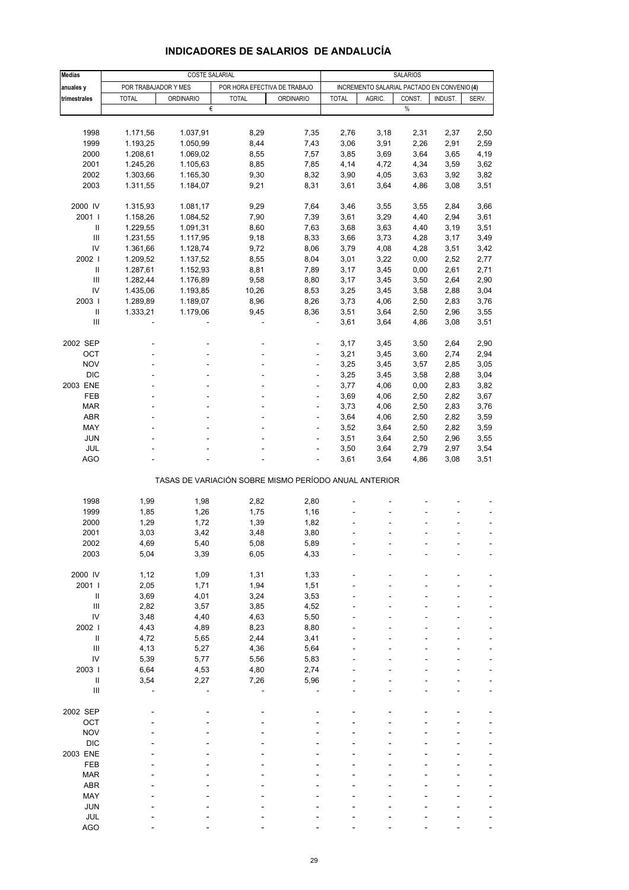# INDICADORES DE SALARIOS DE ANDALUCÍA

| Medias anuales y trimestrales | COSTE SALARIAL | | | | SALARIOS | | | | |
|---|---|---|---|---|---|---|---|---|---|
| | POR TRABAJADOR Y MES | | POR HORA EFECTIVA DE TRABAJO | | INCREMENTO SALARIAL PACTADO EN CONVENIO (4) | | | | |
| | TOTAL | ORDINARIO | TOTAL | ORDINARIO | TOTAL | AGRIC. | CONST. | INDUST. | SERV. |
| | € | | | | % | | | | |
| 1998 | 1.171,56 | 1.037,91 | 8,29 | 7,35 | 2,76 | 3,18 | 2,31 | 2,37 | 2,50 |
| 1999 | 1.193,25 | 1.050,99 | 8,44 | 7,43 | 3,06 | 3,91 | 2,26 | 2,91 | 2,59 |
| 2000 | 1.208,61 | 1.069,02 | 8,55 | 7,57 | 3,85 | 3,69 | 3,64 | 3,65 | 4,19 |
| 2001 | 1.245,26 | 1.105,63 | 8,85 | 7,85 | 4,14 | 4,72 | 4,34 | 3,59 | 3,62 |
| 2002 | 1.303,66 | 1.165,30 | 9,30 | 8,32 | 3,90 | 4,05 | 3,63 | 3,92 | 3,82 |
| 2003 | 1.311,55 | 1.184,07 | 9,21 | 8,31 | 3,61 | 3,64 | 4,86 | 3,08 | 3,51 |
| 2000 IV | 1.315,93 | 1.081,17 | 9,29 | 7,64 | 3,46 | 3,55 | 3,55 | 2,84 | 3,66 |
| 2001 I | 1.158,26 | 1.084,52 | 7,90 | 7,39 | 3,61 | 3,29 | 4,40 | 2,94 | 3,61 |
| II | 1.229,55 | 1.091,31 | 8,60 | 7,63 | 3,68 | 3,63 | 4,40 | 3,19 | 3,51 |
| III | 1.231,55 | 1.117,95 | 9,18 | 8,33 | 3,66 | 3,73 | 4,28 | 3,17 | 3,49 |
| IV | 1.361,66 | 1.128,74 | 9,72 | 8,06 | 3,79 | 4,08 | 4,28 | 3,51 | 3,42 |
| 2002 I | 1.209,52 | 1.137,52 | 8,55 | 8,04 | 3,01 | 3,22 | 0,00 | 2,52 | 2,77 |
| II | 1.287,61 | 1.152,93 | 8,81 | 7,89 | 3,17 | 3,45 | 0,00 | 2,61 | 2,71 |
| III | 1.282,44 | 1.176,89 | 9,58 | 8,80 | 3,17 | 3,45 | 3,50 | 2,64 | 2,90 |
| IV | 1.435,06 | 1.193,85 | 10,26 | 8,53 | 3,25 | 3,45 | 3,58 | 2,88 | 3,04 |
| 2003 I | 1.289,89 | 1.189,07 | 8,96 | 8,26 | 3,73 | 4,06 | 2,50 | 2,83 | 3,76 |
| II | 1.333,21 | 1.179,06 | 9,45 | 8,36 | 3,51 | 3,64 | 2,50 | 2,96 | 3,55 |
| III | - | - | - | - | 3,61 | 3,64 | 4,86 | 3,08 | 3,51 |
| 2002 SEP | - | - | - | - | 3,17 | 3,45 | 3,50 | 2,64 | 2,90 |
| OCT | - | - | - | - | 3,21 | 3,45 | 3,60 | 2,74 | 2,94 |
| NOV | - | - | - | - | 3,25 | 3,45 | 3,57 | 2,85 | 3,05 |
| DIC | - | - | - | - | 3,25 | 3,45 | 3,58 | 2,88 | 3,04 |
| 2003 ENE | - | - | - | - | 3,77 | 4,06 | 0,00 | 2,83 | 3,82 |
| FEB | - | - | - | - | 3,69 | 4,06 | 2,50 | 2,82 | 3,67 |
| MAR | - | - | - | - | 3,73 | 4,06 | 2,50 | 2,83 | 3,76 |
| ABR | - | - | - | - | 3,64 | 4,06 | 2,50 | 2,82 | 3,59 |
| MAY | - | - | - | - | 3,52 | 3,64 | 2,50 | 2,82 | 3,59 |
| JUN | - | - | - | - | 3,51 | 3,64 | 2,50 | 2,96 | 3,55 |
| JUL | - | - | - | - | 3,50 | 3,64 | 2,79 | 2,97 | 3,54 |
| AGO | - | - | - | - | 3,61 | 3,64 | 4,86 | 3,08 | 3,51 |
| TASAS DE VARIACIÓN SOBRE MISMO PERÍODO ANUAL ANTERIOR | | | | | | | | | |
| 1998 | 1,99 | 1,98 | 2,82 | 2,80 | - | - | - | - | - |
| 1999 | 1,85 | 1,26 | 1,75 | 1,16 | - | - | - | - | - |
| 2000 | 1,29 | 1,72 | 1,39 | 1,82 | - | - | - | - | - |
| 2001 | 3,03 | 3,42 | 3,48 | 3,80 | - | - | - | - | - |
| 2002 | 4,69 | 5,40 | 5,08 | 5,89 | - | - | - | - | - |
| 2003 | 5,04 | 3,39 | 6,05 | 4,33 | - | - | - | - | - |
| 2000 IV | 1,12 | 1,09 | 1,31 | 1,33 | - | - | - | - | - |
| 2001 I | 2,05 | 1,71 | 1,94 | 1,51 | - | - | - | - | - |
| II | 3,69 | 4,01 | 3,24 | 3,53 | - | - | - | - | - |
| III | 2,82 | 3,57 | 3,85 | 4,52 | - | - | - | - | - |
| IV | 3,48 | 4,40 | 4,63 | 5,50 | - | - | - | - | - |
| 2002 I | 4,43 | 4,89 | 8,23 | 8,80 | - | - | - | - | - |
| II | 4,72 | 5,65 | 2,44 | 3,41 | - | - | - | - | - |
| III | 4,13 | 5,27 | 4,36 | 5,64 | - | - | - | - | - |
| IV | 5,39 | 5,77 | 5,56 | 5,83 | - | - | - | - | - |
| 2003 I | 6,64 | 4,53 | 4,80 | 2,74 | - | - | - | - | - |
| II | 3,54 | 2,27 | 7,26 | 5,96 | - | - | - | - | - |
| III | - | - | - | - | - | - | - | - | - |
| 2002 SEP | - | - | - | - | - | - | - | - | - |
| OCT | - | - | - | - | - | - | - | - | - |
| NOV | - | - | - | - | - | - | - | - | - |
| DIC | - | - | - | - | - | - | - | - | - |
| 2003 ENE | - | - | - | - | - | - | - | - | - |
| FEB | - | - | - | - | - | - | - | - | - |
| MAR | - | - | - | - | - | - | - | - | - |
| ABR | - | - | - | - | - | - | - | - | - |
| MAY | - | - | - | - | - | - | - | - | - |
| JUN | - | - | - | - | - | - | - | - | - |
| JUL | - | - | - | - | - | - | - | - | - |
| AGO | - | - | - | - | - | - | - | - | - |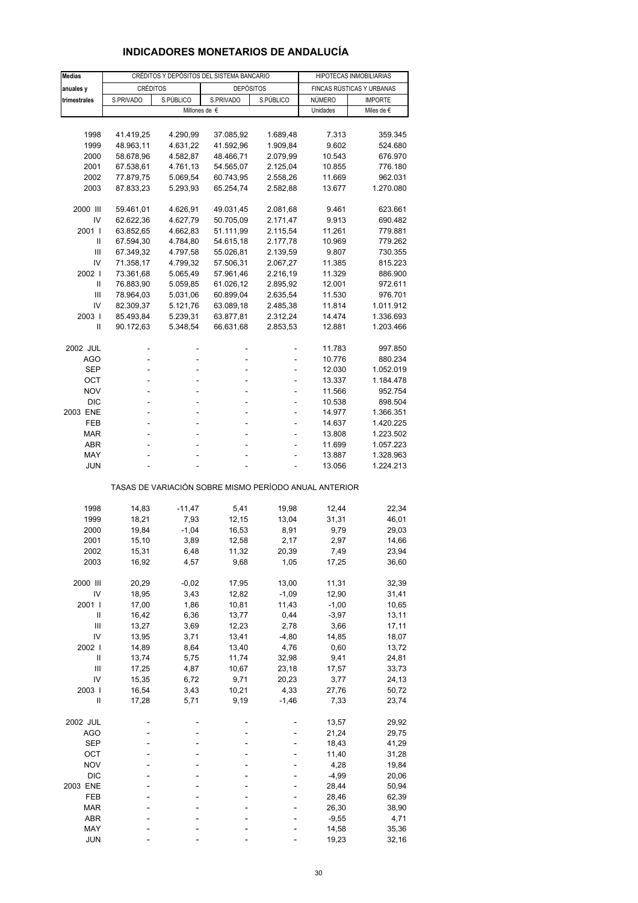## INDICADORES MONETARIOS DE ANDALUCÍA

| Medias anuales y trimestrales | CRÉDITOS Y DEPÓSITOS DEL SISTEMA BANCARIO | | | | HIPOTECAS INMOBILIARIAS | |
|---|---|---|---|---|---|---|
| | CRÉDITOS | | DEPÓSITOS | | FINCAS RÚSTICAS Y URBANAS | |
| | S.PRIVADO | S.PÚBLICO | S.PRIVADO | S.PÚBLICO | NÚMERO | IMPORTE |
| | Millones de € | | | | Unidades | Miles de € |
| 1998 | 41.419,25 | 4.290,99 | 37.085,92 | 1.689,48 | 7.313 | 359.345 |
| 1999 | 48.963,11 | 4.631,22 | 41.592,96 | 1.909,84 | 9.602 | 524.680 |
| 2000 | 58.678,96 | 4.582,87 | 48.466,71 | 2.079,99 | 10.543 | 676.970 |
| 2001 | 67.538,61 | 4.761,13 | 54.565,07 | 2.125,04 | 10.855 | 776.180 |
| 2002 | 77.879,75 | 5.069,54 | 60.743,95 | 2.558,26 | 11.669 | 962.031 |
| 2003 | 87.833,23 | 5.293,93 | 65.254,74 | 2.582,88 | 13.677 | 1.270.080 |
| 2000 III | 59.461,01 | 4.626,91 | 49.031,45 | 2.081,68 | 9.461 | 623.661 |
| IV | 62.622,36 | 4.627,79 | 50.705,09 | 2.171,47 | 9.913 | 690.482 |
| 2001 I | 63.852,65 | 4.662,83 | 51.111,99 | 2.115,54 | 11.261 | 779.881 |
| II | 67.594,30 | 4.784,80 | 54.615,18 | 2.177,78 | 10.969 | 779.262 |
| III | 67.349,32 | 4.797,58 | 55.026,81 | 2.139,59 | 9.807 | 730.355 |
| IV | 71.358,17 | 4.799,32 | 57.506,31 | 2.067,27 | 11.385 | 815.223 |
| 2002 I | 73.361,68 | 5.065,49 | 57.961,46 | 2.216,19 | 11.329 | 886.900 |
| II | 76.883,90 | 5.059,85 | 61.026,12 | 2.895,92 | 12.001 | 972.611 |
| III | 78.964,03 | 5.031,06 | 60.899,04 | 2.635,54 | 11.530 | 976.701 |
| IV | 82.309,37 | 5.121,76 | 63.089,18 | 2.485,38 | 11.814 | 1.011.912 |
| 2003 I | 85.493,84 | 5.239,31 | 63.877,81 | 2.312,24 | 14.474 | 1.336.693 |
| II | 90.172,63 | 5.348,54 | 66.631,68 | 2.853,53 | 12.881 | 1.203.466 |
| 2002 JUL | - | - | - | - | 11.783 | 997.850 |
| AGO | - | - | - | - | 10.776 | 880.234 |
| SEP | - | - | - | - | 12.030 | 1.052.019 |
| OCT | - | - | - | - | 13.337 | 1.184.478 |
| NOV | - | - | - | - | 11.566 | 952.754 |
| DIC | - | - | - | - | 10.538 | 898.504 |
| 2003 ENE | - | - | - | - | 14.977 | 1.366.351 |
| FEB | - | - | - | - | 14.637 | 1.420.225 |
| MAR | - | - | - | - | 13.808 | 1.223.502 |
| ABR | - | - | - | - | 11.699 | 1.057.223 |
| MAY | - | - | - | - | 13.887 | 1.328.963 |
| JUN | - | - | - | - | 13.056 | 1.224.213 |
| **TASAS DE VARIACIÓN SOBRE MISMO PERÍODO ANUAL ANTERIOR** | | | | | | |
| 1998 | 14,83 | -11,47 | 5,41 | 19,98 | 12,44 | 22,34 |
| 1999 | 18,21 | 7,93 | 12,15 | 13,04 | 31,31 | 46,01 |
| 2000 | 19,84 | -1,04 | 16,53 | 8,91 | 9,79 | 29,03 |
| 2001 | 15,10 | 3,89 | 12,58 | 2,17 | 2,97 | 14,66 |
| 2002 | 15,31 | 6,48 | 11,32 | 20,39 | 7,49 | 23,94 |
| 2003 | 16,92 | 4,57 | 9,68 | 1,05 | 17,25 | 36,60 |
| 2000 III | 20,29 | -0,02 | 17,95 | 13,00 | 11,31 | 32,39 |
| IV | 18,95 | 3,43 | 12,82 | -1,09 | 12,90 | 31,41 |
| 2001 I | 17,00 | 1,86 | 10,81 | 11,43 | -1,00 | 10,65 |
| II | 16,42 | 6,36 | 13,77 | 0,44 | -3,97 | 13,11 |
| III | 13,27 | 3,69 | 12,23 | 2,78 | 3,66 | 17,11 |
| IV | 13,95 | 3,71 | 13,41 | -4,80 | 14,85 | 18,07 |
| 2002 I | 14,89 | 8,64 | 13,40 | 4,76 | 0,60 | 13,72 |
| II | 13,74 | 5,75 | 11,74 | 32,98 | 9,41 | 24,81 |
| III | 17,25 | 4,87 | 10,67 | 23,18 | 17,57 | 33,73 |
| IV | 15,35 | 6,72 | 9,71 | 20,23 | 3,77 | 24,13 |
| 2003 I | 16,54 | 3,43 | 10,21 | 4,33 | 27,76 | 50,72 |
| II | 17,28 | 5,71 | 9,19 | -1,46 | 7,33 | 23,74 |
| 2002 JUL | - | - | - | - | 13,57 | 29,92 |
| AGO | - | - | - | - | 21,24 | 29,75 |
| SEP | - | - | - | - | 18,43 | 41,29 |
| OCT | - | - | - | - | 11,40 | 31,28 |
| NOV | - | - | - | - | 4,28 | 19,84 |
| DIC | - | - | - | - | -4,99 | 20,06 |
| 2003 ENE | - | - | - | - | 28,44 | 50,94 |
| FEB | - | - | - | - | 28,46 | 62,39 |
| MAR | - | - | - | - | 26,30 | 38,90 |
| ABR | - | - | - | - | -9,55 | 4,71 |
| MAY | - | - | - | - | 14,58 | 35,36 |
| JUN | - | - | - | - | 19,23 | 32,16 |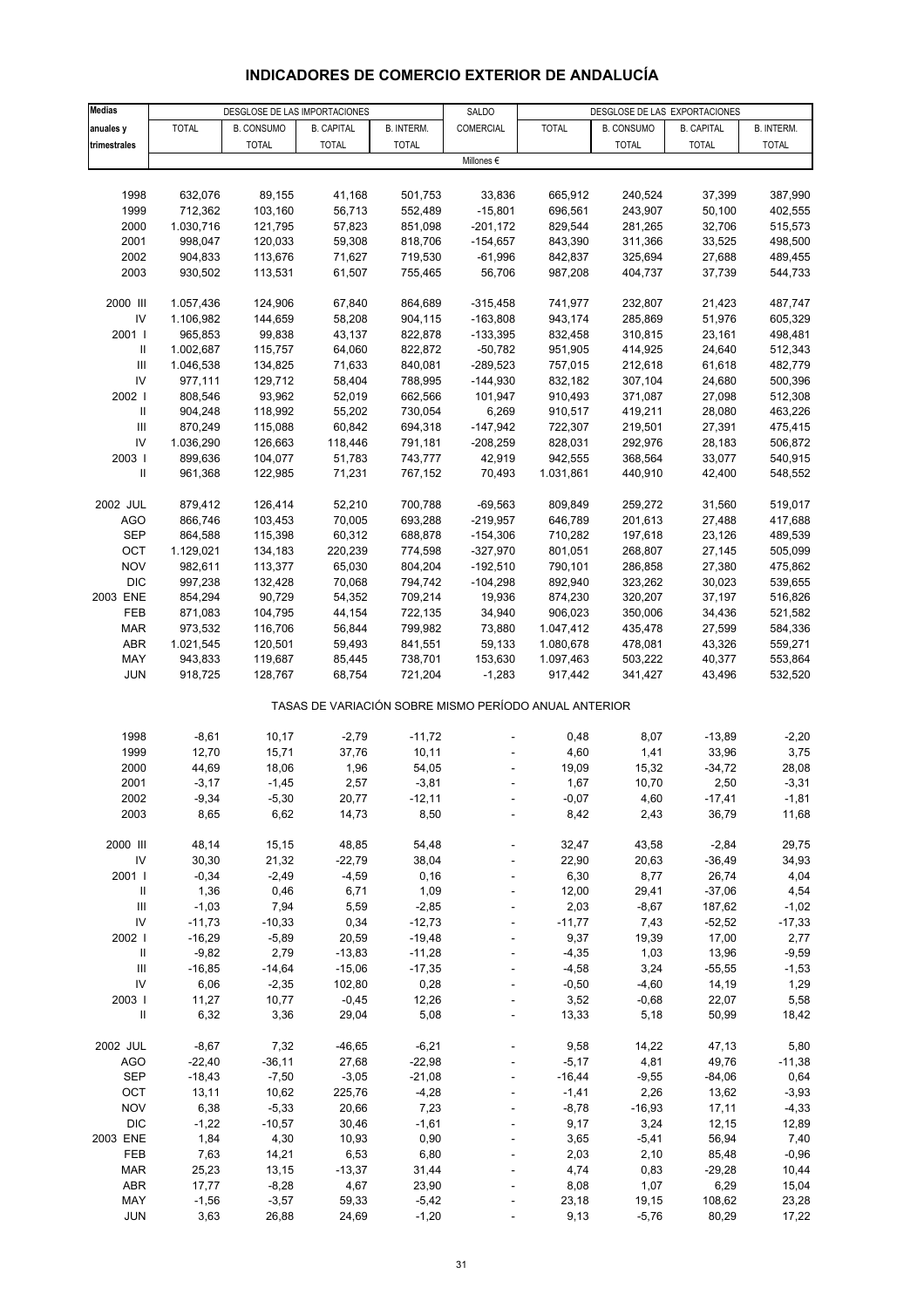# INDICADORES DE COMERCIO EXTERIOR DE ANDALUCÍA

| Medias anuales y trimestrales | DESGLOSE DE LAS IMPORTACIONES | | | | SALDO | DESGLOSE DE LAS EXPORTACIONES | | | |
|---|---|---|---|---|---|---|---|---|---|
| | TOTAL | B. CONSUMO TOTAL | B. CAPITAL TOTAL | B. INTERM. TOTAL | COMERCIAL | TOTAL | B. CONSUMO TOTAL | B. CAPITAL TOTAL | B. INTERM. TOTAL |
| | | | | | Millones € | | | | |
| 1998 | 632,076 | 89,155 | 41,168 | 501,753 | 33,836 | 665,912 | 240,524 | 37,399 | 387,990 |
| 1999 | 712,362 | 103,160 | 56,713 | 552,489 | -15,801 | 696,561 | 243,907 | 50,100 | 402,555 |
| 2000 | 1.030,716 | 121,795 | 57,823 | 851,098 | -201,172 | 829,544 | 281,265 | 32,706 | 515,573 |
| 2001 | 998,047 | 120,033 | 59,308 | 818,706 | -154,657 | 843,390 | 311,366 | 33,525 | 498,500 |
| 2002 | 904,833 | 113,676 | 71,627 | 719,530 | -61,996 | 842,837 | 325,694 | 27,688 | 489,455 |
| 2003 | 930,502 | 113,531 | 61,507 | 755,465 | 56,706 | 987,208 | 404,737 | 37,739 | 544,733 |
| 2000 III | 1.057,436 | 124,906 | 67,840 | 864,689 | -315,458 | 741,977 | 232,807 | 21,423 | 487,747 |
| IV | 1.106,982 | 144,659 | 58,208 | 904,115 | -163,808 | 943,174 | 285,869 | 51,976 | 605,329 |
| 2001 I | 965,853 | 99,838 | 43,137 | 822,878 | -133,395 | 832,458 | 310,815 | 23,161 | 498,481 |
| II | 1.002,687 | 115,757 | 64,060 | 822,872 | -50,782 | 951,905 | 414,925 | 24,640 | 512,343 |
| III | 1.046,538 | 134,825 | 71,633 | 840,081 | -289,523 | 757,015 | 212,618 | 61,618 | 482,779 |
| IV | 977,111 | 129,712 | 58,404 | 788,995 | -144,930 | 832,182 | 307,104 | 24,680 | 500,396 |
| 2002 I | 808,546 | 93,962 | 52,019 | 662,566 | 101,947 | 910,493 | 371,087 | 27,098 | 512,308 |
| II | 904,248 | 118,992 | 55,202 | 730,054 | 6,269 | 910,517 | 419,211 | 28,080 | 463,226 |
| III | 870,249 | 115,088 | 60,842 | 694,318 | -147,942 | 722,307 | 219,501 | 27,391 | 475,415 |
| IV | 1.036,290 | 126,663 | 118,446 | 791,181 | -208,259 | 828,031 | 292,976 | 28,183 | 506,872 |
| 2003 I | 899,636 | 104,077 | 51,783 | 743,777 | 42,919 | 942,555 | 368,564 | 33,077 | 540,915 |
| II | 961,368 | 122,985 | 71,231 | 767,152 | 70,493 | 1.031,861 | 440,910 | 42,400 | 548,552 |
| 2002 JUL | 879,412 | 126,414 | 52,210 | 700,788 | -69,563 | 809,849 | 259,272 | 31,560 | 519,017 |
| AGO | 866,746 | 103,453 | 70,005 | 693,288 | -219,957 | 646,789 | 201,613 | 27,488 | 417,688 |
| SEP | 864,588 | 115,398 | 60,312 | 688,878 | -154,306 | 710,282 | 197,618 | 23,126 | 489,539 |
| OCT | 1.129,021 | 134,183 | 220,239 | 774,598 | -327,970 | 801,051 | 268,807 | 27,145 | 505,099 |
| NOV | 982,611 | 113,377 | 65,030 | 804,204 | -192,510 | 790,101 | 286,858 | 27,380 | 475,862 |
| DIC | 997,238 | 132,428 | 70,068 | 794,742 | -104,298 | 892,940 | 323,262 | 30,023 | 539,655 |
| 2003 ENE | 854,294 | 90,729 | 54,352 | 709,214 | 19,936 | 874,230 | 320,207 | 37,197 | 516,826 |
| FEB | 871,083 | 104,795 | 44,154 | 722,135 | 34,940 | 906,023 | 350,006 | 34,436 | 521,582 |
| MAR | 973,532 | 116,706 | 56,844 | 799,982 | 73,880 | 1.047,412 | 435,478 | 27,599 | 584,336 |
| ABR | 1.021,545 | 120,501 | 59,493 | 841,551 | 59,133 | 1.080,678 | 478,081 | 43,326 | 559,271 |
| MAY | 943,833 | 119,687 | 85,445 | 738,701 | 153,630 | 1.097,463 | 503,222 | 40,377 | 553,864 |
| JUN | 918,725 | 128,767 | 68,754 | 721,204 | -1,283 | 917,442 | 341,427 | 43,496 | 532,520 |

TASAS DE VARIACIÓN SOBRE MISMO PERÍODO ANUAL ANTERIOR

| | | | | | | | | | |
|---|---|---|---|---|---|---|---|---|---|
| 1998 | -8,61 | 10,17 | -2,79 | -11,72 | - | 0,48 | 8,07 | -13,89 | -2,20 |
| 1999 | 12,70 | 15,71 | 37,76 | 10,11 | - | 4,60 | 1,41 | 33,96 | 3,75 |
| 2000 | 44,69 | 18,06 | 1,96 | 54,05 | - | 19,09 | 15,32 | -34,72 | 28,08 |
| 2001 | -3,17 | -1,45 | 2,57 | -3,81 | - | 1,67 | 10,70 | 2,50 | -3,31 |
| 2002 | -9,34 | -5,30 | 20,77 | -12,11 | - | -0,07 | 4,60 | -17,41 | -1,81 |
| 2003 | 8,65 | 6,62 | 14,73 | 8,50 | - | 8,42 | 2,43 | 36,79 | 11,68 |
| 2000 III | 48,14 | 15,15 | 48,85 | 54,48 | - | 32,47 | 43,58 | -2,84 | 29,75 |
| IV | 30,30 | 21,32 | -22,79 | 38,04 | - | 22,90 | 20,63 | -36,49 | 34,93 |
| 2001 I | -0,34 | -2,49 | -4,59 | 0,16 | - | 6,30 | 8,77 | 26,74 | 4,04 |
| II | 1,36 | 0,46 | 6,71 | 1,09 | - | 12,00 | 29,41 | -37,06 | 4,54 |
| III | -1,03 | 7,94 | 5,59 | -2,85 | - | 2,03 | -8,67 | 187,62 | -1,02 |
| IV | -11,73 | -10,33 | 0,34 | -12,73 | - | -11,77 | 7,43 | -52,52 | -17,33 |
| 2002 I | -16,29 | -5,89 | 20,59 | -19,48 | - | 9,37 | 19,39 | 17,00 | 2,77 |
| II | -9,82 | 2,79 | -13,83 | -11,28 | - | -4,35 | 1,03 | 13,96 | -9,59 |
| III | -16,85 | -14,64 | -15,06 | -17,35 | - | -4,58 | 3,24 | -55,55 | -1,53 |
| IV | 6,06 | -2,35 | 102,80 | 0,28 | - | -0,50 | -4,60 | 14,19 | 1,29 |
| 2003 I | 11,27 | 10,77 | -0,45 | 12,26 | - | 3,52 | -0,68 | 22,07 | 5,58 |
| II | 6,32 | 3,36 | 29,04 | 5,08 | - | 13,33 | 5,18 | 50,99 | 18,42 |
| 2002 JUL | -8,67 | 7,32 | -46,65 | -6,21 | - | 9,58 | 14,22 | 47,13 | 5,80 |
| AGO | -22,40 | -36,11 | 27,68 | -22,98 | - | -5,17 | 4,81 | 49,76 | -11,38 |
| SEP | -18,43 | -7,50 | -3,05 | -21,08 | - | -16,44 | -9,55 | -84,06 | 0,64 |
| OCT | 13,11 | 10,62 | 225,76 | -4,28 | - | -1,41 | 2,26 | 13,62 | -3,93 |
| NOV | 6,38 | -5,33 | 20,66 | 7,23 | - | -8,78 | -16,93 | 17,11 | -4,33 |
| DIC | -1,22 | -10,57 | 30,46 | -1,61 | - | 9,17 | 3,24 | 12,15 | 12,89 |
| 2003 ENE | 1,84 | 4,30 | 10,93 | 0,90 | - | 3,65 | -5,41 | 56,94 | 7,40 |
| FEB | 7,63 | 14,21 | 6,53 | 6,80 | - | 2,03 | 2,10 | 85,48 | -0,96 |
| MAR | 25,23 | 13,15 | -13,37 | 31,44 | - | 4,74 | 0,83 | -29,28 | 10,44 |
| ABR | 17,77 | -8,28 | 4,67 | 23,90 | - | 8,08 | 1,07 | 6,29 | 15,04 |
| MAY | -1,56 | -3,57 | 59,33 | -5,42 | - | 23,18 | 19,15 | 108,62 | 23,28 |
| JUN | 3,63 | 26,88 | 24,69 | -1,20 | - | 9,13 | -5,76 | 80,29 | 17,22 |